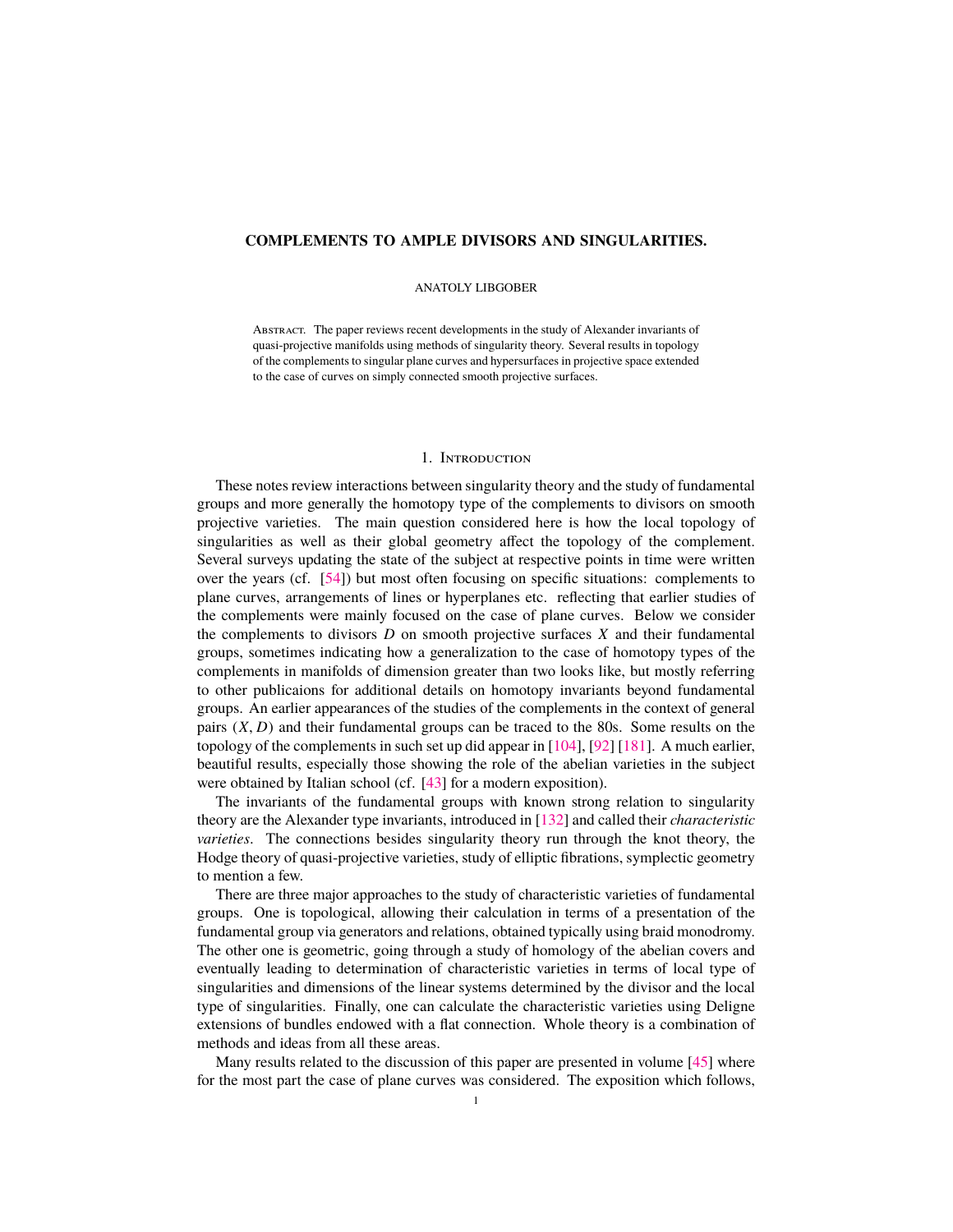# COMPLEMENTS TO AMPLE DIVISORS AND SINGULARITIES.

ANATOLY LIBGOBER

Abstract. The paper reviews recent developments in the study of Alexander invariants of quasi-projective manifolds using methods of singularity theory. Several results in topology of the complements to singular plane curves and hypersurfaces in projective space extended to the case of curves on simply connected smooth projective surfaces.

## 1. Introduction

These notes review interactions between singularity theory and the study of fundamental groups and more generally the homotopy type of the complements to divisors on smooth projective varieties. The main question considered here is how the local topology of singularities as well as their global geometry affect the topology of the complement. Several surveys updating the state of the subject at respective points in time were written over the years (cf. [54]) but most often focusing on specific situations: complements to plane curves, arrangements of lines or hyperplanes etc. reflecting that earlier studies of the complements were mainly focused on the case of plane curves. Below we consider the complements to divisors $D$ on smooth projective surfaces $X$ and their fundamental groups, sometimes indicating how a generalization to the case of homotopy types of the complements in manifolds of dimension greater than two looks like, but mostly referring to other publicaions for additional details on homotopy invariants beyond fundamental groups. An earlier appearances of the studies of the complements in the context of general pairs $(X, D)$ and their fundamental groups can be traced to the 80s. Some results on the topology of the complements in such set up did appear in [104], [92] [181]. A much earlier, beautiful results, especially those showing the role of the abelian varieties in the subject were obtained by Italian school (cf. [43] for a modern exposition).

The invariants of the fundamental groups with known strong relation to singularity theory are the Alexander type invariants, introduced in [132] and called their *characteristic varieties*. The connections besides singularity theory run through the knot theory, the Hodge theory of quasi-projective varieties, study of elliptic fibrations, symplectic geometry to mention a few.

There are three major approaches to the study of characteristic varieties of fundamental groups. One is topological, allowing their calculation in terms of a presentation of the fundamental group via generators and relations, obtained typically using braid monodromy. The other one is geometric, going through a study of homology of the abelian covers and eventually leading to determination of characteristic varieties in terms of local type of singularities and dimensions of the linear systems determined by the divisor and the local type of singularities. Finally, one can calculate the characteristic varieties using Deligne extensions of bundles endowed with a flat connection. Whole theory is a combination of methods and ideas from all these areas.

Many results related to the discussion of this paper are presented in volume [45] where for the most part the case of plane curves was considered. The exposition which follows,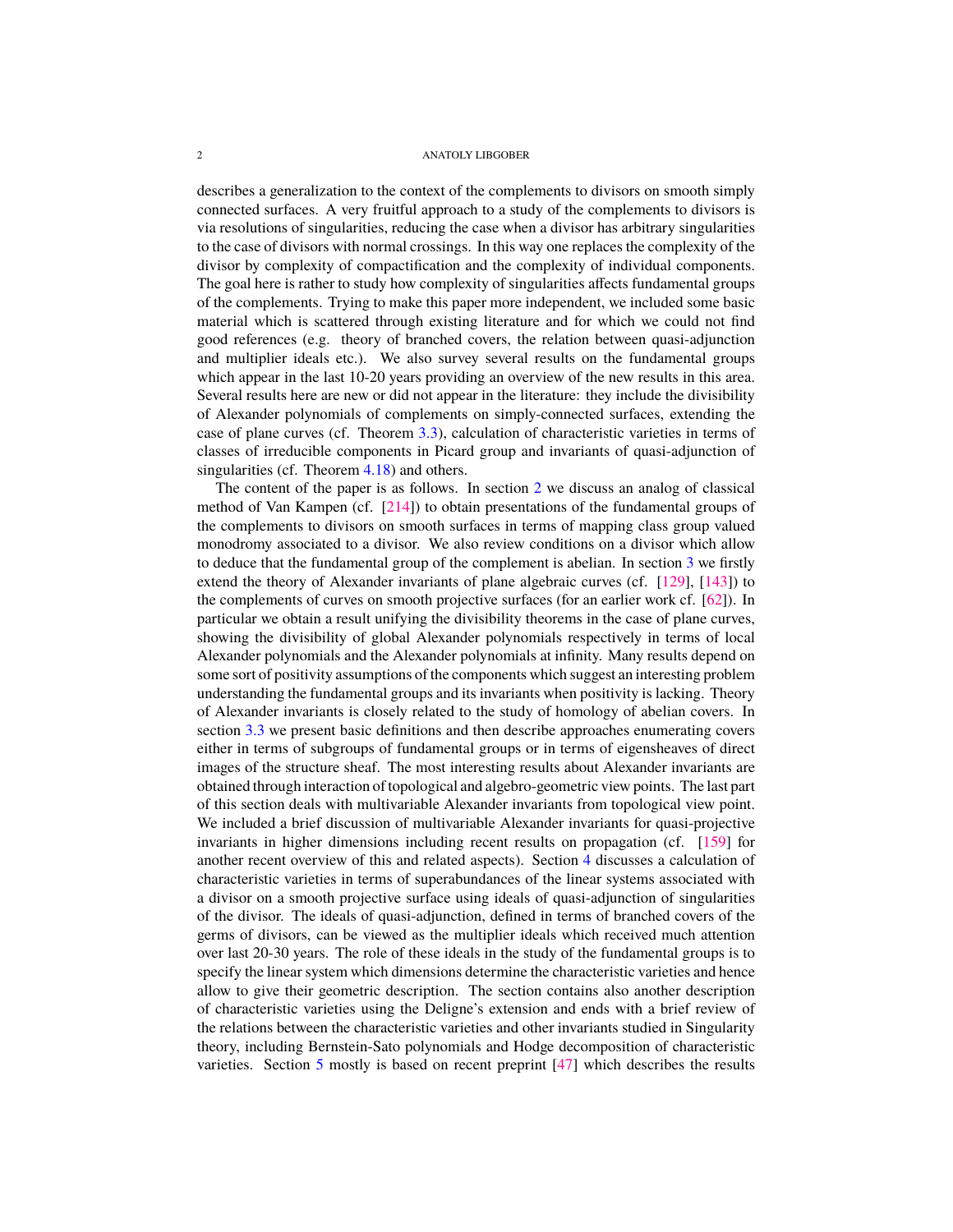describes a generalization to the context of the complements to divisors on smooth simply connected surfaces. A very fruitful approach to a study of the complements to divisors is via resolutions of singularities, reducing the case when a divisor has arbitrary singularities to the case of divisors with normal crossings. In this way one replaces the complexity of the divisor by complexity of compactification and the complexity of individual components. The goal here is rather to study how complexity of singularities affects fundamental groups of the complements. Trying to make this paper more independent, we included some basic material which is scattered through existing literature and for which we could not find good references (e.g. theory of branched covers, the relation between quasi-adjunction and multiplier ideals etc.). We also survey several results on the fundamental groups which appear in the last 10-20 years providing an overview of the new results in this area. Several results here are new or did not appear in the literature: they include the divisibility of Alexander polynomials of complements on simply-connected surfaces, extending the case of plane curves (cf. Theorem 3.3), calculation of characteristic varieties in terms of classes of irreducible components in Picard group and invariants of quasi-adjunction of singularities (cf. Theorem 4.18) and others.

The content of the paper is as follows. In section 2 we discuss an analog of classical method of Van Kampen (cf. [214]) to obtain presentations of the fundamental groups of the complements to divisors on smooth surfaces in terms of mapping class group valued monodromy associated to a divisor. We also review conditions on a divisor which allow to deduce that the fundamental group of the complement is abelian. In section 3 we firstly extend the theory of Alexander invariants of plane algebraic curves (cf. [129], [143]) to the complements to curves on smooth projective surfaces (for an earlier work cf. [62]). In particular we obtain a result unifying the divisibility theorems in the case of plane curves, showing the divisibility of global Alexander polynomials respectively in terms of local Alexander polynomials and the Alexander polynomials at infinity. Many results depend on some sort of positivity assumptions of the components which suggest an interesting problem understanding the fundamental groups and its invariants when positivity is lacking. Theory of Alexander invariants is closely related to the study of homology of abelian covers. In section 3.3 we present basic definitions and then describe approaches enumerating covers either in terms of subgroups of fundamental groups or in terms of eigensheaves of direct images of the structure sheaf. The most interesting results about Alexander invariants are obtained through interaction of topological and algebro-geometric view points. The last part of this section deals with multivariable Alexander invariants from topological view point. We included a brief discussion of multivariable Alexander invariants for quasi-projective invariants in higher dimensions including recent results on propagation (cf. [159] for another recent overview of this and related aspects). Section 4 discusses a calculation of characteristic varieties in terms of superabundances of the linear systems associated with a divisor on a smooth projective surface using ideals of quasi-adjunction of singularities of the divisor. The ideals of quasi-adjunction, defined in terms of branched covers of the germs of divisors, can be viewed as the multiplier ideals which received much attention over last 20-30 years. The role of these ideals in the study of the fundamental groups is to specify the linear system which dimensions determine the characteristic varieties and hence allow to give their geometric description. The section contains also another description of characteristic varieties using the Deligne's extension and ends with a brief review of the relations between the characteristic varieties and other invariants studied in Singularity theory, including Bernstein-Sato polynomials and Hodge decomposition of characteristic varieties. Section 5 mostly is based on recent preprint [47] which describes the results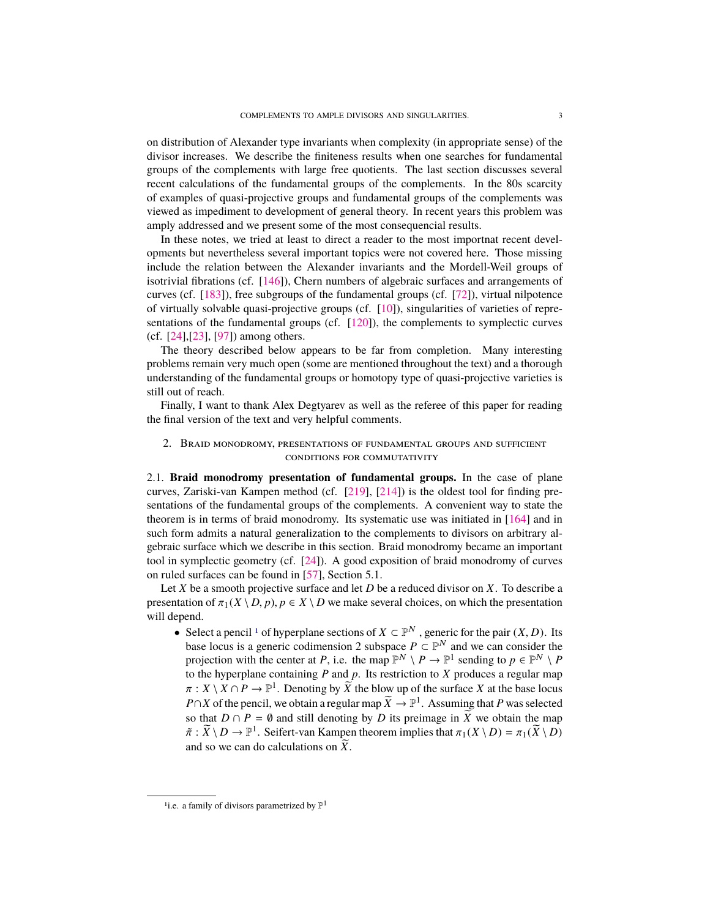on distribution of Alexander type invariants when complexity (in appropriate sense) of the divisor increases. We describe the finiteness results when one searches for fundamental groups of the complements with large free quotients. The last section discusses several recent calculations of the fundamental groups of the complements. In the 80s scarcity of examples of quasi-projective groups and fundamental groups of the complements was viewed as impediment to development of general theory. In recent years this problem was amply addressed and we present some of the most consequencial results.

In these notes, we tried at least to direct a reader to the most importnat recent developments but nevertheless several important topics were not covered here. Those missing include the relation between the Alexander invariants and the Mordell-Weil groups of isotrivial fibrations (cf. [146]), Chern numbers of algebraic surfaces and arrangements of curves (cf. [183]), free subgroups of the fundamental groups (cf. [72]), virtual nilpotence of virtually solvable quasi-projective groups (cf. [10]), singularities of varieties of representations of the fundamental groups (cf. [120]), the complements to symplectic curves (cf. [24],[23], [97]) among others.

The theory described below appears to be far from completion. Many interesting problems remain very much open (some are mentioned throughout the text) and a thorough understanding of the fundamental groups or homotopy type of quasi-projective varieties is still out of reach.

Finally, I want to thank Alex Degtyarev as well as the referee of this paper for reading the final version of the text and very helpful comments.

## 2. Braid monodromy, presentations of fundamental groups and sufficient conditions for commutativity

2.1. **Braid monodromy presentation of fundamental groups.** In the case of plane curves, Zariski-van Kampen method (cf. [219], [214]) is the oldest tool for finding presentations of the fundamental groups of the complements. A convenient way to state the theorem is in terms of braid monodromy. Its systematic use was initiated in [164] and in such form admits a natural generalization to the complements to divisors on arbitrary algebraic surface which we describe in this section. Braid monodromy became an important tool in symplectic geometry (cf. [24]). A good exposition of braid monodromy of curves on ruled surfaces can be found in [57], Section 5.1.

Let $X$ be a smooth projective surface and let $D$ be a reduced divisor on $X$. To describe a presentation of $\pi_1(X \setminus D, p), p \in X \setminus D$ we make several choices, on which the presentation will depend.

- Select a pencil [1] of hyperplane sections of $X \subset \mathbb{P}^N$ , generic for the pair $(X, D)$. Its base locus is a generic codimension 2 subspace $P \subset \mathbb{P}^N$ and we can consider the projection with the center at $P$, i.e. the map $\mathbb{P}^N \setminus P \to \mathbb{P}^1$ sending to $p \in \mathbb{P}^N \setminus P$ to the hyperplane containing $P$ and $p$. Its restriction to $X$ produces a regular map $\pi : X \setminus X \cap P \to \mathbb{P}^1$. Denoting by $\widetilde{X}$ the blow up of the surface $X$ at the base locus $P \cap X$ of the pencil, we obtain a regular map $\widetilde{X} \to \mathbb{P}^1$. Assuming that $P$ was selected so that $D \cap P = \emptyset$ and still denoting by $D$ its preimage in $\widetilde{X}$ we obtain the map $\tilde{\pi} : \widetilde{X} \setminus D \to \mathbb{P}^1$. Seifert-van Kampen theorem implies that $\pi_1(X \setminus D) = \pi_1(\widetilde{X} \setminus D)$ and so we can do calculations on $\widetilde{X}$.

---

[1] i.e. a family of divisors parametrized by $\mathbb{P}^1$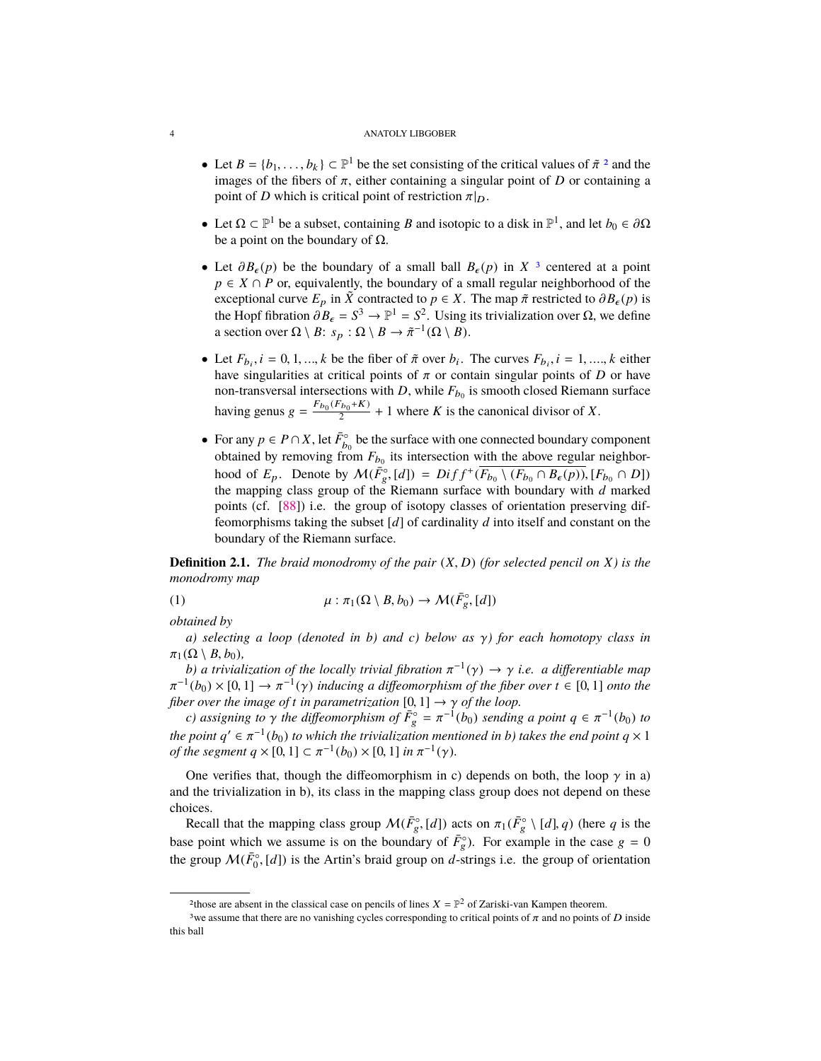- Let $B = \{b_1, \ldots, b_k\} \subset \mathbb{P}^1$ be the set consisting of the critical values of $\tilde{\pi}$ [2] and the images of the fibers of $\pi$, either containing a singular point of $D$ or containing a point of $D$ which is critical point of restriction $\pi|_D$.
- Let $\Omega \subset \mathbb{P}^1$ be a subset, containing $B$ and isotopic to a disk in $\mathbb{P}^1$, and let $b_0 \in \partial\Omega$ be a point on the boundary of $\Omega$.
- Let $\partial B_\epsilon(p)$ be the boundary of a small ball $B_\epsilon(p)$ in $X$ [3] centered at a point $p \in X \cap P$ or, equivalently, the boundary of a small regular neighborhood of the exceptional curve $E_p$ in $\tilde{X}$ contracted to $p \in X$. The map $\tilde{\pi}$ restricted to $\partial B_\epsilon(p)$ is the Hopf fibration $\partial B_\epsilon = S^3 \to \mathbb{P}^1 = S^2$. Using its trivialization over $\Omega$, we define a section over $\Omega \setminus B$: $s_p : \Omega \setminus B \to \tilde{\pi}^{-1}(\Omega \setminus B)$.
- Let $F_{b_i}, i = 0, 1, ..., k$ be the fiber of $\tilde{\pi}$ over $b_i$. The curves $F_{b_i}, i = 1, ...., k$ either have singularities at critical points of $\pi$ or contain singular points of $D$ or have non-transversal intersections with $D$, while $F_{b_0}$ is smooth closed Riemann surface having genus $g = \frac{F_{b_0}(F_{b_0}+K)}{2} + 1$ where $K$ is the canonical divisor of $X$.
- For any $p \in P \cap X$, let $\bar{F}^\circ_{b_0}$ be the surface with one connected boundary component obtained by removing from $F_{b_0}$ its intersection with the above regular neighborhood of $E_p$. Denote by $\mathcal{M}(\bar{F}^\circ_g, [d]) = Diff^+(\overline{F_{b_0} \setminus (F_{b_0} \cap B_\epsilon(p))}, [F_{b_0} \cap D])$ the mapping class group of the Riemann surface with boundary with $d$ marked points (cf. [88]) i.e. the group of isotopy classes of orientation preserving diffeomorphisms taking the subset $[d]$ of cardinality $d$ into itself and constant on the boundary of the Riemann surface.

**Definition 2.1.** *The braid monodromy of the pair $(X, D)$ (for selected pencil on $X$) is the monodromy map*

$$\mu : \pi_1(\Omega \setminus B, b_0) \to \mathcal{M}(\bar{F}^\circ_g, [d]) \tag{1}$$

*obtained by*

*a) selecting a loop (denoted in b) and c) below as $\gamma$) for each homotopy class in $\pi_1(\Omega \setminus B, b_0)$,*

*b) a trivialization of the locally trivial fibration $\pi^{-1}(\gamma) \to \gamma$ i.e. a differentiable map $\pi^{-1}(b_0) \times [0, 1] \to \pi^{-1}(\gamma)$ inducing a diffeomorphism of the fiber over $t \in [0, 1]$ onto the fiber over the image of $t$ in parametrization $[0, 1] \to \gamma$ of the loop.*

*c) assigning to $\gamma$ the diffeomorphism of $\bar{F}^\circ_g = \pi^{-1}(b_0)$ sending a point $q \in \pi^{-1}(b_0)$ to the point $q' \in \pi^{-1}(b_0)$ to which the trivialization mentioned in b) takes the end point $q \times 1$ of the segment $q \times [0, 1] \subset \pi^{-1}(b_0) \times [0, 1]$ in $\pi^{-1}(\gamma)$.*

One verifies that, though the diffeomorphism in c) depends on both, the loop $\gamma$ in a) and the trivialization in b), its class in the mapping class group does not depend on these choices.

Recall that the mapping class group $\mathcal{M}(\bar{F}^\circ_g, [d])$ acts on $\pi_1(\bar{F}^\circ_g \setminus [d], q)$ (here $q$ is the base point which we assume is on the boundary of $\bar{F}^\circ_g$). For example in the case $g = 0$ the group $\mathcal{M}(\bar{F}^\circ_0, [d])$ is the Artin's braid group on $d$-strings i.e. the group of orientation

---

[2] those are absent in the classical case on pencils of lines $X = \mathbb{P}^2$ of Zariski-van Kampen theorem.

[3] we assume that there are no vanishing cycles corresponding to critical points of $\pi$ and no points of $D$ inside this ball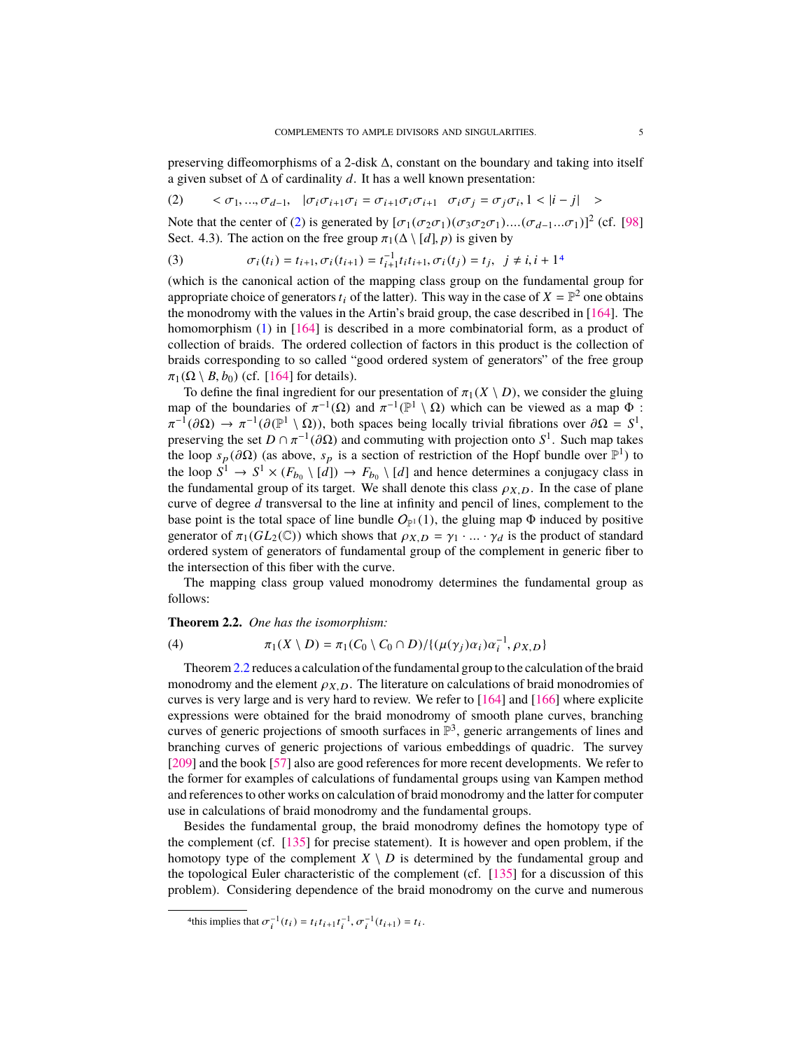preserving diffeomorphisms of a 2-disk $\Delta$, constant on the boundary and taking into itself a given subset of $\Delta$ of cardinality $d$. It has a well known presentation:

$$< \sigma_1, ..., \sigma_{d-1}, \quad |\sigma_i \sigma_{i+1} \sigma_i = \sigma_{i+1} \sigma_i \sigma_{i+1} \quad \sigma_i \sigma_j = \sigma_j \sigma_i, 1 < |i - j| \quad > \tag{2}$$

Note that the center of (2) is generated by $[\sigma_1(\sigma_2\sigma_1)(\sigma_3\sigma_2\sigma_1)....(\sigma_{d-1}...\sigma_1)]^2$ (cf. [98] Sect. 4.3). The action on the free group $\pi_1(\Delta \setminus [d], p)$ is given by

$$\sigma_i(t_i) = t_{i+1}, \sigma_i(t_{i+1}) = t_{i+1}^{-1} t_i t_{i+1}, \sigma_i(t_j) = t_j, \quad j \neq i, i+1^{4} \tag{3}$$

(which is the canonical action of the mapping class group on the fundamental group for appropriate choice of generators $t_i$ of the latter). This way in the case of $X = \mathbb{P}^2$ one obtains the monodromy with the values in the Artin's braid group, the case described in [164]. The homomorphism (1) in [164] is described in a more combinatorial form, as a product of collection of braids. The ordered collection of factors in this product is the collection of braids corresponding to so called "good ordered system of generators" of the free group $\pi_1(\Omega \setminus B, b_0)$ (cf. [164] for details).

To define the final ingredient for our presentation of $\pi_1(X \setminus D)$, we consider the gluing map of the boundaries of $\pi^{-1}(\Omega)$ and $\pi^{-1}(\mathbb{P}^1 \setminus \Omega)$ which can be viewed as a map $\Phi : \pi^{-1}(\partial\Omega) \to \pi^{-1}(\partial(\mathbb{P}^1 \setminus \Omega))$, both spaces being locally trivial fibrations over $\partial\Omega = S^1$, preserving the set $D \cap \pi^{-1}(\partial\Omega)$ and commuting with projection onto $S^1$. Such map takes the loop $s_p(\partial\Omega)$ (as above, $s_p$ is a section of restriction of the Hopf bundle over $\mathbb{P}^1$) to the loop $S^1 \to S^1 \times (F_{b_0} \setminus [d]) \to F_{b_0} \setminus [d]$ and hence determines a conjugacy class in the fundamental group of its target. We shall denote this class $\rho_{X,D}$. In the case of plane curve of degree $d$ transversal to the line at infinity and pencil of lines, complement to the base point is the total space of line bundle $O_{\mathbb{P}^1}(1)$, the gluing map $\Phi$ induced by positive generator of $\pi_1(GL_2(\mathbb{C}))$ which shows that $\rho_{X,D} = \gamma_1 \cdot ... \cdot \gamma_d$ is the product of standard ordered system of generators of fundamental group of the complement in generic fiber to the intersection of this fiber with the curve.

The mapping class group valued monodromy determines the fundamental group as follows:

**Theorem 2.2.** *One has the isomorphism:*

$$\pi_1(X \setminus D) = \pi_1(C_0 \setminus C_0 \cap D)/\{(\mu(\gamma_j)\alpha_i)\alpha_i^{-1}, \rho_{X,D}\} \tag{4}$$

Theorem 2.2 reduces a calculation of the fundamental group to the calculation of the braid monodromy and the element $\rho_{X,D}$. The literature on calculations of braid monodromies of curves is very large and is very hard to review. We refer to [164] and [166] where explicite expressions were obtained for the braid monodromy of smooth plane curves, branching curves of generic projections of smooth surfaces in $\mathbb{P}^3$, generic arrangements of lines and branching curves of generic projections of various embeddings of quadric. The survey [209] and the book [57] also are good references for more recent developments. We refer to the former for examples of calculations of fundamental groups using van Kampen method and references to other works on calculation of braid monodromy and the latter for computer use in calculations of braid monodromy and the fundamental groups.

Besides the fundamental group, the braid monodromy defines the homotopy type of the complement (cf. [135] for precise statement). It is however and open problem, if the homotopy type of the complement $X \setminus D$ is determined by the fundamental group and the topological Euler characteristic of the complement (cf. [135] for a discussion of this problem). Considering dependence of the braid monodromy on the curve and numerous

---

[4] this implies that $\sigma_i^{-1}(t_i) = t_i t_{i+1} t_i^{-1}, \sigma_i^{-1}(t_{i+1}) = t_i$.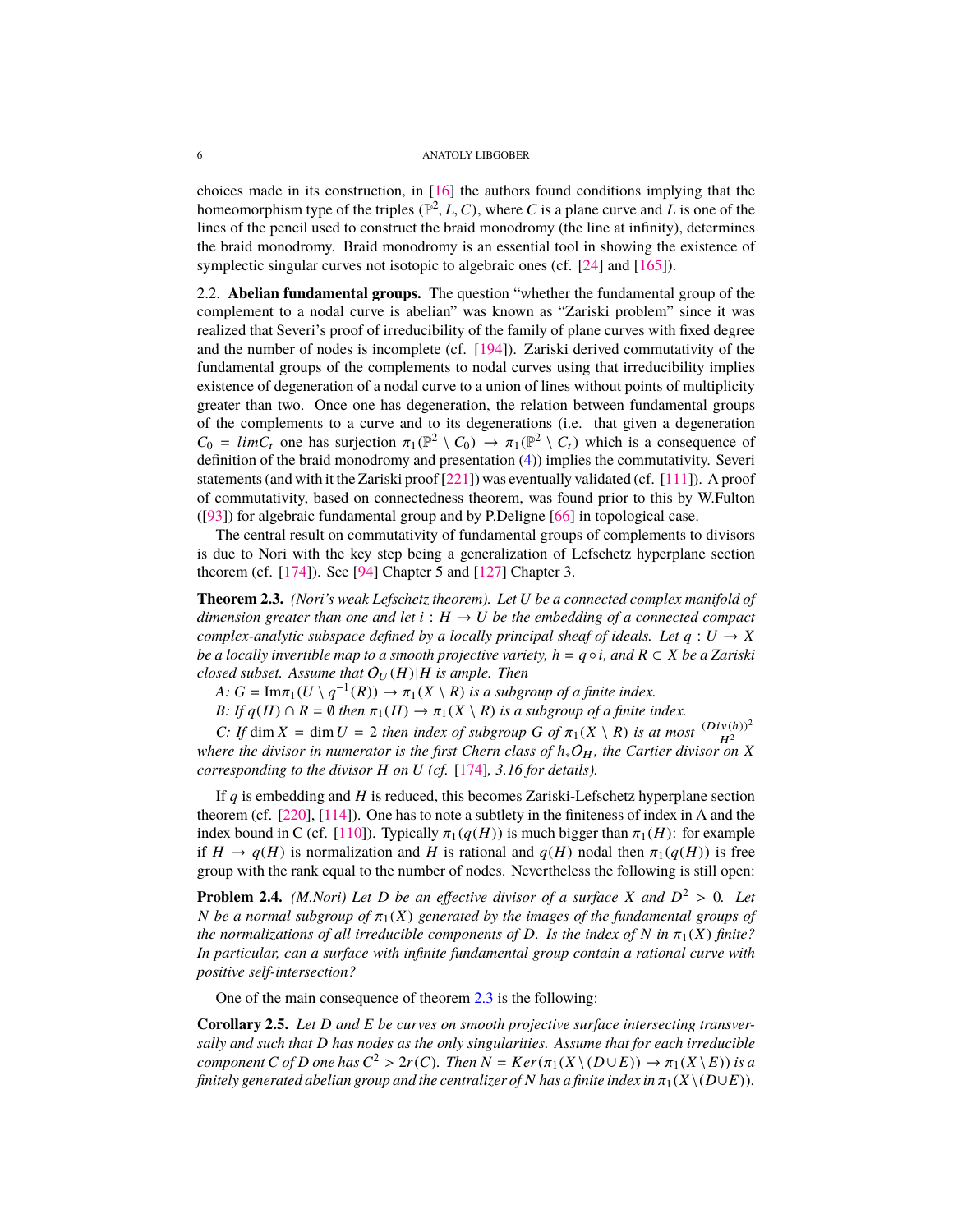choices made in its construction, in [16] the authors found conditions implying that the homeomorphism type of the triples $(\mathbb{P}^2, L, C)$, where $C$ is a plane curve and $L$ is one of the lines of the pencil used to construct the braid monodromy (the line at infinity), determines the braid monodromy. Braid monodromy is an essential tool in showing the existence of symplectic singular curves not isotopic to algebraic ones (cf. [24] and [165]).

2.2. **Abelian fundamental groups.** The question "whether the fundamental group of the complement to a nodal curve is abelian" was known as "Zariski problem" since it was realized that Severi's proof of irreducibility of the family of plane curves with fixed degree and the number of nodes is incomplete (cf. [194]). Zariski derived commutativity of the fundamental groups of the complements to nodal curves using that irreducibility implies existence of degeneration of a nodal curve to a union of lines without points of multiplicity greater than two. Once one has degeneration, the relation between fundamental groups of the complements to a curve and to its degenerations (i.e. that given a degeneration $C_0 = lim C_t$ one has surjection $\pi_1(\mathbb{P}^2 \setminus C_0) \to \pi_1(\mathbb{P}^2 \setminus C_t)$ which is a consequence of definition of the braid monodromy and presentation (4)) implies the commutativity. Severi statements (and with it the Zariski proof [221]) was eventually validated (cf. [111]). A proof of commutativity, based on connectedness theorem, was found prior to this by W.Fulton ([93]) for algebraic fundamental group and by P.Deligne [66] in topological case.

The central result on commutativity of fundamental groups of complements to divisors is due to Nori with the key step being a generalization of Lefschetz hyperplane section theorem (cf. [174]). See [94] Chapter 5 and [127] Chapter 3.

**Theorem 2.3.** *(Nori's weak Lefschetz theorem). Let $U$ be a connected complex manifold of dimension greater than one and let $i : H \to U$ be the embedding of a connected compact complex-analytic subspace defined by a locally principal sheaf of ideals. Let $q : U \to X$ be a locally invertible map to a smooth projective variety, $h = q \circ i$, and $R \subset X$ be a Zariski closed subset. Assume that $O_U(H)|H$ is ample. Then*

*A: $G = \mathrm{Im}\pi_1(U \setminus q^{-1}(R)) \to \pi_1(X \setminus R)$ is a subgroup of a finite index.*

*B: If $q(H) \cap R = \emptyset$ then $\pi_1(H) \to \pi_1(X \setminus R)$ is a subgroup of a finite index.*

*C: If $\dim X = \dim U = 2$ then index of subgroup $G$ of $\pi_1(X \setminus R)$ is at most $\frac{(Div(h))^2}{H^2}$ where the divisor in numerator is the first Chern class of $h_* O_H$, the Cartier divisor on $X$ corresponding to the divisor $H$ on $U$ (cf. [174], 3.16 for details).*

If $q$ is embedding and $H$ is reduced, this becomes Zariski-Lefschetz hyperplane section theorem (cf. [220], [114]). One has to note a subtlety in the finiteness of index in A and the index bound in C (cf. [110]). Typically $\pi_1(q(H))$ is much bigger than $\pi_1(H)$: for example if $H \to q(H)$ is normalization and $H$ is rational and $q(H)$ nodal then $\pi_1(q(H))$ is free group with the rank equal to the number of nodes. Nevertheless the following is still open:

**Problem 2.4.** *(M.Nori) Let $D$ be an effective divisor of a surface $X$ and $D^2 > 0$. Let $N$ be a normal subgroup of $\pi_1(X)$ generated by the images of the fundamental groups of the normalizations of all irreducible components of $D$. Is the index of $N$ in $\pi_1(X)$ finite? In particular, can a surface with infinite fundamental group contain a rational curve with positive self-intersection?*

One of the main consequence of theorem 2.3 is the following:

**Corollary 2.5.** *Let $D$ and $E$ be curves on smooth projective surface intersecting transversally and such that $D$ has nodes as the only singularities. Assume that for each irreducible component $C$ of $D$ one has $C^2 > 2r(C)$. Then $N = Ker(\pi_1(X \setminus (D \cup E)) \to \pi_1(X \setminus E))$ is a finitely generated abelian group and the centralizer of $N$ has a finite index in $\pi_1(X \setminus (D \cup E))$.*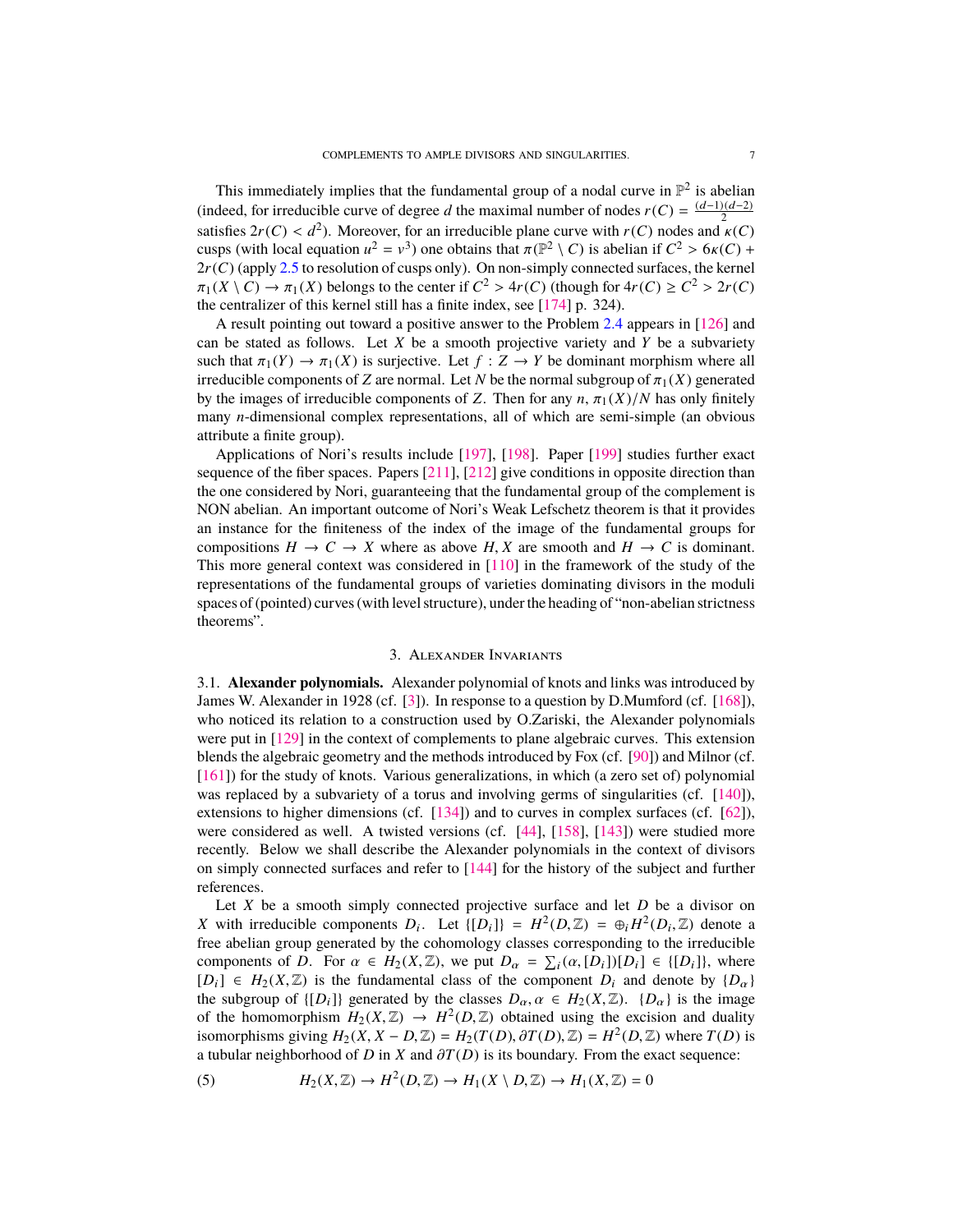This immediately implies that the fundamental group of a nodal curve in $\mathbb{P}^2$ is abelian (indeed, for irreducible curve of degree $d$ the maximal number of nodes $r(C) = \frac{(d-1)(d-2)}{2}$ satisfies $2r(C) < d^2$). Moreover, for an irreducible plane curve with $r(C)$ nodes and $\kappa(C)$ cusps (with local equation $u^2 = v^3$) one obtains that $\pi(\mathbb{P}^2 \setminus C)$ is abelian if $C^2 > 6\kappa(C) + 2r(C)$ (apply 2.5 to resolution of cusps only). On non-simply connected surfaces, the kernel $\pi_1(X \setminus C) \to \pi_1(X)$ belongs to the center if $C^2 > 4r(C)$ (though for $4r(C) \geq C^2 > 2r(C)$ the centralizer of this kernel still has a finite index, see [174] p. 324).

A result pointing out toward a positive answer to the Problem 2.4 appears in [126] and can be stated as follows. Let $X$ be a smooth projective variety and $Y$ be a subvariety such that $\pi_1(Y) \to \pi_1(X)$ is surjective. Let $f : Z \to Y$ be dominant morphism where all irreducible components of $Z$ are normal. Let $N$ be the normal subgroup of $\pi_1(X)$ generated by the images of irreducible components of $Z$. Then for any $n$, $\pi_1(X)/N$ has only finitely many $n$-dimensional complex representations, all of which are semi-simple (an obvious attribute a finite group).

Applications of Nori's results include [197], [198]. Paper [199] studies further exact sequence of the fiber spaces. Papers [211], [212] give conditions in opposite direction than the one considered by Nori, guaranteeing that the fundamental group of the complement is NON abelian. An important outcome of Nori's Weak Lefschetz theorem is that it provides an instance for the finiteness of the index of the image of the fundamental groups for compositions $H \to C \to X$ where as above $H, X$ are smooth and $H \to C$ is dominant. This more general context was considered in [110] in the framework of the study of the representations of the fundamental groups of varieties dominating divisors in the moduli spaces of (pointed) curves (with level structure), under the heading of "non-abelian strictness theorems".

## 3. Alexander Invariants

**3.1. Alexander polynomials.** Alexander polynomial of knots and links was introduced by James W. Alexander in 1928 (cf. [3]). In response to a question by D.Mumford (cf. [168]), who noticed its relation to a construction used by O.Zariski, the Alexander polynomials were put in [129] in the context of complements to plane algebraic curves. This extension blends the algebraic geometry and the methods introduced by Fox (cf. [90]) and Milnor (cf. [161]) for the study of knots. Various generalizations, in which (a zero set of) polynomial was replaced by a subvariety of a torus and involving germs of singularities (cf. [140]), extensions to higher dimensions (cf. [134]) and to curves in complex surfaces (cf. [62]), were considered as well. A twisted versions (cf. [44], [158], [143]) were studied more recently. Below we shall describe the Alexander polynomials in the context of divisors on simply connected surfaces and refer to [144] for the history of the subject and further references.

Let $X$ be a smooth simply connected projective surface and let $D$ be a divisor on $X$ with irreducible components $D_i$. Let $\{[D_i]\} = H^2(D, \mathbb{Z}) = \oplus_i H^2(D_i, \mathbb{Z})$ denote a free abelian group generated by the cohomology classes corresponding to the irreducible components of $D$. For $\alpha \in H_2(X, \mathbb{Z})$, we put $D_\alpha = \sum_i (\alpha, [D_i])[D_i] \in \{[D_i]\}$, where $[D_i] \in H_2(X, \mathbb{Z})$ is the fundamental class of the component $D_i$ and denote by $\{D_\alpha\}$ the subgroup of $\{[D_i]\}$ generated by the classes $D_\alpha, \alpha \in H_2(X, \mathbb{Z})$. $\{D_\alpha\}$ is the image of the homomorphism $H_2(X, \mathbb{Z}) \to H^2(D, \mathbb{Z})$ obtained using the excision and duality isomorphisms giving $H_2(X, X - D, \mathbb{Z}) = H_2(T(D), \partial T(D), \mathbb{Z}) = H^2(D, \mathbb{Z})$ where $T(D)$ is a tubular neighborhood of $D$ in $X$ and $\partial T(D)$ is its boundary. From the exact sequence:

$$H_2(X, \mathbb{Z}) \to H^2(D, \mathbb{Z}) \to H_1(X \setminus D, \mathbb{Z}) \to H_1(X, \mathbb{Z}) = 0 \tag{5}$$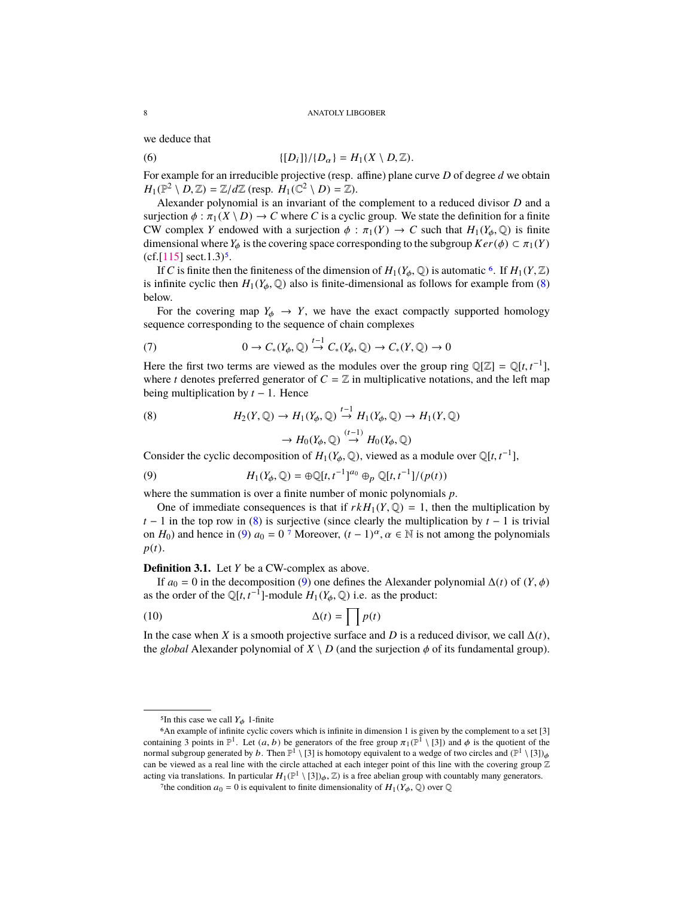we deduce that

$$\{[D_i]\}/\{D_\alpha\} = H_1(X \setminus D, \mathbb{Z}). \tag{6}$$

For example for an irreducible projective (resp. affine) plane curve $D$ of degree $d$ we obtain $H_1(\mathbb{P}^2 \setminus D, \mathbb{Z}) = \mathbb{Z}/d\mathbb{Z}$ (resp. $H_1(\mathbb{C}^2 \setminus D) = \mathbb{Z}$).

Alexander polynomial is an invariant of the complement to a reduced divisor $D$ and a surjection $\phi : \pi_1(X \setminus D) \to C$ where $C$ is a cyclic group. We state the definition for a finite CW complex $Y$ endowed with a surjection $\phi : \pi_1(Y) \to C$ such that $H_1(Y_\phi, \mathbb{Q})$ is finite dimensional where $Y_\phi$ is the covering space corresponding to the subgroup $Ker(\phi) \subset \pi_1(Y)$ (cf.[115] sect.1.3)[5].

If $C$ is finite then the finiteness of the dimension of $H_1(Y_\phi, \mathbb{Q})$ is automatic [6]. If $H_1(Y, \mathbb{Z})$ is infinite cyclic then $H_1(Y_\phi, \mathbb{Q})$ also is finite-dimensional as follows for example from (8) below.

For the covering map $Y_\phi \to Y$, we have the exact compactly supported homology sequence corresponding to the sequence of chain complexes

$$0 \to C_*(Y_\phi, \mathbb{Q}) \stackrel{t-1}{\to} C_*(Y_\phi, \mathbb{Q}) \to C_*(Y, \mathbb{Q}) \to 0 \tag{7}$$

Here the first two terms are viewed as the modules over the group ring $\mathbb{Q}[\mathbb{Z}] = \mathbb{Q}[t, t^{-1}]$, where $t$ denotes preferred generator of $C = \mathbb{Z}$ in multiplicative notations, and the left map being multiplication by $t - 1$. Hence

$$\begin{aligned} H_2(Y, \mathbb{Q}) \to H_1(Y_\phi, \mathbb{Q}) &\stackrel{t-1}{\to} H_1(Y_\phi, \mathbb{Q}) \to H_1(Y, \mathbb{Q}) \\ &\to H_0(Y_\phi, \mathbb{Q}) \stackrel{(t-1)}{\to} H_0(Y_\phi, \mathbb{Q}) \end{aligned} \tag{8}$$

Consider the cyclic decomposition of $H_1(Y_\phi, \mathbb{Q})$, viewed as a module over $\mathbb{Q}[t, t^{-1}]$,

$$H_1(Y_\phi, \mathbb{Q}) = \oplus \mathbb{Q}[t, t^{-1}]^{a_0} \oplus_p \mathbb{Q}[t, t^{-1}]/(p(t)) \tag{9}$$

where the summation is over a finite number of monic polynomials $p$.

One of immediate consequences is that if $rkH_1(Y, \mathbb{Q}) = 1$, then the multiplication by $t - 1$ in the top row in (8) is surjective (since clearly the multiplication by $t - 1$ is trivial on $H_0$) and hence in (9) $a_0 = 0$ [7] Moreover, $(t - 1)^\alpha, \alpha \in \mathbb{N}$ is not among the polynomials $p(t)$.

**Definition 3.1.** Let $Y$ be a CW-complex as above.

If $a_0 = 0$ in the decomposition (9) one defines the Alexander polynomial $\Delta(t)$ of $(Y, \phi)$ as the order of the $\mathbb{Q}[t, t^{-1}]$-module $H_1(Y_\phi, \mathbb{Q})$ i.e. as the product:

$$\Delta(t) = \prod p(t) \tag{10}$$

In the case when $X$ is a smooth projective surface and $D$ is a reduced divisor, we call $\Delta(t)$, the *global* Alexander polynomial of $X \setminus D$ (and the surjection $\phi$ of its fundamental group).

---

[5] In this case we call $Y_\phi$ 1-finite

[6] An example of infinite cyclic covers which is infinite in dimension 1 is given by the complement to a set [3] containing 3 points in $\mathbb{P}^1$. Let $(a, b)$ be generators of the free group $\pi_1(\mathbb{P}^1 \setminus [3])$ and $\phi$ is the quotient of the normal subgroup generated by $b$. Then $\mathbb{P}^1 \setminus [3]$ is homotopy equivalent to a wedge of two circles and $(\mathbb{P}^1 \setminus [3])_\phi$ can be viewed as a real line with the circle attached at each integer point of this line with the covering group $\mathbb{Z}$ acting via translations. In particular $H_1(\mathbb{P}^1 \setminus [3])_\phi, \mathbb{Z})$ is a free abelian group with countably many generators.

[7] the condition $a_0 = 0$ is equivalent to finite dimensionality of $H_1(Y_\phi, \mathbb{Q})$ over $\mathbb{Q}$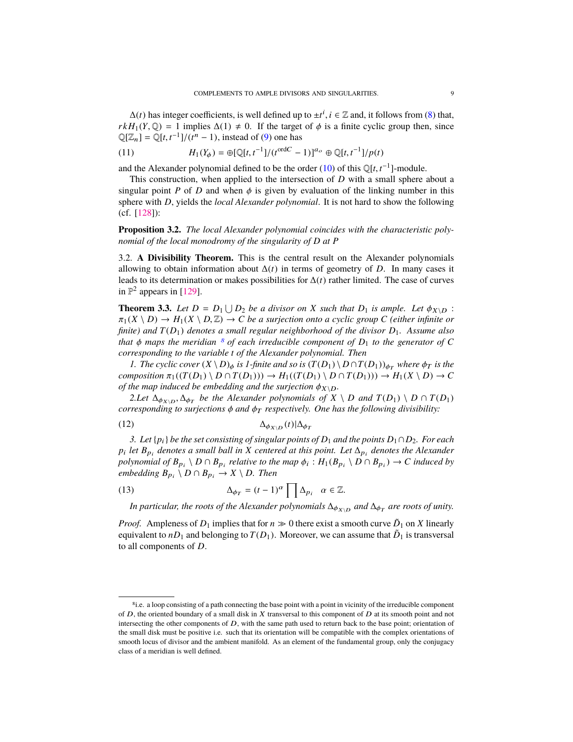$\Delta(t)$ has integer coefficients, is well defined up to $\pm t^i, i \in \mathbb{Z}$ and, it follows from (8) that, $rkH_1(Y, \mathbb{Q}) = 1$ implies $\Delta(1) \neq 0$. If the target of $\phi$ is a finite cyclic group then, since $\mathbb{Q}[\mathbb{Z}_n] = \mathbb{Q}[t, t^{-1}]/(t^n - 1)$, instead of (9) one has

$$H_1(Y_\phi) = \oplus[\mathbb{Q}[t, t^{-1}]/(t^{\text{ord}C} - 1)]^{a_o} \oplus \mathbb{Q}[t, t^{-1}]/p(t) \tag{11}$$

and the Alexander polynomial defined to be the order (10) of this $\mathbb{Q}[t, t^{-1}]$-module.

This construction, when applied to the intersection of $D$ with a small sphere about a singular point $P$ of $D$ and when $\phi$ is given by evaluation of the linking number in this sphere with $D$, yields the *local Alexander polynomial*. It is not hard to show the following (cf. [128]):

**Proposition 3.2.** *The local Alexander polynomial coincides with the characteristic polynomial of the local monodromy of the singularity of $D$ at $P$*

3.2. **A Divisibility Theorem.** This is the central result on the Alexander polynomials allowing to obtain information about $\Delta(t)$ in terms of geometry of $D$. In many cases it leads to its determination or makes possibilities for $\Delta(t)$ rather limited. The case of curves in $\mathbb{P}^2$ appears in [129].

**Theorem 3.3.** *Let $D = D_1 \bigcup D_2$ be a divisor on $X$ such that $D_1$ is ample. Let $\phi_{X \setminus D} : \pi_1(X \setminus D) \to H_1(X \setminus D, \mathbb{Z}) \to C$ be a surjection onto a cyclic group $C$ (either infinite or finite) and $T(D_1)$ denotes a small regular neighborhood of the divisor $D_1$. Assume also that $\phi$ maps the meridian [8] of each irreducible component of $D_1$ to the generator of $C$ corresponding to the variable $t$ of the Alexander polynomial. Then*

*1. The cyclic cover $(X \setminus D)_\phi$ is 1-finite and so is $(T(D_1) \setminus D \cap T(D_1))_{\phi_T}$ where $\phi_T$ is the composition $\pi_1((T(D_1) \setminus D \cap T(D_1))) \to H_1((T(D_1) \setminus D \cap T(D_1))) \to H_1(X \setminus D) \to C$ of the map induced be embedding and the surjection $\phi_{X \setminus D}$.*

*2.Let $\Delta_{\phi_{X \setminus D}}, \Delta_{\phi_T}$ be the Alexander polynomials of $X \setminus D$ and $T(D_1) \setminus D \cap T(D_1)$ corresponding to surjections $\phi$ and $\phi_T$ respectively. One has the following divisibility:*

$$\Delta_{\phi_{X \setminus D}}(t) | \Delta_{\phi_T} \tag{12}$$

*3. Let $\{p_i\}$ be the set consisting of singular points of $D_1$ and the points $D_1 \cap D_2$. For each $p_i$ let $B_{p_i}$ denotes a small ball in $X$ centered at this point. Let $\Delta_{p_i}$ denotes the Alexander polynomial of $B_{p_i} \setminus D \cap B_{p_i}$ relative to the map $\phi_i : H_1(B_{p_i} \setminus D \cap B_{p_i}) \to C$ induced by embedding $B_{p_i} \setminus D \cap B_{p_i} \to X \setminus D$. Then*

$$\Delta_{\phi_T} = (t-1)^\alpha \prod \Delta_{p_i} \quad \alpha \in \mathbb{Z}. \tag{13}$$

*In particular, the roots of the Alexander polynomials $\Delta_{\phi_{X \setminus D}}$ and $\Delta_{\phi_T}$ are roots of unity.*

*Proof.* Ampleness of $D_1$ implies that for $n \gg 0$ there exist a smooth curve $\tilde{D}_1$ on $X$ linearly equivalent to $nD_1$ and belonging to $T(D_1)$. Moreover, we can assume that $\tilde{D}_1$ is transversal to all components of $D$.

[8] i.e. a loop consisting of a path connecting the base point with a point in vicinity of the irreducible component of $D$, the oriented boundary of a small disk in $X$ transversal to this component of $D$ at its smooth point and not intersecting the other components of $D$, with the same path used to return back to the base point; orientation of the small disk must be positive i.e. such that its orientation will be compatible with the complex orientations of smooth locus of divisor and the ambient manifold. As an element of the fundamental group, only the conjugacy class of a meridian is well defined.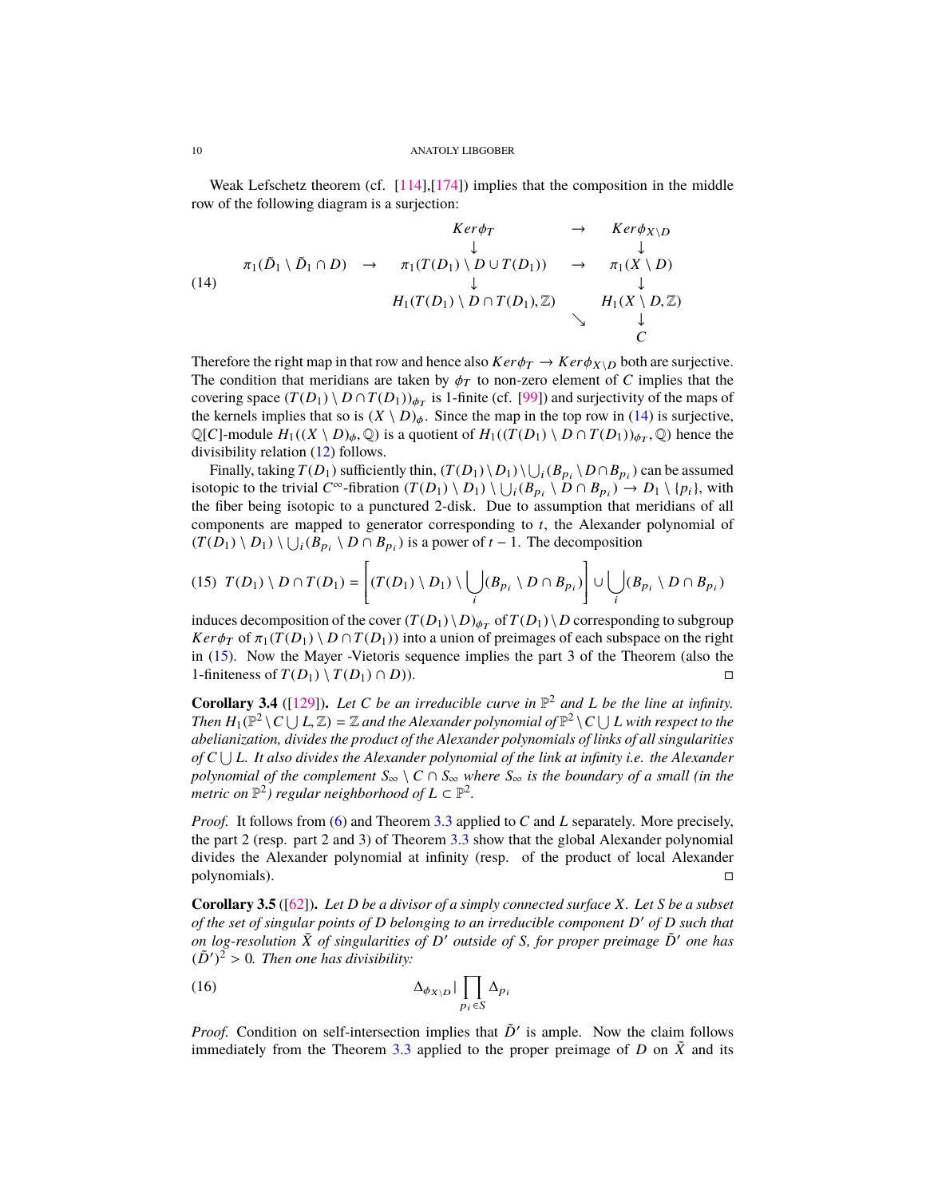Weak Lefschetz theorem (cf. [114],[174]) implies that the composition in the middle row of the following diagram is a surjection:

$$
(14)\qquad \begin{array}{ccccc}
 & & Ker\phi_T & \rightarrow & Ker\phi_{X\setminus D} \\
 & & \downarrow & & \downarrow \\
\pi_1(\tilde{D}_1 \setminus \tilde{D}_1 \cap D) & \rightarrow & \pi_1(T(D_1) \setminus D \cup T(D_1)) & \rightarrow & \pi_1(X \setminus D) \\
 & & \downarrow & & \downarrow \\
 & & H_1(T(D_1) \setminus D \cap T(D_1), \mathbb{Z}) & & H_1(X \setminus D, \mathbb{Z}) \\
 & & & \searrow & \downarrow \\
 & & & & C
\end{array}
$$

Therefore the right map in that row and hence also $Ker\phi_T \to Ker\phi_{X\setminus D}$ both are surjective. The condition that meridians are taken by $\phi_T$ to non-zero element of $C$ implies that the covering space $(T(D_1) \setminus D \cap T(D_1))_{\phi_T}$ is 1-finite (cf. [99]) and surjectivity of the maps of the kernels implies that so is $(X \setminus D)_\phi$. Since the map in the top row in (14) is surjective, $\mathbb{Q}[C]$-module $H_1((X \setminus D)_\phi, \mathbb{Q})$ is a quotient of $H_1((T(D_1) \setminus D \cap T(D_1))_{\phi_T}, \mathbb{Q})$ hence the divisibility relation (12) follows.

Finally, taking $T(D_1)$ sufficiently thin, $(T(D_1) \setminus D_1) \setminus \bigcup_i (B_{p_i} \setminus D \cap B_{p_i})$ can be assumed isotopic to the trivial $C^\infty$-fibration $(T(D_1) \setminus D_1) \setminus \bigcup_i (B_{p_i} \setminus D \cap B_{p_i}) \to D_1 \setminus \{p_i\}$, with the fiber being isotopic to a punctured 2-disk. Due to assumption that meridians of all components are mapped to generator corresponding to $t$, the Alexander polynomial of $(T(D_1) \setminus D_1) \setminus \bigcup_i (B_{p_i} \setminus D \cap B_{p_i})$ is a power of $t - 1$. The decomposition

$$
(15)\quad T(D_1) \setminus D \cap T(D_1) = \left[ (T(D_1) \setminus D_1) \setminus \bigcup_i (B_{p_i} \setminus D \cap B_{p_i}) \right] \cup \bigcup_i (B_{p_i} \setminus D \cap B_{p_i})
$$

induces decomposition of the cover $(T(D_1) \setminus D)_{\phi_T}$ of $T(D_1) \setminus D$ corresponding to subgroup $Ker\phi_T$ of $\pi_1(T(D_1) \setminus D \cap T(D_1))$ into a union of preimages of each subspace on the right in (15). Now the Mayer -Vietoris sequence implies the part 3 of the Theorem (also the 1-finiteness of $T(D_1) \setminus T(D_1) \cap D$). ◻

**Corollary 3.4** ([129]). *Let $C$ be an irreducible curve in $\mathbb{P}^2$ and $L$ be the line at infinity. Then $H_1(\mathbb{P}^2 \setminus C \bigcup L, \mathbb{Z}) = \mathbb{Z}$ and the Alexander polynomial of $\mathbb{P}^2 \setminus C \bigcup L$ with respect to the abelianization, divides the product of the Alexander polynomials of links of all singularities of $C \bigcup L$. It also divides the Alexander polynomial of the link at infinity i.e. the Alexander polynomial of the complement $S_\infty \setminus C \cap S_\infty$ where $S_\infty$ is the boundary of a small (in the metric on $\mathbb{P}^2$) regular neighborhood of $L \subset \mathbb{P}^2$.*

*Proof.* It follows from (6) and Theorem 3.3 applied to $C$ and $L$ separately. More precisely, the part 2 (resp. part 2 and 3) of Theorem 3.3 show that the global Alexander polynomial divides the Alexander polynomial at infinity (resp. of the product of local Alexander polynomials). ◻

**Corollary 3.5** ([62]). *Let $D$ be a divisor of a simply connected surface $X$. Let $S$ be a subset of the set of singular points of $D$ belonging to an irreducible component $D'$ of $D$ such that on log-resolution $\tilde{X}$ of singularities of $D'$ outside of $S$, for proper preimage $\tilde{D}'$ one has $(\tilde{D}')^2 > 0$. Then one has divisibility:*

$$
(16)\qquad \Delta_{\phi_{X\setminus D}} | \prod_{p_i \in S} \Delta_{p_i}
$$

*Proof.* Condition on self-intersection implies that $\tilde{D}'$ is ample. Now the claim follows immediately from the Theorem 3.3 applied to the proper preimage of $D$ on $\tilde{X}$ and its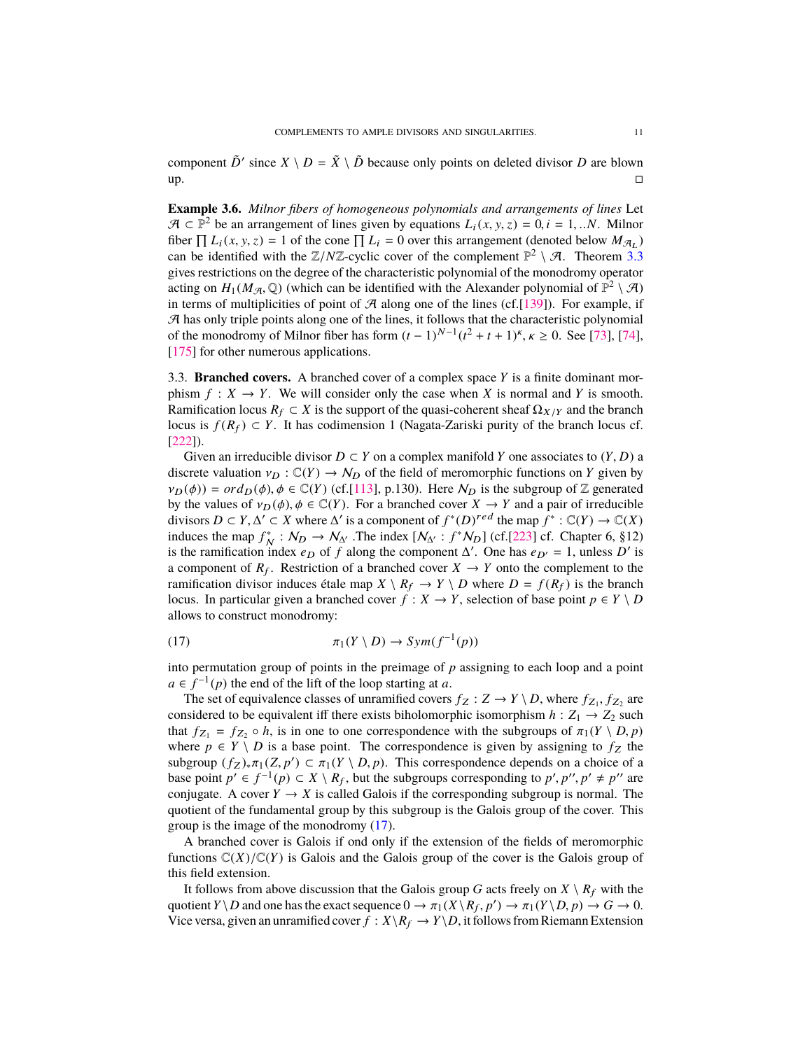component $\tilde{D}'$ since $X \setminus D = \tilde{X} \setminus \tilde{D}$ because only points on deleted divisor $D$ are blown up. □

**Example 3.6.** *Milnor fibers of homogeneous polynomials and arrangements of lines* Let $\mathcal{A} \subset \mathbb{P}^2$ be an arrangement of lines given by equations $L_i(x, y, z) = 0, i = 1, ..N$. Milnor fiber $\prod L_i(x, y, z) = 1$ of the cone $\prod L_i = 0$ over this arrangement (denoted below $M_{\mathcal{A}_L}$) can be identified with the $\mathbb{Z}/N\mathbb{Z}$-cyclic cover of the complement $\mathbb{P}^2 \setminus \mathcal{A}$. Theorem 3.3 gives restrictions on the degree of the characteristic polynomial of the monodromy operator acting on $H_1(M_{\mathcal{A}}, \mathbb{Q})$ (which can be identified with the Alexander polynomial of $\mathbb{P}^2 \setminus \mathcal{A}$) in terms of multiplicities of point of $\mathcal{A}$ along one of the lines (cf.[139]). For example, if $\mathcal{A}$ has only triple points along one of the lines, it follows that the characteristic polynomial of the monodromy of Milnor fiber has form $(t-1)^{N-1}(t^2+t+1)^{\kappa}, \kappa \geq 0$. See [73], [74], [175] for other numerous applications.

## 3.3. Branched covers.

A branched cover of a complex space $Y$ is a finite dominant morphism $f : X \to Y$. We will consider only the case when $X$ is normal and $Y$ is smooth. Ramification locus $R_f \subset X$ is the support of the quasi-coherent sheaf $\Omega_{X/Y}$ and the branch locus is $f(R_f) \subset Y$. It has codimension 1 (Nagata-Zariski purity of the branch locus cf. [222]).

Given an irreducible divisor $D \subset Y$ on a complex manifold $Y$ one associates to $(Y, D)$ a discrete valuation $\nu_D : \mathbb{C}(Y) \to \mathcal{N}_D$ of the field of meromorphic functions on $Y$ given by $\nu_D(\phi)) = ord_D(\phi), \phi \in \mathbb{C}(Y)$ (cf.[113], p.130). Here $\mathcal{N}_D$ is the subgroup of $\mathbb{Z}$ generated by the values of $\nu_D(\phi), \phi \in \mathbb{C}(Y)$. For a branched cover $X \to Y$ and a pair of irreducible divisors $D \subset Y, \Delta' \subset X$ where $\Delta'$ is a component of $f^*(D)^{red}$ the map $f^* : \mathbb{C}(Y) \to \mathbb{C}(X)$ induces the map $f^*_{\mathcal{N}} : \mathcal{N}_D \to \mathcal{N}_{\Delta'}$ .The index $[\mathcal{N}_{\Delta'} : f^*\mathcal{N}_D]$ (cf.[223] cf. Chapter 6, §12) is the ramification index $e_D$ of $f$ along the component $\Delta'$. One has $e_{D'} = 1$, unless $D'$ is a component of $R_f$. Restriction of a branched cover $X \to Y$ onto the complement to the ramification divisor induces étale map $X \setminus R_f \to Y \setminus D$ where $D = f(R_f)$ is the branch locus. In particular given a branched cover $f : X \to Y$, selection of base point $p \in Y \setminus D$ allows to construct monodromy:

$$\pi_1(Y \setminus D) \to Sym(f^{-1}(p)) \tag{17}$$

into permutation group of points in the preimage of $p$ assigning to each loop and a point $a \in f^{-1}(p)$ the end of the lift of the loop starting at $a$.

The set of equivalence classes of unramified covers $f_Z : Z \to Y \setminus D$, where $f_{Z_1}, f_{Z_2}$ are considered to be equivalent iff there exists biholomorphic isomorphism $h : Z_1 \to Z_2$ such that $f_{Z_1} = f_{Z_2} \circ h$, is in one to one correspondence with the subgroups of $\pi_1(Y \setminus D, p)$ where $p \in Y \setminus D$ is a base point. The correspondence is given by assigning to $f_Z$ the subgroup $(f_Z)_*\pi_1(Z, p') \subset \pi_1(Y \setminus D, p)$. This correspondence depends on a choice of a base point $p' \in f^{-1}(p) \subset X \setminus R_f$, but the subgroups corresponding to $p', p'', p' \neq p''$ are conjugate. A cover $Y \to X$ is called Galois if the corresponding subgroup is normal. The quotient of the fundamental group by this subgroup is the Galois group of the cover. This group is the image of the monodromy (17).

A branched cover is Galois if ond only if the extension of the fields of meromorphic functions $\mathbb{C}(X)/\mathbb{C}(Y)$ is Galois and the Galois group of the cover is the Galois group of this field extension.

It follows from above discussion that the Galois group $G$ acts freely on $X \setminus R_f$ with the quotient $Y \setminus D$ and one has the exact sequence $0 \to \pi_1(X \setminus R_f, p') \to \pi_1(Y \setminus D, p) \to G \to 0$. Vice versa, given an unramified cover $f : X \setminus R_f \to Y \setminus D$, it follows from Riemann Extension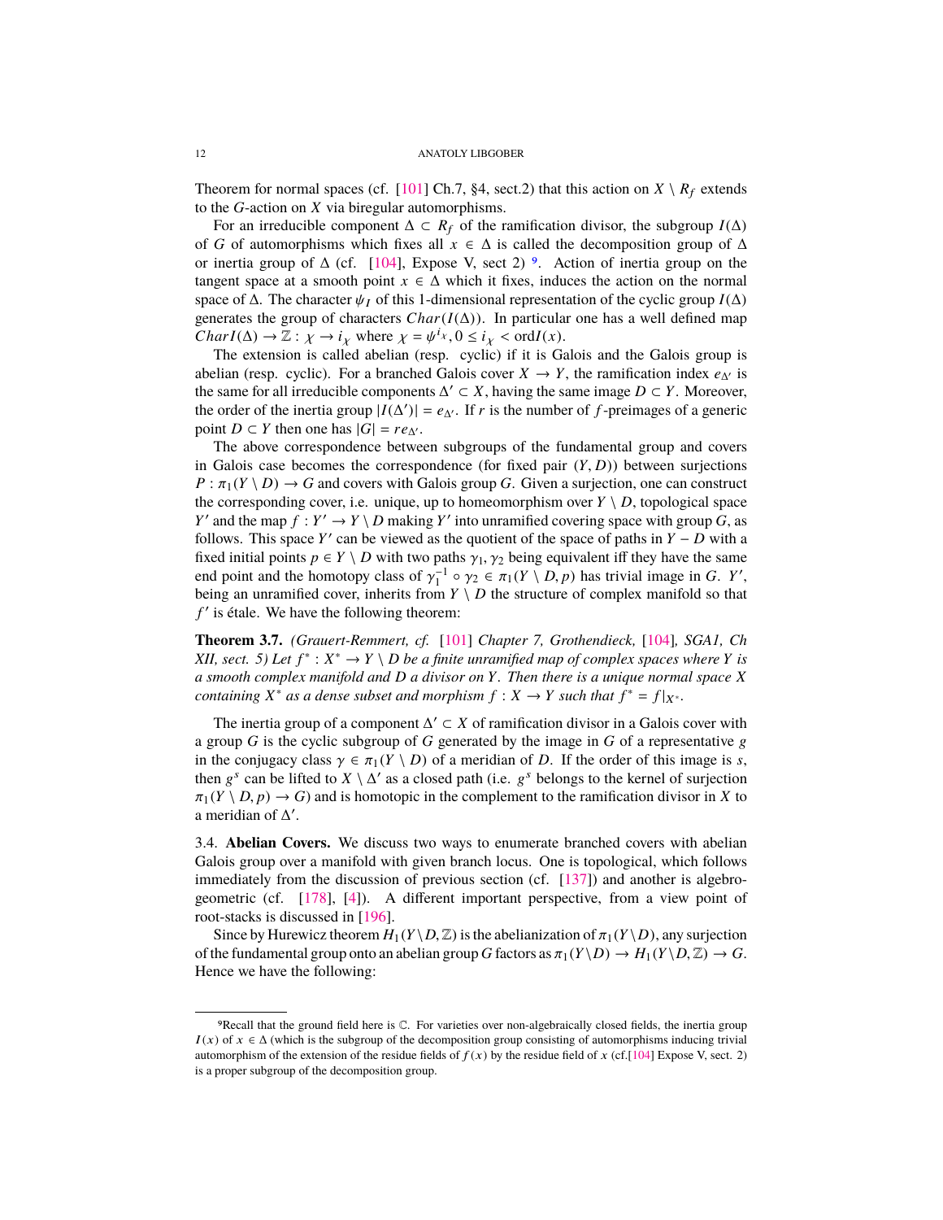Theorem for normal spaces (cf. [101] Ch.7, §4, sect.2) that this action on $X \setminus R_f$ extends to the $G$-action on $X$ via biregular automorphisms.

For an irreducible component $\Delta \subset R_f$ of the ramification divisor, the subgroup $I(\Delta)$ of $G$ of automorphisms which fixes all $x \in \Delta$ is called the decomposition group of $\Delta$ or inertia group of $\Delta$ (cf. [104], Expose V, sect 2) [9]. Action of inertia group on the tangent space at a smooth point $x \in \Delta$ which it fixes, induces the action on the normal space of $\Delta$. The character $\psi_I$ of this 1-dimensional representation of the cyclic group $I(\Delta)$ generates the group of characters $Char(I(\Delta))$. In particular one has a well defined map $CharI(\Delta) \to \mathbb{Z} : \chi \to i_\chi$ where $\chi = \psi^{i_\chi}, 0 \le i_\chi < \mathrm{ord} I(x)$.

The extension is called abelian (resp. cyclic) if it is Galois and the Galois group is abelian (resp. cyclic). For a branched Galois cover $X \to Y$, the ramification index $e_{\Delta'}$ is the same for all irreducible components $\Delta' \subset X$, having the same image $D \subset Y$. Moreover, the order of the inertia group $|I(\Delta')| = e_{\Delta'}$. If $r$ is the number of $f$-preimages of a generic point $D \subset Y$ then one has $|G| = re_{\Delta'}$.

The above correspondence between subgroups of the fundamental group and covers in Galois case becomes the correspondence (for fixed pair $(Y, D)$) between surjections $P : \pi_1(Y \setminus D) \to G$ and covers with Galois group $G$. Given a surjection, one can construct the corresponding cover, i.e. unique, up to homeomorphism over $Y \setminus D$, topological space $Y'$ and the map $f : Y' \to Y \setminus D$ making $Y'$ into unramified covering space with group $G$, as follows. This space $Y'$ can be viewed as the quotient of the space of paths in $Y - D$ with a fixed initial points $p \in Y \setminus D$ with two paths $\gamma_1, \gamma_2$ being equivalent iff they have the same end point and the homotopy class of $\gamma_1^{-1} \circ \gamma_2 \in \pi_1(Y \setminus D, p)$ has trivial image in $G$. $Y'$, being an unramified cover, inherits from $Y \setminus D$ the structure of complex manifold so that $f'$ is étale. We have the following theorem:

**Theorem 3.7.** *(Grauert-Remmert, cf. [101] Chapter 7, Grothendieck, [104], SGA1, Ch XII, sect. 5) Let $f^* : X^* \to Y \setminus D$ be a finite unramified map of complex spaces where $Y$ is a smooth complex manifold and $D$ a divisor on $Y$. Then there is a unique normal space $X$ containing $X^*$ as a dense subset and morphism $f : X \to Y$ such that $f^* = f|_{X^*}$.*

The inertia group of a component $\Delta' \subset X$ of ramification divisor in a Galois cover with a group $G$ is the cyclic subgroup of $G$ generated by the image in $G$ of a representative $g$ in the conjugacy class $\gamma \in \pi_1(Y \setminus D)$ of a meridian of $D$. If the order of this image is $s$, then $g^s$ can be lifted to $X \setminus \Delta'$ as a closed path (i.e. $g^s$ belongs to the kernel of surjection $\pi_1(Y \setminus D, p) \to G$) and is homotopic in the complement to the ramification divisor in $X$ to a meridian of $\Delta'$.

3.4. **Abelian Covers.** We discuss two ways to enumerate branched covers with abelian Galois group over a manifold with given branch locus. One is topological, which follows immediately from the discussion of previous section (cf. [137]) and another is algebro-geometric (cf. [178], [4]). A different important perspective, from a view point of root-stacks is discussed in [196].

Since by Hurewicz theorem $H_1(Y \setminus D, \mathbb{Z})$ is the abelianization of $\pi_1(Y \setminus D)$, any surjection of the fundamental group onto an abelian group $G$ factors as $\pi_1(Y \setminus D) \to H_1(Y \setminus D, \mathbb{Z}) \to G$. Hence we have the following:

---

[9] Recall that the ground field here is $\mathbb{C}$. For varieties over non-algebraically closed fields, the inertia group $I(x)$ of $x \in \Delta$ (which is the subgroup of the decomposition group consisting of automorphisms inducing trivial automorphism of the extension of the residue fields of $f(x)$ by the residue field of $x$ (cf.[104] Expose V, sect. 2) is a proper subgroup of the decomposition group.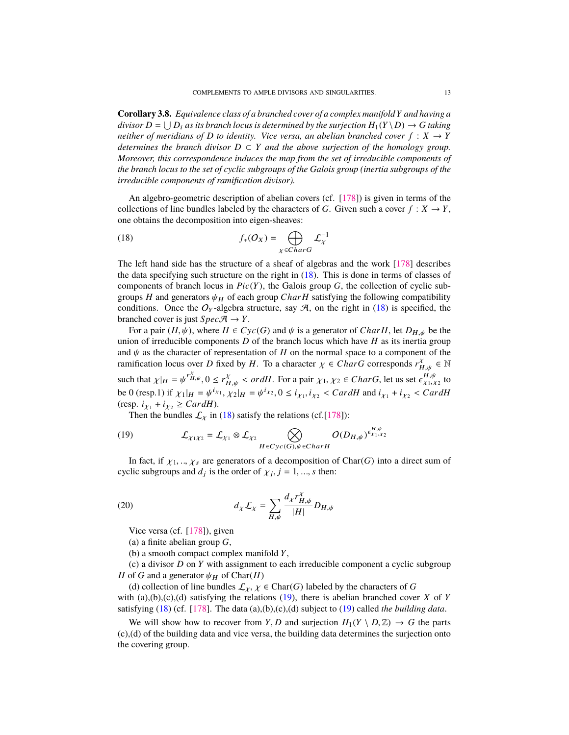**Corollary 3.8.** *Equivalence class of a branched cover of a complex manifold Y and having a divisor $D = \bigcup D_i$ as its branch locus is determined by the surjection $H_1(Y \setminus D) \to G$ taking neither of meridians of D to identity. Vice versa, an abelian branched cover $f : X \to Y$ determines the branch divisor $D \subset Y$ and the above surjection of the homology group. Moreover, this correspondence induces the map from the set of irreducible components of the branch locus to the set of cyclic subgroups of the Galois group (inertia subgroups of the irreducible components of ramification divisor).*

An algebro-geometric description of abelian covers (cf. [178]) is given in terms of the collections of line bundles labeled by the characters of $G$. Given such a cover $f : X \to Y$, one obtains the decomposition into eigen-sheaves:

$$f_*(O_X) = \bigoplus_{\chi \in Char G} \mathcal{L}_\chi^{-1} \tag{18}$$

The left hand side has the structure of a sheaf of algebras and the work [178] describes the data specifying such structure on the right in (18). This is done in terms of classes of components of branch locus in $Pic(Y)$, the Galois group $G$, the collection of cyclic subgroups $H$ and generators $\psi_H$ of each group $Char H$ satisfying the following compatibility conditions. Once the $O_Y$-algebra structure, say $\mathcal{A}$, on the right in (18) is specified, the branched cover is just $Spec \mathcal{A} \to Y$.

For a pair $(H, \psi)$, where $H \in Cyc(G)$ and $\psi$ is a generator of $Char H$, let $D_{H,\psi}$ be the union of irreducible components $D$ of the branch locus which have $H$ as its inertia group and $\psi$ as the character of representation of $H$ on the normal space to a component of the ramification locus over $D$ fixed by $H$. To a character $\chi \in Char G$ corresponds $r^{\chi}_{H,\psi} \in \mathbb{N}$ such that $\chi|_H = \psi^{r^{\chi}_{H,\psi}}, 0 \le r^{\chi}_{H,\psi} < ord H$. For a pair $\chi_1, \chi_2 \in Char G$, let us set $\epsilon^{H,\psi}_{\chi_1,\chi_2}$ to be 0 (resp.1) if $\chi_1|_H = \psi^{i_{\chi_1}}, \chi_2|_H = \psi^{i_{\chi_2}}, 0 \le i_{\chi_1}, i_{\chi_2} < Card H$ and $i_{\chi_1} + i_{\chi_2} < Card H$ (resp. $i_{\chi_1} + i_{\chi_2} \ge Card H$).

Then the bundles $\mathcal{L}_\chi$ in (18) satisfy the relations (cf.[178]):

$$\mathcal{L}_{\chi_1 \chi_2} = \mathcal{L}_{\chi_1} \otimes \mathcal{L}_{\chi_2} \bigotimes_{H \in Cyc(G), \psi \in Char H} O(D_{H,\psi})^{\epsilon^{H,\psi}_{\chi_1,\chi_2}} \tag{19}$$

In fact, if $\chi_1, .., \chi_s$ are generators of a decomposition of Char($G$) into a direct sum of cyclic subgroups and $d_j$ is the order of $\chi_j, j = 1, ..., s$ then:

$$d_\chi \mathcal{L}_\chi = \sum_{H,\psi} \frac{d_\chi r^{\chi}_{H,\psi}}{|H|} D_{H,\psi} \tag{20}$$

Vice versa (cf. [178]), given

(a) a finite abelian group $G$,

(b) a smooth compact complex manifold $Y$,

(c) a divisor $D$ on $Y$ with assignment to each irreducible component a cyclic subgroup $H$ of $G$ and a generator $\psi_H$ of Char($H$)

(d) collection of line bundles $\mathcal{L}_\chi, \chi \in$ Char($G$) labeled by the characters of $G$

with (a),(b),(c),(d) satisfying the relations (19), there is abelian branched cover $X$ of $Y$ satisfying (18) (cf. [178]. The data (a),(b),(c),(d) subject to (19) called *the building data*.

We will show how to recover from $Y, D$ and surjection $H_1(Y \setminus D, \mathbb{Z}) \to G$ the parts (c),(d) of the building data and vice versa, the building data determines the surjection onto the covering group.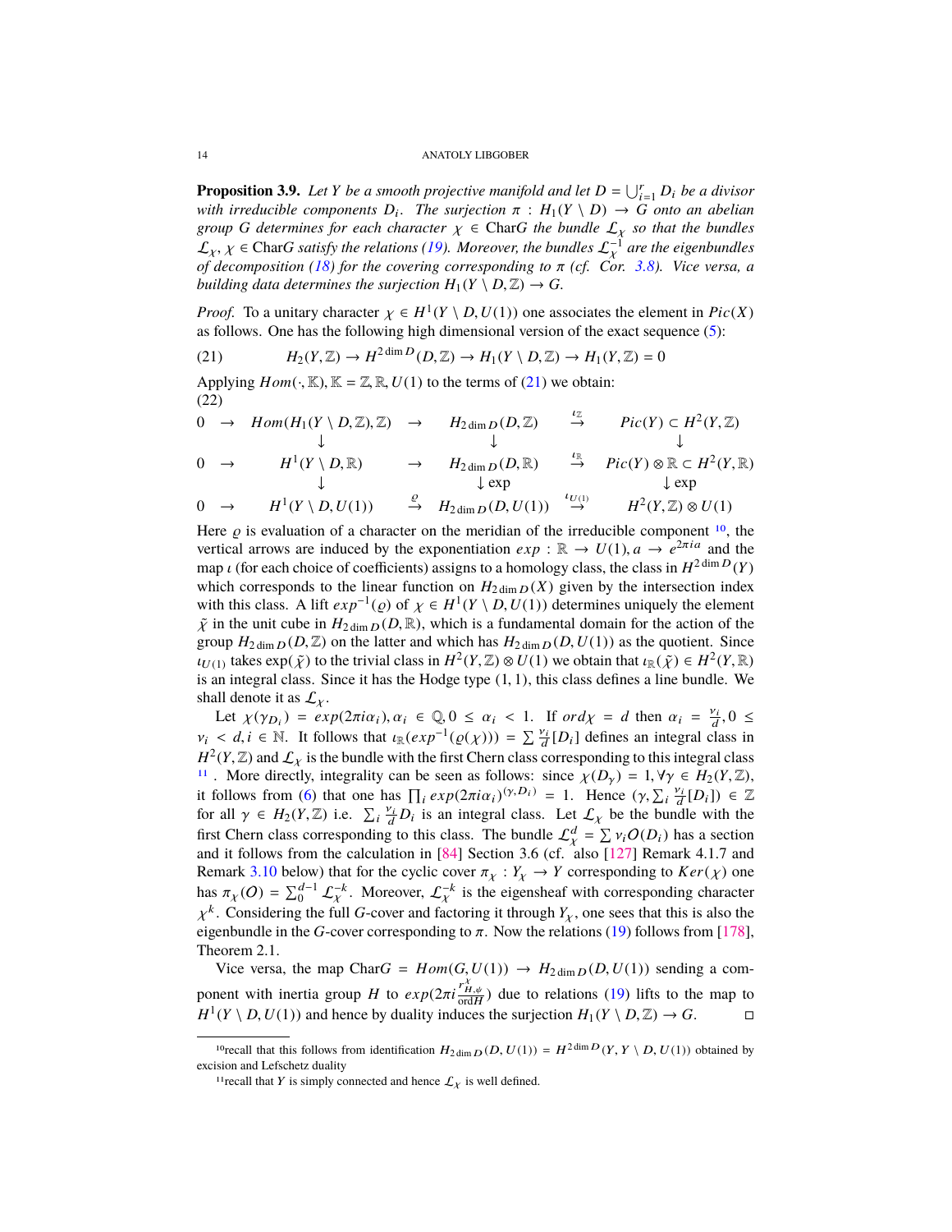**Proposition 3.9.** *Let $Y$ be a smooth projective manifold and let $D = \bigcup_{i=1}^r D_i$ be a divisor with irreducible components $D_i$. The surjection $\pi : H_1(Y \setminus D) \to G$ onto an abelian group $G$ determines for each character $\chi \in \text{Char}G$ the bundle $\mathcal{L}_\chi$ so that the bundles $\mathcal{L}_\chi, \chi \in \text{Char}G$ satisfy the relations (19). Moreover, the bundles $\mathcal{L}_\chi^{-1}$ are the eigenbundles of decomposition (18) for the covering corresponding to $\pi$ (cf. Cor. 3.8). Vice versa, a building data determines the surjection $H_1(Y \setminus D, \mathbb{Z}) \to G$.*

*Proof.* To a unitary character $\chi \in H^1(Y \setminus D, U(1))$ one associates the element in $Pic(X)$ as follows. One has the following high dimensional version of the exact sequence (5):

$$H_2(Y, \mathbb{Z}) \to H^{2\dim D}(D, \mathbb{Z}) \to H_1(Y \setminus D, \mathbb{Z}) \to H_1(Y, \mathbb{Z}) = 0 \tag{21}$$

Applying $Hom(\cdot, \mathbb{K}), \mathbb{K} = \mathbb{Z}, \mathbb{R}, U(1)$ to the terms of (21) we obtain:
(22)

$$\begin{array}{ccccccc}
0 & \to & Hom(H_1(Y \setminus D, \mathbb{Z}), \mathbb{Z}) & \to & H_{2\dim D}(D, \mathbb{Z}) & \overset{\iota_\mathbb{Z}}{\to} & Pic(Y) \subset H^2(Y, \mathbb{Z}) \\
 & & \downarrow & & \downarrow & & \downarrow \\
0 & \to & H^1(Y \setminus D, \mathbb{R}) & \to & H_{2\dim D}(D, \mathbb{R}) & \overset{\iota_\mathbb{R}}{\to} & Pic(Y) \otimes \mathbb{R} \subset H^2(Y, \mathbb{R}) \\
 & & \downarrow & & \downarrow \exp & & \downarrow \exp \\
0 & \to & H^1(Y \setminus D, U(1)) & \overset{\varrho}{\to} & H_{2\dim D}(D, U(1)) & \overset{\iota_{U(1)}}{\to} & H^2(Y, \mathbb{Z}) \otimes U(1)
\end{array}$$

Here $\varrho$ is evaluation of a character on the meridian of the irreducible component [10], the vertical arrows are induced by the exponentiation $exp : \mathbb{R} \to U(1), a \to e^{2\pi i a}$ and the map $\iota$ (for each choice of coefficients) assigns to a homology class, the class in $H^{2\dim D}(Y)$ which corresponds to the linear function on $H_{2\dim D}(X)$ given by the intersection index with this class. A lift $exp^{-1}(\varrho)$ of $\chi \in H^1(Y \setminus D, U(1))$ determines uniquely the element $\tilde{\chi}$ in the unit cube in $H_{2\dim D}(D, \mathbb{R})$, which is a fundamental domain for the action of the group $H_{2\dim D}(D, \mathbb{Z})$ on the latter and which has $H_{2\dim D}(D, U(1))$ as the quotient. Since $\iota_{U(1)}$ takes $\exp(\tilde{\chi})$ to the trivial class in $H^2(Y, \mathbb{Z}) \otimes U(1)$ we obtain that $\iota_\mathbb{R}(\tilde{\chi}) \in H^2(Y, \mathbb{R})$ is an integral class. Since it has the Hodge type $(1, 1)$, this class defines a line bundle. We shall denote it as $\mathcal{L}_\chi$.

Let $\chi(\gamma_{D_i}) = exp(2\pi i \alpha_i), \alpha_i \in \mathbb{Q}, 0 \le \alpha_i < 1$. If $ord\chi = d$ then $\alpha_i = \frac{\nu_i}{d}, 0 \le \nu_i < d, i \in \mathbb{N}$. It follows that $\iota_\mathbb{R}(exp^{-1}(\varrho(\chi))) = \sum \frac{\nu_i}{d}[D_i]$ defines an integral class in $H^2(Y, \mathbb{Z})$ and $\mathcal{L}_\chi$ is the bundle with the first Chern class corresponding to this integral class [11]. More directly, integrality can be seen as follows: since $\chi(D_\gamma) = 1, \forall \gamma \in H_2(Y, \mathbb{Z})$, it follows from (6) that one has $\prod_i exp(2\pi i \alpha_i)^{(\gamma, D_i)} = 1$. Hence $(\gamma, \sum_i \frac{\nu_i}{d}[D_i]) \in \mathbb{Z}$ for all $\gamma \in H_2(Y, \mathbb{Z})$ i.e. $\sum_i \frac{\nu_i}{d} D_i$ is an integral class. Let $\mathcal{L}_\chi$ be the bundle with the first Chern class corresponding to this class. The bundle $\mathcal{L}_\chi^d = \sum \nu_i O(D_i)$ has a section and it follows from the calculation in [84] Section 3.6 (cf. also [127] Remark 4.1.7 and Remark 3.10 below) that for the cyclic cover $\pi_\chi : Y_\chi \to Y$ corresponding to $Ker(\chi)$ one has $\pi_\chi(O) = \sum_0^{d-1} \mathcal{L}_\chi^{-k}$. Moreover, $\mathcal{L}_\chi^{-k}$ is the eigensheaf with corresponding character $\chi^k$. Considering the full $G$-cover and factoring it through $Y_\chi$, one sees that this is also the eigenbundle in the $G$-cover corresponding to $\pi$. Now the relations (19) follows from [178], Theorem 2.1.

Vice versa, the map $\text{Char}G = Hom(G, U(1)) \to H_{2\dim D}(D, U(1))$ sending a component with inertia group $H$ to $exp(2\pi i \frac{r^\chi_{H,\psi}}{\text{ord}H})$ due to relations (19) lifts to the map to $H^1(Y \setminus D, U(1))$ and hence by duality induces the surjection $H_1(Y \setminus D, \mathbb{Z}) \to G$. ◻

[10] recall that this follows from identification $H_{2\dim D}(D, U(1)) = H^{2\dim D}(Y, Y \setminus D, U(1))$ obtained by excision and Lefschetz duality

[11] recall that $Y$ is simply connected and hence $\mathcal{L}_\chi$ is well defined.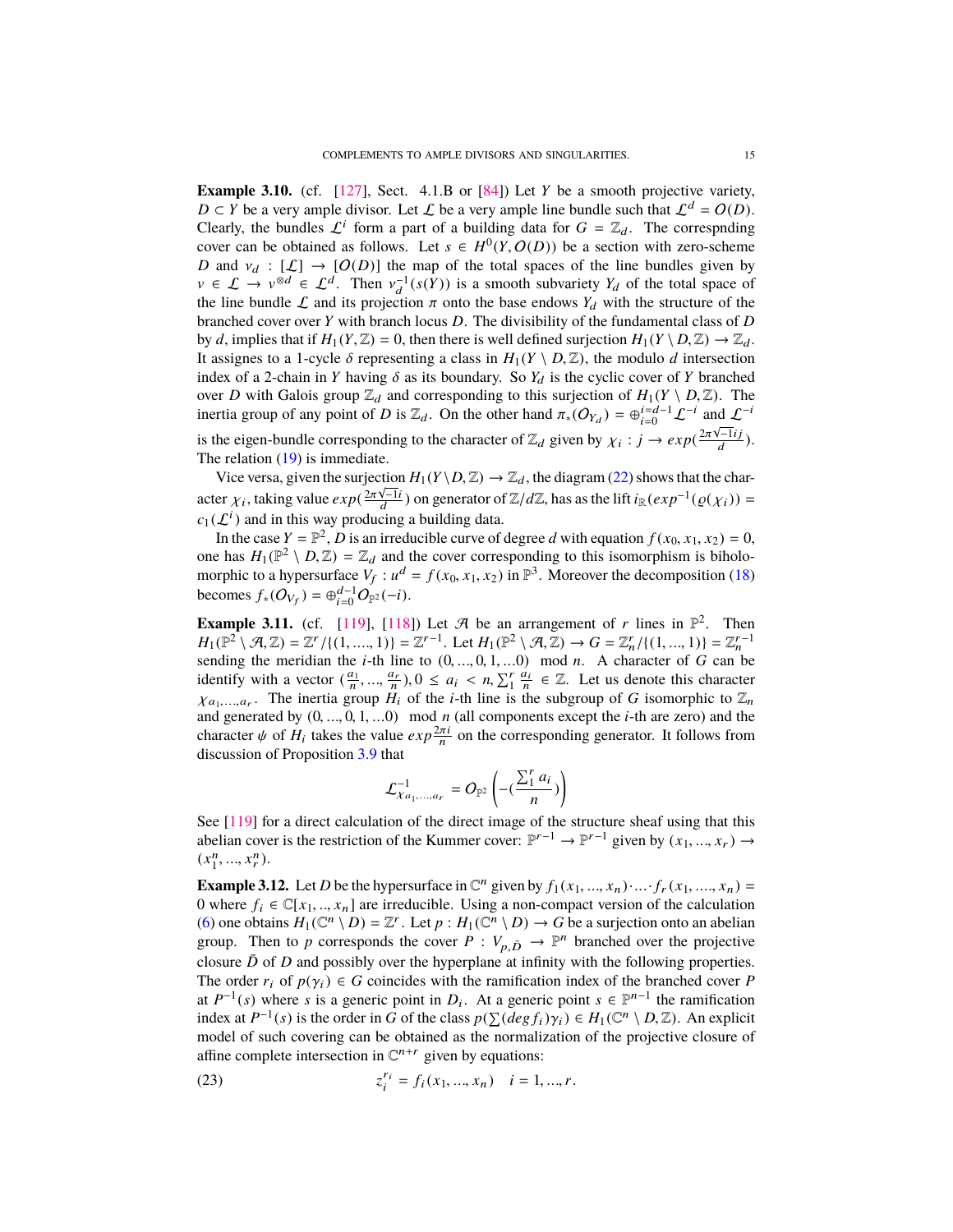**Example 3.10.** (cf. [127], Sect. 4.1.B or [84]) Let $Y$ be a smooth projective variety, $D \subset Y$ be a very ample divisor. Let $\mathcal{L}$ be a very ample line bundle such that $\mathcal{L}^d = \mathcal{O}(D)$. Clearly, the bundles $\mathcal{L}^i$ form a part of a building data for $G = \mathbb{Z}_d$. The correspnding cover can be obtained as follows. Let $s \in H^0(Y, \mathcal{O}(D))$ be a section with zero-scheme $D$ and $\nu_d : [\mathcal{L}] \to [\mathcal{O}(D)]$ the map of the total spaces of the line bundles given by $v \in \mathcal{L} \to v^{\otimes d} \in \mathcal{L}^d$. Then $\nu_d^{-1}(s(Y))$ is a smooth subvariety $Y_d$ of the total space of the line bundle $\mathcal{L}$ and its projection $\pi$ onto the base endows $Y_d$ with the structure of the branched cover over $Y$ with branch locus $D$. The divisibility of the fundamental class of $D$ by $d$, implies that if $H_1(Y, \mathbb{Z}) = 0$, then there is well defined surjection $H_1(Y \setminus D, \mathbb{Z}) \to \mathbb{Z}_d$. It assignes to a 1-cycle $\delta$ representing a class in $H_1(Y \setminus D, \mathbb{Z})$, the modulo $d$ intersection index of a 2-chain in $Y$ having $\delta$ as its boundary. So $Y_d$ is the cyclic cover of $Y$ branched over $D$ with Galois group $\mathbb{Z}_d$ and corresponding to this surjection of $H_1(Y \setminus D, \mathbb{Z})$. The inertia group of any point of $D$ is $\mathbb{Z}_d$. On the other hand $\pi_*(\mathcal{O}_{Y_d}) = \oplus_{i=0}^{i=d-1} \mathcal{L}^{-i}$ and $\mathcal{L}^{-i}$ is the eigen-bundle corresponding to the character of $\mathbb{Z}_d$ given by $\chi_i : j \to exp(\frac{2\pi\sqrt{-1}ij}{d})$. The relation (19) is immediate.

Vice versa, given the surjection $H_1(Y \setminus D, \mathbb{Z}) \to \mathbb{Z}_d$, the diagram (22) shows that the character $\chi_i$, taking value $exp(\frac{2\pi\sqrt{-1}i}{d})$ on generator of $\mathbb{Z}/d\mathbb{Z}$, has as the lift $i_{\mathbb{R}}(exp^{-1}(\varrho(\chi_i)) = c_1(\mathcal{L}^i)$ and in this way producing a building data.

In the case $Y = \mathbb{P}^2$, $D$ is an irreducible curve of degree $d$ with equation $f(x_0, x_1, x_2) = 0$, one has $H_1(\mathbb{P}^2 \setminus D, \mathbb{Z}) = \mathbb{Z}_d$ and the cover corresponding to this isomorphism is biholomorphic to a hypersurface $V_f : u^d = f(x_0, x_1, x_2)$ in $\mathbb{P}^3$. Moreover the decomposition (18) becomes $f_*(\mathcal{O}_{V_f}) = \oplus_{i=0}^{d-1} \mathcal{O}_{\mathbb{P}^2}(-i)$.

**Example 3.11.** (cf. [119], [118]) Let $\mathcal{A}$ be an arrangement of $r$ lines in $\mathbb{P}^2$. Then $H_1(\mathbb{P}^2 \setminus \mathcal{A}, \mathbb{Z}) = \mathbb{Z}^r/\{(1, ...., 1)\} = \mathbb{Z}^{r-1}$. Let $H_1(\mathbb{P}^2 \setminus \mathcal{A}, \mathbb{Z}) \to G = \mathbb{Z}_n^r/\{(1, ..., 1)\} = \mathbb{Z}_n^{r-1}$ sending the meridian the $i$-th line to $(0, ..., 0, 1, ...0) \mod n$. A character of $G$ can be identify with a vector $(\frac{a_1}{n}, ..., \frac{a_r}{n}), 0 \le a_i < n, \sum_1^r \frac{a_i}{n} \in \mathbb{Z}$. Let us denote this character $\chi_{a_1,...,a_r}$. The inertia group $H_i$ of the $i$-th line is the subgroup of $G$ isomorphic to $\mathbb{Z}_n$ and generated by $(0, ..., 0, 1, ...0) \mod n$ (all components except the $i$-th are zero) and the character $\psi$ of $H_i$ takes the value $exp\frac{2\pi i}{n}$ on the corresponding generator. It follows from discussion of Proposition 3.9 that

$$\mathcal{L}^{-1}_{\chi_{a_1,...,a_r}} = \mathcal{O}_{\mathbb{P}^2}\left(-(\frac{\sum_1^r a_i}{n})\right)$$

See [119] for a direct calculation of the direct image of the structure sheaf using that this abelian cover is the restriction of the Kummer cover: $\mathbb{P}^{r-1} \to \mathbb{P}^{r-1}$ given by $(x_1, ..., x_r) \to (x_1^n, ..., x_r^n)$.

**Example 3.12.** Let $D$ be the hypersurface in $\mathbb{C}^n$ given by $f_1(x_1, ..., x_n) \cdot ... \cdot f_r(x_1, ...., x_n) = 0$ where $f_i \in \mathbb{C}[x_1, .., x_n]$ are irreducible. Using a non-compact version of the calculation (6) one obtains $H_1(\mathbb{C}^n \setminus D) = \mathbb{Z}^r$. Let $p : H_1(\mathbb{C}^n \setminus D) \to G$ be a surjection onto an abelian group. Then to $p$ corresponds the cover $P : V_{p,\bar{D}} \to \mathbb{P}^n$ branched over the projective closure $\bar{D}$ of $D$ and possibly over the hyperplane at infinity with the following properties. The order $r_i$ of $p(\gamma_i) \in G$ coincides with the ramification index of the branched cover $P$ at $P^{-1}(s)$ where $s$ is a generic point in $D_i$. At a generic point $s \in \mathbb{P}^{n-1}$ the ramification index at $P^{-1}(s)$ is the order in $G$ of the class $p(\sum(deg f_i)\gamma_i) \in H_1(\mathbb{C}^n \setminus D, \mathbb{Z})$. An explicit model of such covering can be obtained as the normalization of the projective closure of affine complete intersection in $\mathbb{C}^{n+r}$ given by equations:

$$z_i^{r_i} = f_i(x_1, ..., x_n) \quad i = 1, ..., r. \tag{23}$$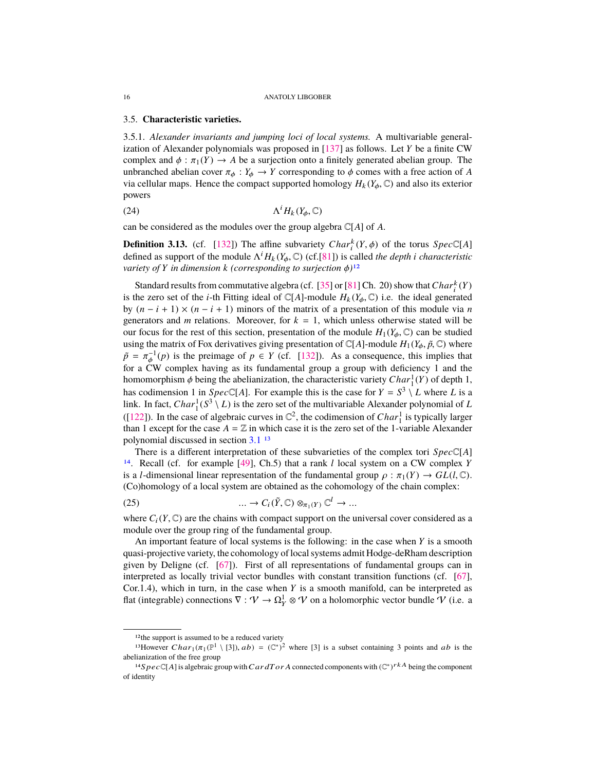## 3.5. **Characteristic varieties.**

3.5.1. *Alexander invariants and jumping loci of local systems.* A multivariable generalization of Alexander polynomials was proposed in [137] as follows. Let $Y$ be a finite CW complex and $\phi : \pi_1(Y) \to A$ be a surjection onto a finitely generated abelian group. The unbranched abelian cover $\pi_\phi : Y_\phi \to Y$ corresponding to $\phi$ comes with a free action of $A$ via cellular maps. Hence the compact supported homology $H_k(Y_\phi, \mathbb{C})$ and also its exterior powers

$$\Lambda^i H_k(Y_\phi, \mathbb{C}) \tag{24}$$

can be considered as the modules over the group algebra $\mathbb{C}[A]$ of $A$.

**Definition 3.13.** (cf. [132]) The affine subvariety $Char_i^k(Y, \phi)$ of the torus $Spec\mathbb{C}[A]$ defined as support of the module $\Lambda^i H_k(Y_\phi, \mathbb{C})$ (cf.[81]) is called *the depth $i$ characteristic variety of $Y$ in dimension $k$ (corresponding to surjection $\phi$)*[12]

Standard results from commutative algebra (cf. [35] or [81] Ch. 20) show that $Char_i^k(Y)$ is the zero set of the $i$-th Fitting ideal of $\mathbb{C}[A]$-module $H_k(Y_\phi, \mathbb{C})$ i.e. the ideal generated by $(n - i + 1) \times (n - i + 1)$ minors of the matrix of a presentation of this module via $n$ generators and $m$ relations. Moreover, for $k = 1$, which unless otherwise stated will be our focus for the rest of this section, presentation of the module $H_1(Y_\phi, \mathbb{C})$ can be studied using the matrix of Fox derivatives giving presentation of $\mathbb{C}[A]$-module $H_1(Y_\phi, \tilde{p}, \mathbb{C})$ where $\tilde{p} = \pi_\phi^{-1}(p)$ is the preimage of $p \in Y$ (cf. [132]). As a consequence, this implies that for a CW complex having as its fundamental group a group with deficiency 1 and the homomorphism $\phi$ being the abelianization, the characteristic variety $Char_1^1(Y)$ of depth 1, has codimension 1 in $Spec\mathbb{C}[A]$. For example this is the case for $Y = S^3 \setminus L$ where $L$ is a link. In fact, $Char_1^1(S^3 \setminus L)$ is the zero set of the multivariable Alexander polynomial of $L$ ([122]). In the case of algebraic curves in $\mathbb{C}^2$, the codimension of $Char_1^1$ is typically larger than 1 except for the case $A = \mathbb{Z}$ in which case it is the zero set of the 1-variable Alexander polynomial discussed in section 3.1 [13]

There is a different interpretation of these subvarieties of the complex tori $Spec\mathbb{C}[A]$ [14]. Recall (cf. for example [49], Ch.5) that a rank $l$ local system on a CW complex $Y$ is a $l$-dimensional linear representation of the fundamental group $\rho : \pi_1(Y) \to GL(l, \mathbb{C})$. (Co)homology of a local system are obtained as the cohomology of the chain complex:

$$\ldots \to C_i(\tilde{Y}, \mathbb{C}) \otimes_{\pi_1(Y)} \mathbb{C}^l \to \ldots \tag{25}$$

where $C_i(Y, \mathbb{C})$ are the chains with compact support on the universal cover considered as a module over the group ring of the fundamental group.

An important feature of local systems is the following: in the case when $Y$ is a smooth quasi-projective variety, the cohomology of local systems admit Hodge-deRham description given by Deligne (cf. [67]). First of all representations of fundamental groups can in interpreted as locally trivial vector bundles with constant transition functions (cf. [67], Cor.1.4), which in turn, in the case when $Y$ is a smooth manifold, can be interpreted as flat (integrable) connections $\nabla : \mathcal{V} \to \Omega_Y^1 \otimes \mathcal{V}$ on a holomorphic vector bundle $\mathcal{V}$ (i.e. a

---

[12] the support is assumed to be a reduced variety

[13] However $Char_1(\pi_1(\mathbb{P}^1 \setminus [3]), ab) = (\mathbb{C}^*)^2$ where $[3]$ is a subset containing 3 points and $ab$ is the abelianization of the free group

[14] $Spec\mathbb{C}[A]$ is algebraic group with $Card\,Tor\,A$ connected components with $(\mathbb{C}^*)^{rkA}$ being the component of identity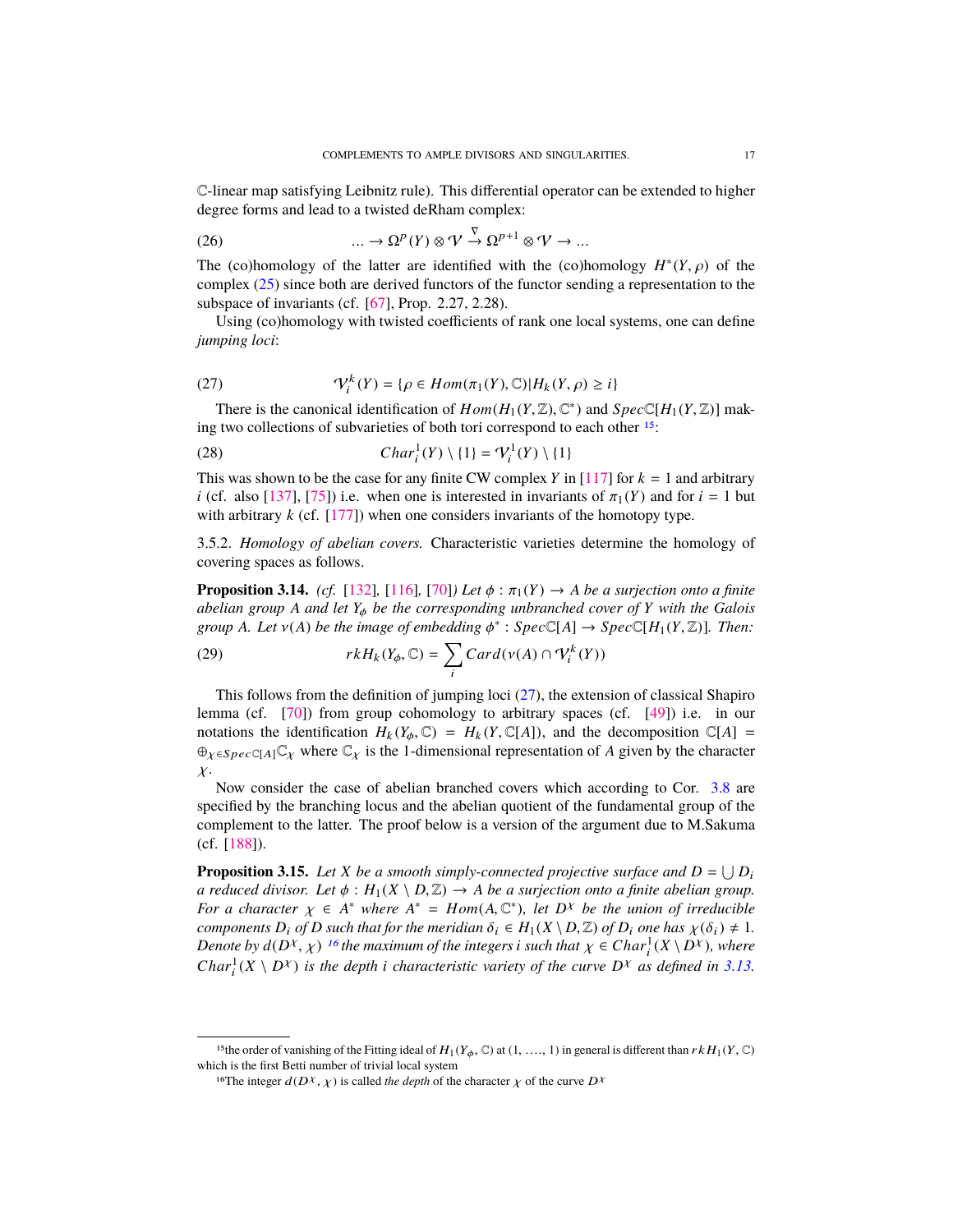$\mathbb{C}$-linear map satisfying Leibnitz rule). This differential operator can be extended to higher degree forms and lead to a twisted deRham complex:

$$\ldots \to \Omega^p(Y) \otimes \mathcal{V} \xrightarrow{\nabla} \Omega^{p+1} \otimes \mathcal{V} \to \ldots \tag{26}$$

The (co)homology of the latter are identified with the (co)homology $H^*(Y,\rho)$ of the complex (25) since both are derived functors of the functor sending a representation to the subspace of invariants (cf. [67], Prop. 2.27, 2.28).

Using (co)homology with twisted coefficients of rank one local systems, one can define *jumping loci*:

$$\mathcal{V}_i^k(Y) = \{\rho \in Hom(\pi_1(Y), \mathbb{C}) | H_k(Y,\rho) \geq i\} \tag{27}$$

There is the canonical identification of $Hom(H_1(Y,\mathbb{Z}),\mathbb{C}^*)$ and $Spec\mathbb{C}[H_1(Y,\mathbb{Z})]$ making two collections of subvarieties of both tori correspond to each other [15]:

$$Char_i^1(Y) \setminus \{1\} = \mathcal{V}_i^1(Y) \setminus \{1\} \tag{28}$$

This was shown to be the case for any finite CW complex $Y$ in [117] for $k = 1$ and arbitrary $i$ (cf. also [137], [75]) i.e. when one is interested in invariants of $\pi_1(Y)$ and for $i = 1$ but with arbitrary $k$ (cf. [177]) when one considers invariants of the homotopy type.

3.5.2. *Homology of abelian covers.* Characteristic varieties determine the homology of covering spaces as follows.

**Proposition 3.14.** *(cf. [132], [116], [70]) Let $\phi : \pi_1(Y) \to A$ be a surjection onto a finite abelian group $A$ and let $Y_\phi$ be the corresponding unbranched cover of $Y$ with the Galois group $A$. Let $\nu(A)$ be the image of embedding $\phi^* : Spec\mathbb{C}[A] \to Spec\mathbb{C}[H_1(Y,\mathbb{Z})]$. Then:*

$$rkH_k(Y_\phi,\mathbb{C}) = \sum_i Card(\nu(A) \cap \mathcal{V}_i^k(Y)) \tag{29}$$

This follows from the definition of jumping loci (27), the extension of classical Shapiro lemma (cf. [70]) from group cohomology to arbitrary spaces (cf. [49]) i.e. in our notations the identification $H_k(Y_\phi,\mathbb{C}) = H_k(Y,\mathbb{C}[A])$, and the decomposition $\mathbb{C}[A] = \oplus_{\chi \in Spec\mathbb{C}[A]}\mathbb{C}_\chi$ where $\mathbb{C}_\chi$ is the 1-dimensional representation of $A$ given by the character $\chi$.

Now consider the case of abelian branched covers which according to Cor. 3.8 are specified by the branching locus and the abelian quotient of the fundamental group of the complement to the latter. The proof below is a version of the argument due to M.Sakuma (cf. [188]).

**Proposition 3.15.** *Let $X$ be a smooth simply-connected projective surface and $D = \bigcup D_i$ a reduced divisor. Let $\phi : H_1(X \setminus D,\mathbb{Z}) \to A$ be a surjection onto a finite abelian group. For a character $\chi \in A^*$ where $A^* = Hom(A,\mathbb{C}^*)$, let $D^\chi$ be the union of irreducible components $D_i$ of $D$ such that for the meridian $\delta_i \in H_1(X \setminus D,\mathbb{Z})$ of $D_i$ one has $\chi(\delta_i) \neq 1$. Denote by $d(D^\chi,\chi)$ [16] the maximum of the integers $i$ such that $\chi \in Char_i^1(X \setminus D^\chi)$, where $Char_i^1(X \setminus D^\chi)$ is the depth $i$ characteristic variety of the curve $D^\chi$ as defined in 3.13.*

---

[15] the order of vanishing of the Fitting ideal of $H_1(Y_\phi,\mathbb{C})$ at $(1,\ldots,1)$ in general is different than $rkH_1(Y,\mathbb{C})$ which is the first Betti number of trivial local system

[16] The integer $d(D^\chi,\chi)$ is called *the depth* of the character $\chi$ of the curve $D^\chi$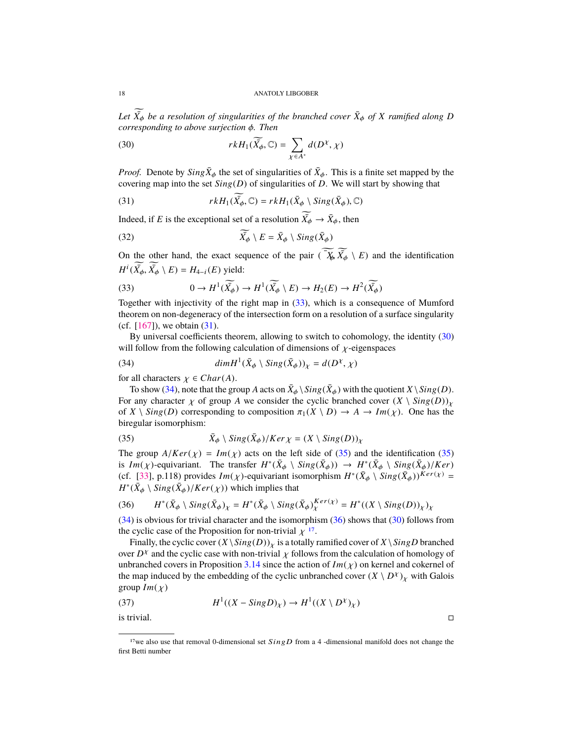*Let $\widetilde{\bar{X}_\phi}$ be a resolution of singularities of the branched cover $\bar{X}_\phi$ of $X$ ramified along $D$ corresponding to above surjection $\phi$. Then*

$$rkH_1(\widetilde{\bar{X}_\phi}, \mathbb{C}) = \sum_{\chi \in A^*} d(D^\chi, \chi) \tag{30}$$

*Proof.* Denote by $Sing\bar{X}_\phi$ the set of singularities of $\bar{X}_\phi$. This is a finite set mapped by the covering map into the set $Sing(D)$ of singularities of $D$. We will start by showing that

$$rkH_1(\widetilde{\bar{X}_\phi}, \mathbb{C}) = rkH_1(\bar{X}_\phi \setminus Sing(\bar{X}_\phi), \mathbb{C}) \tag{31}$$

Indeed, if $E$ is the exceptional set of a resolution $\widetilde{\bar{X}_\phi} \to \bar{X}_\phi$, then

$$\widetilde{\bar{X}_\phi} \setminus E = \bar{X}_\phi \setminus Sing(\bar{X}_\phi) \tag{32}$$

On the other hand, the exact sequence of the pair $(\widetilde{\bar{X}_\phi}, \widetilde{\bar{X}_\phi} \setminus E)$ and the identification $H^i(\widetilde{\bar{X}_\phi}, \widetilde{\bar{X}_\phi} \setminus E) = H_{4-i}(E)$ yield:

$$0 \to H^1(\widetilde{\bar{X}_\phi}) \to H^1(\widetilde{\bar{X}_\phi} \setminus E) \to H_2(E) \to H^2(\widetilde{\bar{X}_\phi}) \tag{33}$$

Together with injectivity of the right map in (33), which is a consequence of Mumford theorem on non-degeneracy of the intersection form on a resolution of a surface singularity (cf. [167]), we obtain (31).

By universal coefficients theorem, allowing to switch to cohomology, the identity (30) will follow from the following calculation of dimensions of $\chi$-eigenspaces

$$dimH^1(\bar{X}_\phi \setminus Sing(\bar{X}_\phi))_\chi = d(D^\chi, \chi) \tag{34}$$

for all characters $\chi \in Char(A)$.

To show (34), note that the group $A$ acts on $\bar{X}_\phi \setminus Sing(\bar{X}_\phi)$ with the quotient $X \setminus Sing(D)$. For any character $\chi$ of group $A$ we consider the cyclic branched cover $(X \setminus Sing(D))_\chi$ of $X \setminus Sing(D)$ corresponding to composition $\pi_1(X \setminus D) \to A \to Im(\chi)$. One has the biregular isomorphism:

$$\bar{X}_\phi \setminus Sing(\bar{X}_\phi)/Ker\chi = (X \setminus Sing(D))_\chi \tag{35}$$

The group $A/Ker(\chi) = Im(\chi)$ acts on the left side of (35) and the identification (35) is $Im(\chi)$-equivariant. The transfer $H^*(\bar{X}_\phi \setminus Sing(\bar{X}_\phi)) \to H^*(\bar{X}_\phi \setminus Sing(\bar{X}_\phi)/Ker)$ (cf. [33], p.118) provides $Im(\chi)$-equivariant isomorphism $H^*(\bar{X}_\phi \setminus Sing(\bar{X}_\phi))^{Ker(\chi)} = H^*(\bar{X}_\phi \setminus Sing(\bar{X}_\phi)/Ker(\chi))$ which implies that

$$H^*(\bar{X}_\phi \setminus Sing(\bar{X}_\phi)_\chi = H^*(\bar{X}_\phi \setminus Sing(\bar{X}_\phi)^{Ker(\chi)}_\chi = H^*((X \setminus Sing(D))_\chi)_\chi \tag{36}$$

(34) is obvious for trivial character and the isomorphism (36) shows that (30) follows from the cyclic case of the Proposition for non-trivial $\chi$ [17].

Finally, the cyclic cover $(X \setminus Sing(D))_\chi$ is a totally ramified cover of $X \setminus SingD$ branched over $D^\chi$ and the cyclic case with non-trivial $\chi$ follows from the calculation of homology of unbranched covers in Proposition 3.14 since the action of $Im(\chi)$ on kernel and cokernel of the map induced by the embedding of the cyclic unbranched cover $(X \setminus D^\chi)_\chi$ with Galois group $Im(\chi)$

$$H^1((X - SingD)_\chi) \to H^1((X \setminus D^\chi)_\chi) \tag{37}$$

is trivial. ◻

---

[17] we also use that removal 0-dimensional set $SingD$ from a 4 -dimensional manifold does not change the first Betti number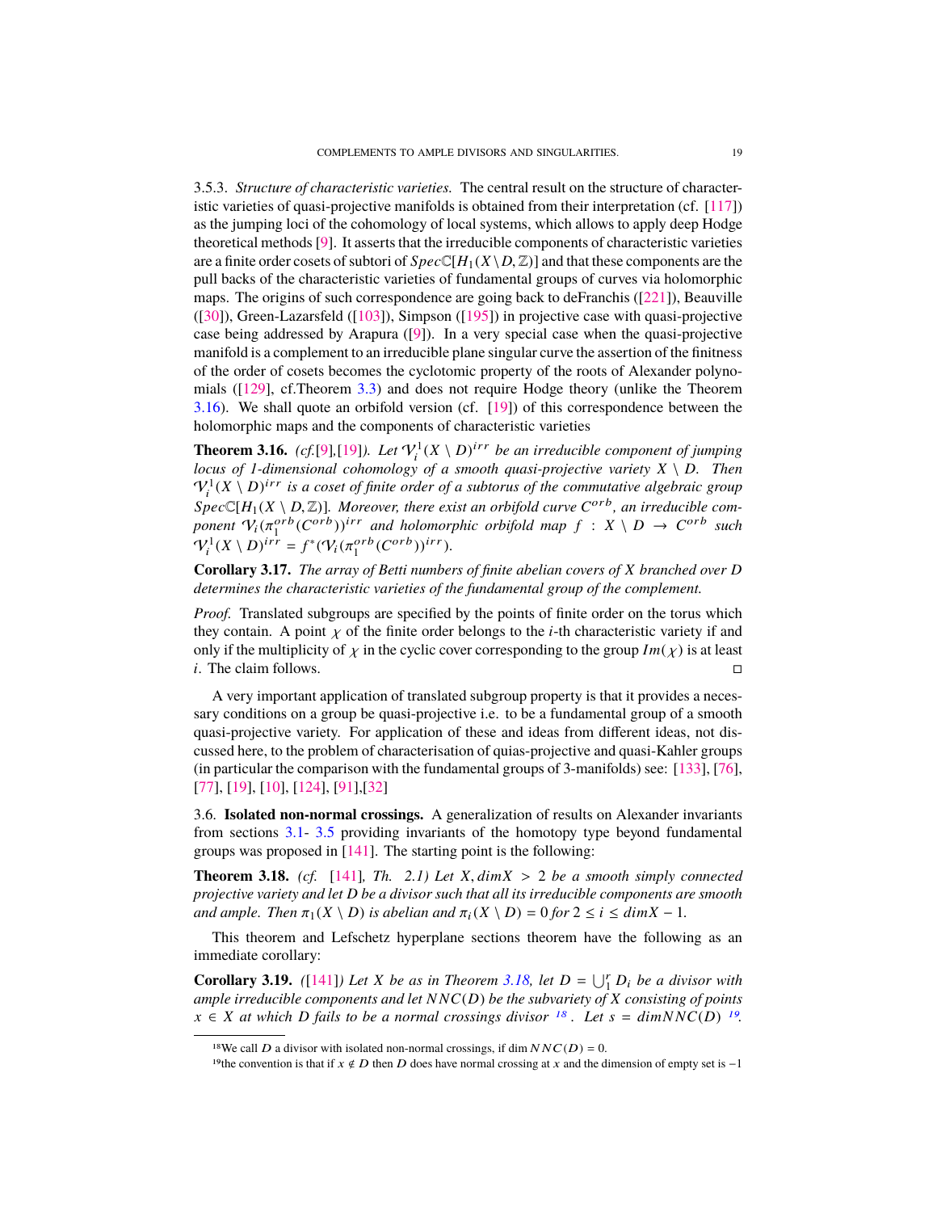3.5.3. *Structure of characteristic varieties.* The central result on the structure of characteristic varieties of quasi-projective manifolds is obtained from their interpretation (cf. [117]) as the jumping loci of the cohomology of local systems, which allows to apply deep Hodge theoretical methods [9]. It asserts that the irreducible components of characteristic varieties are a finite order cosets of subtori of $Spec\mathbb{C}[H_1(X \setminus D, \mathbb{Z})]$ and that these components are the pull backs of the characteristic varieties of fundamental groups of curves via holomorphic maps. The origins of such correspondence are going back to deFranchis ([221]), Beauville ([30]), Green-Lazarsfeld ([103]), Simpson ([195]) in projective case with quasi-projective case being addressed by Arapura ([9]). In a very special case when the quasi-projective manifold is a complement to an irreducible plane singular curve the assertion of the finitness of the order of cosets becomes the cyclotomic property of the roots of Alexander polynomials ([129], cf.Theorem 3.3) and does not require Hodge theory (unlike the Theorem 3.16). We shall quote an orbifold version (cf. [19]) of this correspondence between the holomorphic maps and the components of characteristic varieties

**Theorem 3.16.** *(cf.[9],[19]). Let $\mathcal{V}^1_i(X \setminus D)^{irr}$ be an irreducible component of jumping locus of 1-dimensional cohomology of a smooth quasi-projective variety $X \setminus D$. Then $\mathcal{V}^1_i(X \setminus D)^{irr}$ is a coset of finite order of a subtorus of the commutative algebraic group $Spec\mathbb{C}[H_1(X \setminus D, \mathbb{Z})]$. Moreover, there exist an orbifold curve $C^{orb}$, an irreducible component $\mathcal{V}_i(\pi_1^{orb}(C^{orb}))^{irr}$ and holomorphic orbifold map $f : X \setminus D \to C^{orb}$ such $\mathcal{V}^1_i(X \setminus D)^{irr} = f^*(\mathcal{V}_i(\pi_1^{orb}(C^{orb}))^{irr})$.*

**Corollary 3.17.** *The array of Betti numbers of finite abelian covers of X branched over D determines the characteristic varieties of the fundamental group of the complement.*

*Proof.* Translated subgroups are specified by the points of finite order on the torus which they contain. A point $\chi$ of the finite order belongs to the $i$-th characteristic variety if and only if the multiplicity of $\chi$ in the cyclic cover corresponding to the group $Im(\chi)$ is at least $i$. The claim follows. □

A very important application of translated subgroup property is that it provides a necessary conditions on a group be quasi-projective i.e. to be a fundamental group of a smooth quasi-projective variety. For application of these and ideas from different ideas, not discussed here, to the problem of characterisation of quias-projective and quasi-Kahler groups (in particular the comparison with the fundamental groups of 3-manifolds) see: [133], [76], [77], [19], [10], [124], [91],[32]

3.6. **Isolated non-normal crossings.** A generalization of results on Alexander invariants from sections 3.1- 3.5 providing invariants of the homotopy type beyond fundamental groups was proposed in [141]. The starting point is the following:

**Theorem 3.18.** *(cf. [141], Th. 2.1) Let $X, dim X > 2$ be a smooth simply connected projective variety and let $D$ be a divisor such that all its irreducible components are smooth and ample. Then $\pi_1(X \setminus D)$ is abelian and $\pi_i(X \setminus D) = 0$ for $2 \le i \le dim X - 1$.*

This theorem and Lefschetz hyperplane sections theorem have the following as an immediate corollary:

**Corollary 3.19.** *([141]) Let $X$ be as in Theorem 3.18, let $D = \bigcup_1^r D_i$ be a divisor with ample irreducible components and let $NNC(D)$ be the subvariety of $X$ consisting of points $x \in X$ at which $D$ fails to be a normal crossings divisor [18]. Let $s = dim NNC(D)$ [19].*

[18] We call $D$ a divisor with isolated non-normal crossings, if $\dim NNC(D) = 0$.

[19] the convention is that if $x \notin D$ then $D$ does have normal crossing at $x$ and the dimension of empty set is $-1$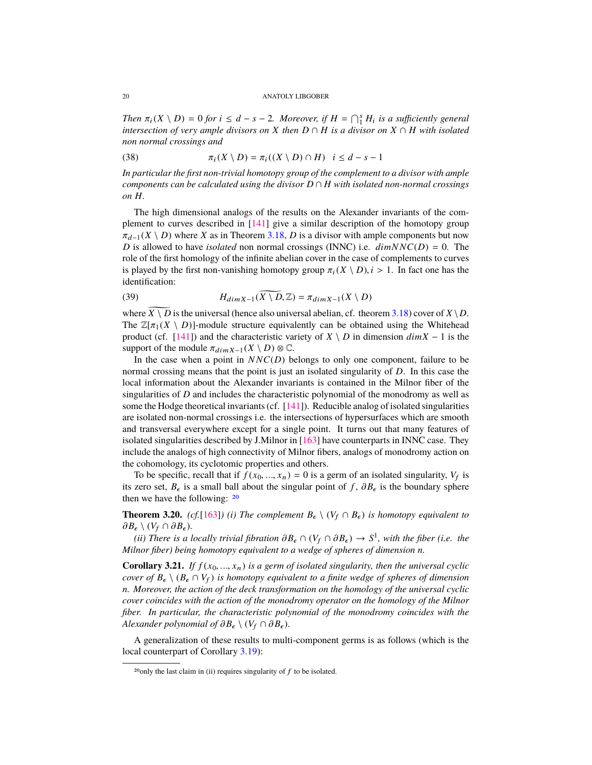*Then $\pi_i(X \setminus D) = 0$ for $i \le d - s - 2$. Moreover, if $H = \bigcap_1^s H_i$ is a sufficiently general intersection of very ample divisors on $X$ then $D \cap H$ is a divisor on $X \cap H$ with isolated non normal crossings and*

$$\pi_i(X \setminus D) = \pi_i((X \setminus D) \cap H) \quad i \le d - s - 1 \tag{38}$$

*In particular the first non-trivial homotopy group of the complement to a divisor with ample components can be calculated using the divisor $D \cap H$ with isolated non-normal crossings on $H$.*

The high dimensional analogs of the results on the Alexander invariants of the complement to curves described in [141] give a similar description of the homotopy group $\pi_{d-1}(X \setminus D)$ where $X$ as in Theorem 3.18, $D$ is a divisor with ample components but now $D$ is allowed to have *isolated* non normal crossings (INNC) i.e. $dim NNC(D) = 0$. The role of the first homology of the infinite abelian cover in the case of complements to curves is played by the first non-vanishing homotopy group $\pi_i(X \setminus D), i > 1$. In fact one has the identification:

$$H_{dim X-1}(\widetilde{X \setminus D}, \mathbb{Z}) = \pi_{dim X-1}(X \setminus D) \tag{39}$$

where $\widetilde{X \setminus D}$ is the universal (hence also universal abelian, cf. theorem 3.18) cover of $X \setminus D$. The $\mathbb{Z}[\pi_1(X \setminus D)]$-module structure equivalently can be obtained using the Whitehead product (cf. [141]) and the characteristic variety of $X \setminus D$ in dimension $dim X - 1$ is the support of the module $\pi_{dim X-1}(X \setminus D) \otimes \mathbb{C}$.

In the case when a point in $NNC(D)$ belongs to only one component, failure to be normal crossing means that the point is just an isolated singularity of $D$. In this case the local information about the Alexander invariants is contained in the Milnor fiber of the singularities of $D$ and includes the characteristic polynomial of the monodromy as well as some the Hodge theoretical invariants (cf. [141]). Reducible analog of isolated singularities are isolated non-normal crossings i.e. the intersections of hypersurfaces which are smooth and transversal everywhere except for a single point. It turns out that many features of isolated singularities described by J.Milnor in [163] have counterparts in INNC case. They include the analogs of high connectivity of Milnor fibers, analogs of monodromy action on the cohomology, its cyclotomic properties and others.

To be specific, recall that if $f(x_0, ..., x_n) = 0$ is a germ of an isolated singularity, $V_f$ is its zero set, $B_\epsilon$ is a small ball about the singular point of $f$, $\partial B_\epsilon$ is the boundary sphere then we have the following: [20]

**Theorem 3.20.** *(cf.[163]) (i) The complement $B_\epsilon \setminus (V_f \cap B_\epsilon)$ is homotopy equivalent to $\partial B_\epsilon \setminus (V_f \cap \partial B_\epsilon)$.*

*(ii) There is a locally trivial fibration $\partial B_\epsilon \cap (V_f \cap \partial B_\epsilon) \to S^1$, with the fiber (i.e. the Milnor fiber) being homotopy equivalent to a wedge of spheres of dimension $n$.*

**Corollary 3.21.** *If $f(x_0, ..., x_n)$ is a germ of isolated singularity, then the universal cyclic cover of $B_\epsilon \setminus (B_\epsilon \cap V_f)$ is homotopy equivalent to a finite wedge of spheres of dimension $n$. Moreover, the action of the deck transformation on the homology of the universal cyclic cover coincides with the action of the monodromy operator on the homology of the Milnor fiber. In particular, the characteristic polynomial of the monodromy coincides with the Alexander polynomial of $\partial B_\epsilon \setminus (V_f \cap \partial B_\epsilon)$.*

A generalization of these results to multi-component germs is as follows (which is the local counterpart of Corollary 3.19):

[20] only the last claim in (ii) requires singularity of $f$ to be isolated.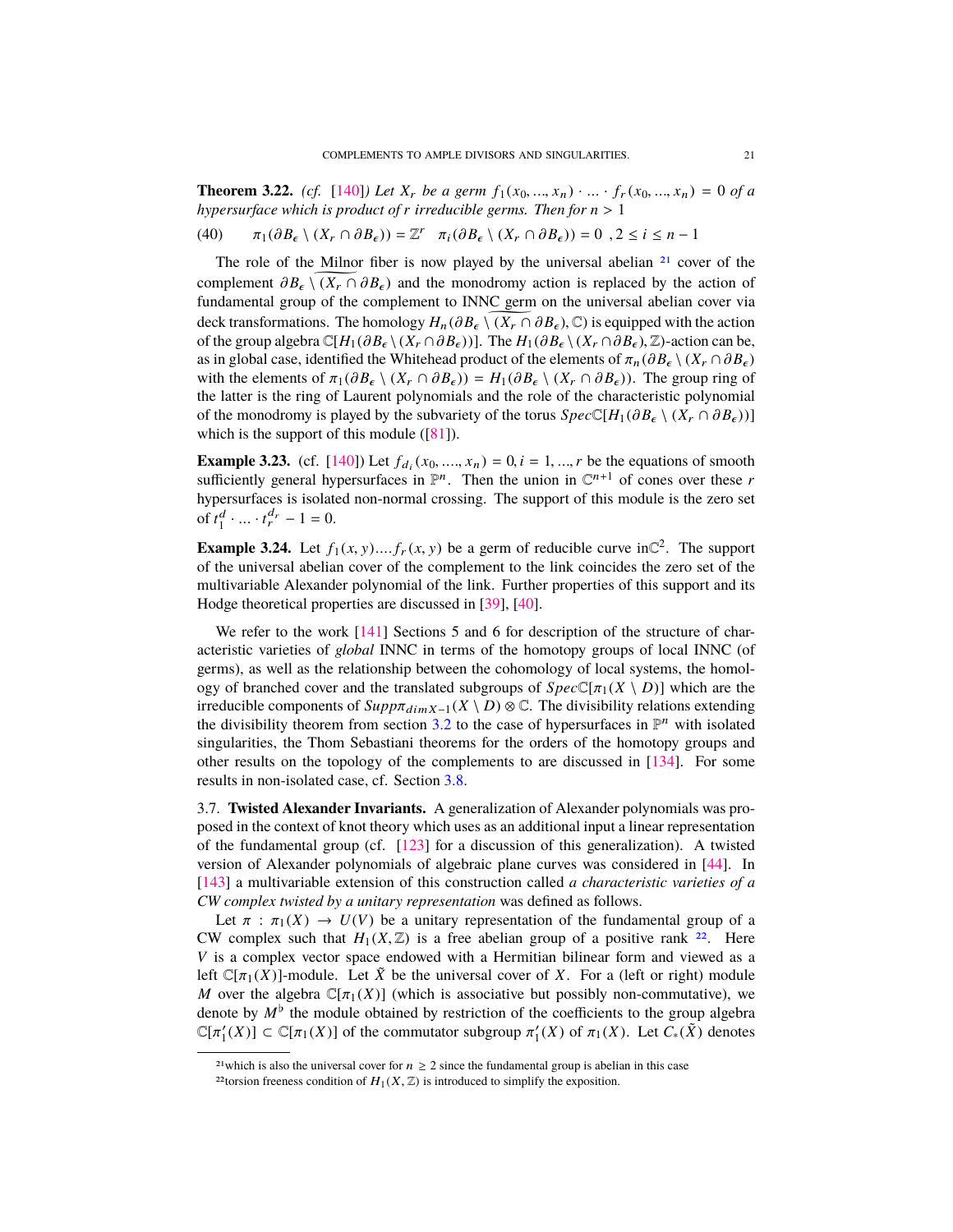**Theorem 3.22.** *(cf. [140]) Let $X_r$ be a germ $f_1(x_0,...,x_n)\cdot ... \cdot f_r(x_0,...,x_n) = 0$ of a hypersurface which is product of $r$ irreducible germs. Then for $n > 1$*

$$\pi_1(\partial B_\epsilon \setminus (X_r \cap \partial B_\epsilon)) = \mathbb{Z}^r \quad \pi_i(\partial B_\epsilon \setminus (X_r \cap \partial B_\epsilon)) = 0 \ \ , 2 \le i \le n-1 \tag{40}$$

The role of the Milnor fiber is now played by the universal abelian [21] cover of the complement $\widetilde{\partial B_\epsilon \setminus (X_r \cap \partial B_\epsilon)}$ and the monodromy action is replaced by the action of fundamental group of the complement to INNC germ on the universal abelian cover via deck transformations. The homology $H_n(\widetilde{\partial B_\epsilon \setminus (X_r \cap \partial B_\epsilon)}, \mathbb{C})$ is equipped with the action of the group algebra $\mathbb{C}[H_1(\partial B_\epsilon \setminus (X_r \cap \partial B_\epsilon))]$. The $H_1(\partial B_\epsilon \setminus (X_r \cap \partial B_\epsilon), \mathbb{Z})$-action can be, as in global case, identified the Whitehead product of the elements of $\pi_n(\partial B_\epsilon \setminus (X_r \cap \partial B_\epsilon)$ with the elements of $\pi_1(\partial B_\epsilon \setminus (X_r \cap \partial B_\epsilon)) = H_1(\partial B_\epsilon \setminus (X_r \cap \partial B_\epsilon))$. The group ring of the latter is the ring of Laurent polynomials and the role of the characteristic polynomial of the monodromy is played by the subvariety of the torus $Spec\mathbb{C}[H_1(\partial B_\epsilon \setminus (X_r \cap \partial B_\epsilon))]$ which is the support of this module ([81]).

**Example 3.23.** (cf. [140]) Let $f_{d_i}(x_0, ...., x_n) = 0, i = 1, ..., r$ be the equations of smooth sufficiently general hypersurfaces in $\mathbb{P}^n$. Then the union in $\mathbb{C}^{n+1}$ of cones over these $r$ hypersurfaces is isolated non-normal crossing. The support of this module is the zero set of $t_1^d \cdot ... \cdot t_r^{d_r} - 1 = 0$.

**Example 3.24.** Let $f_1(x,y)....f_r(x,y)$ be a germ of reducible curve in$\mathbb{C}^2$. The support of the universal abelian cover of the complement to the link coincides the zero set of the multivariable Alexander polynomial of the link. Further properties of this support and its Hodge theoretical properties are discussed in [39], [40].

We refer to the work [141] Sections 5 and 6 for description of the structure of characteristic varieties of *global* INNC in terms of the homotopy groups of local INNC (of germs), as well as the relationship between the cohomology of local systems, the homology of branched cover and the translated subgroups of $Spec\mathbb{C}[\pi_1(X \setminus D)]$ which are the irreducible components of $Supp\pi_{dimX-1}(X \setminus D) \otimes \mathbb{C}$. The divisibility relations extending the divisibility theorem from section 3.2 to the case of hypersurfaces in $\mathbb{P}^n$ with isolated singularities, the Thom Sebastiani theorems for the orders of the homotopy groups and other results on the topology of the complements to are discussed in [134]. For some results in non-isolated case, cf. Section 3.8.

3.7. **Twisted Alexander Invariants.** A generalization of Alexander polynomials was proposed in the context of knot theory which uses as an additional input a linear representation of the fundamental group (cf. [123] for a discussion of this generalization). A twisted version of Alexander polynomials of algebraic plane curves was considered in [44]. In [143] a multivariable extension of this construction called *a characteristic varieties of a CW complex twisted by a unitary representation* was defined as follows.

Let $\pi : \pi_1(X) \to U(V)$ be a unitary representation of the fundamental group of a CW complex such that $H_1(X, \mathbb{Z})$ is a free abelian group of a positive rank [22]. Here $V$ is a complex vector space endowed with a Hermitian bilinear form and viewed as a left $\mathbb{C}[\pi_1(X)]$-module. Let $\tilde{X}$ be the universal cover of $X$. For a (left or right) module $M$ over the algebra $\mathbb{C}[\pi_1(X)]$ (which is associative but possibly non-commutative), we denote by $M^\flat$ the module obtained by restriction of the coefficients to the group algebra $\mathbb{C}[\pi'_1(X)] \subset \mathbb{C}[\pi_1(X)]$ of the commutator subgroup $\pi'_1(X)$ of $\pi_1(X)$. Let $C_*(\tilde{X})$ denotes

[21] which is also the universal cover for $n \ge 2$ since the fundamental group is abelian in this case

[22] torsion freeness condition of $H_1(X, \mathbb{Z})$ is introduced to simplify the exposition.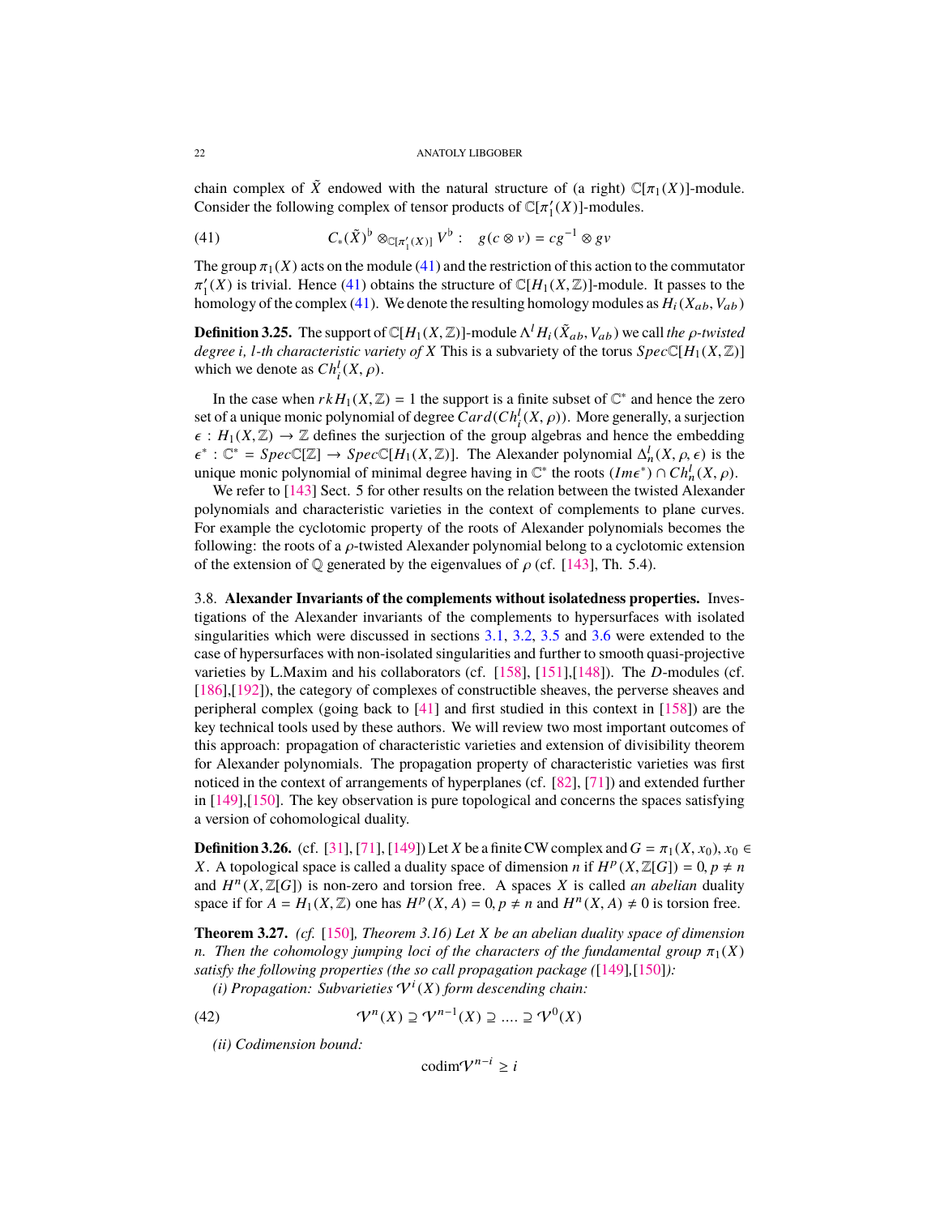chain complex of $\tilde{X}$ endowed with the natural structure of (a right) $\mathbb{C}[\pi_1(X)]$-module. Consider the following complex of tensor products of $\mathbb{C}[\pi_1'(X)]$-modules.

$$C_*(\tilde{X})^\flat \otimes_{\mathbb{C}[\pi_1'(X)]} V^\flat : \quad g(c \otimes v) = cg^{-1} \otimes gv \tag{41}$$

The group $\pi_1(X)$ acts on the module (41) and the restriction of this action to the commutator $\pi_1'(X)$ is trivial. Hence (41) obtains the structure of $\mathbb{C}[H_1(X,\mathbb{Z})]$-module. It passes to the homology of the complex (41). We denote the resulting homology modules as $H_i(X_{ab}, V_{ab})$

**Definition 3.25.** The support of $\mathbb{C}[H_1(X,\mathbb{Z})]$-module $\Lambda^l H_i(\tilde{X}_{ab}, V_{ab})$ we call *the $\rho$-twisted degree $i$, $l$-th characteristic variety of $X$* This is a subvariety of the torus $Spec\mathbb{C}[H_1(X,\mathbb{Z})]$ which we denote as $Ch_i^l(X,\rho)$.

In the case when $rkH_1(X,\mathbb{Z}) = 1$ the support is a finite subset of $\mathbb{C}^*$ and hence the zero set of a unique monic polynomial of degree $Card(Ch_i^l(X,\rho))$. More generally, a surjection $\epsilon : H_1(X,\mathbb{Z}) \to \mathbb{Z}$ defines the surjection of the group algebras and hence the embedding $\epsilon^* : \mathbb{C}^* = Spec\mathbb{C}[\mathbb{Z}] \to Spec\mathbb{C}[H_1(X,\mathbb{Z})]$. The Alexander polynomial $\Delta_n^l(X,\rho,\epsilon)$ is the unique monic polynomial of minimal degree having in $\mathbb{C}^*$ the roots $(Im\epsilon^*) \cap Ch_n^l(X,\rho)$.

We refer to [143] Sect. 5 for other results on the relation between the twisted Alexander polynomials and characteristic varieties in the context of complements to plane curves. For example the cyclotomic property of the roots of Alexander polynomials becomes the following: the roots of a $\rho$-twisted Alexander polynomial belong to a cyclotomic extension of the extension of $\mathbb{Q}$ generated by the eigenvalues of $\rho$ (cf. [143], Th. 5.4).

3.8. **Alexander Invariants of the complements without isolatedness properties.** Investigations of the Alexander invariants of the complements to hypersurfaces with isolated singularities which were discussed in sections 3.1, 3.2, 3.5 and 3.6 were extended to the case of hypersurfaces with non-isolated singularities and further to smooth quasi-projective varieties by L.Maxim and his collaborators (cf. [158], [151],[148]). The $D$-modules (cf. [186],[192]), the category of complexes of constructible sheaves, the perverse sheaves and peripheral complex (going back to [41] and first studied in this context in [158]) are the key technical tools used by these authors. We will review two most important outcomes of this approach: propagation of characteristic varieties and extension of divisibility theorem for Alexander polynomials. The propagation property of characteristic varieties was first noticed in the context of arrangements of hyperplanes (cf. [82], [71]) and extended further in [149],[150]. The key observation is pure topological and concerns the spaces satisfying a version of cohomological duality.

**Definition 3.26.** (cf. [31], [71], [149]) Let $X$ be a finite CW complex and $G = \pi_1(X,x_0)$, $x_0 \in X$. A topological space is called a duality space of dimension $n$ if $H^p(X,\mathbb{Z}[G]) = 0, p \neq n$ and $H^n(X,\mathbb{Z}[G])$ is non-zero and torsion free. A spaces $X$ is called *an abelian* duality space if for $A = H_1(X,\mathbb{Z})$ one has $H^p(X,A) = 0, p \neq n$ and $H^n(X,A) \neq 0$ is torsion free.

**Theorem 3.27.** *(cf. [150], Theorem 3.16) Let X be an abelian duality space of dimension n. Then the cohomology jumping loci of the characters of the fundamental group $\pi_1(X)$ satisfy the following properties (the so call propagation package ([149],[150]):*

*(i) Propagation: Subvarieties $\mathcal{V}^i(X)$ form descending chain:*

$$\mathcal{V}^n(X) \supseteq \mathcal{V}^{n-1}(X) \supseteq .... \supseteq \mathcal{V}^0(X) \tag{42}$$

*(ii) Codimension bound:*

$$\text{codim}\mathcal{V}^{n-i} \geq i$$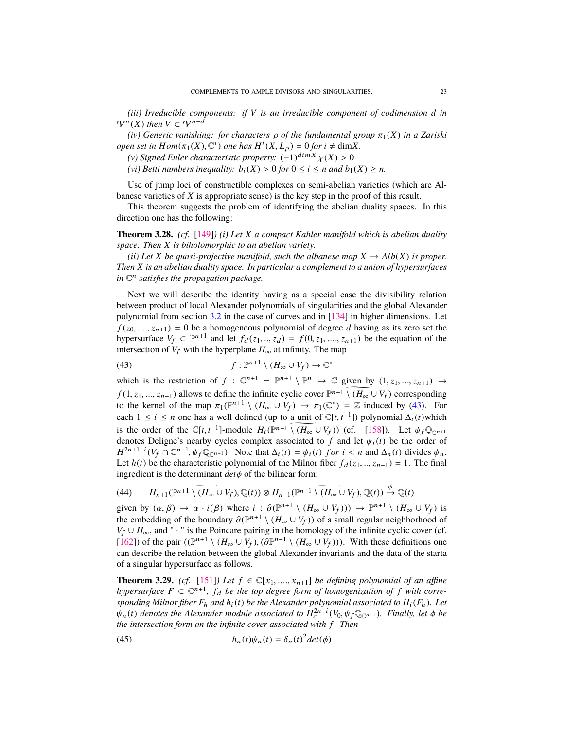*(iii) Irreducible components: if $V$ is an irreducible component of codimension $d$ in $\mathcal{V}^n(X)$ then $V \subset \mathcal{V}^{n-d}$*

*(iv) Generic vanishing: for characters $\rho$ of the fundamental group $\pi_1(X)$ in a Zariski open set in $Hom(\pi_1(X), \mathbb{C}^*)$ one has $H^i(X, L_\rho) = 0$ for $i \neq \dim X$.*

*(v) Signed Euler characteristic property: $(-1)^{dim X}\chi(X) > 0$*

*(vi) Betti numbers inequality: $b_i(X) > 0$ for $0 \le i \le n$ and $b_1(X) \ge n$.*

Use of jump loci of constructible complexes on semi-abelian varieties (which are Albanese varieties of $X$ is appropriate sense) is the key step in the proof of this result.

This theorem suggests the problem of identifying the abelian duality spaces. In this direction one has the following:

**Theorem 3.28.** *(cf. [149]) (i) Let $X$ a compact Kahler manifold which is abelian duality space. Then $X$ is biholomorphic to an abelian variety.*

*(ii) Let $X$ be quasi-projective manifold, such the albanese map $X \to Alb(X)$ is proper. Then $X$ is an abelian duality space. In particular a complement to a union of hypersurfaces in $\mathbb{C}^n$ satisfies the propagation package.*

Next we will describe the identity having as a special case the divisibility relation between product of local Alexander polynomials of singularities and the global Alexander polynomial from section 3.2 in the case of curves and in [134] in higher dimensions. Let $f(z_0, ...., z_{n+1}) = 0$ be a homogeneous polynomial of degree $d$ having as its zero set the hypersurface $V_f \subset \mathbb{P}^{n+1}$ and let $f_d(z_1, .., z_d) = f(0, z_1, ...., z_{n+1})$ be the equation of the intersection of $V_f$ with the hyperplane $H_\infty$ at infinity. The map

$$f : \mathbb{P}^{n+1} \setminus (H_\infty \cup V_f) \to \mathbb{C}^* \tag{43}$$

which is the restriction of $f : \mathbb{C}^{n+1} = \mathbb{P}^{n+1} \setminus \mathbb{P}^n \to \mathbb{C}$ given by $(1, z_1, ..., z_{n+1}) \to f(1, z_1, ..., z_{n+1})$ allows to define the infinite cyclic cover $\widetilde{\mathbb{P}^{n+1} \setminus (H_\infty \cup V_f)}$ corresponding to the kernel of the map $\pi_1(\mathbb{P}^{n+1} \setminus (H_\infty \cup V_f) \to \pi_1(\mathbb{C}^*) = \mathbb{Z}$ induced by (43). For each $1 \le i \le n$ one has a well defined (up to a unit of $\mathbb{C}[t, t^{-1}]$) polynomial $\Delta_i(t)$which is the order of the $\mathbb{C}[t, t^{-1}]$-module $H_i(\widetilde{\mathbb{P}^{n+1} \setminus (H_\infty \cup V_f)})$ (cf. [158]). Let $\psi_f \mathbb{Q}_{\mathbb{C}^{n+1}}$ denotes Deligne's nearby cycles complex associated to $f$ and let $\psi_i(t)$ be the order of $H^{2n+1-i}(V_f \cap \mathbb{C}^{n+1}, \psi_f \mathbb{Q}_{\mathbb{C}^{n+1}})$. Note that $\Delta_i(t) = \psi_i(t)$ *for* $i < n$ and $\Delta_n(t)$ divides $\psi_n$. Let $h(t)$ be the characteristic polynomial of the Milnor fiber $f_d(z_1, .., z_{n+1}) = 1$. The final ingredient is the determinant $det\phi$ of the bilinear form:

$$H_{n+1}(\widetilde{\mathbb{P}^{n+1} \setminus (H_\infty \cup V_f)}, \mathbb{Q}(t)) \otimes H_{n+1}(\widetilde{\mathbb{P}^{n+1} \setminus (H_\infty \cup V_f)}, \mathbb{Q}(t)) \xrightarrow{\phi} \mathbb{Q}(t) \tag{44}$$

given by $(\alpha, \beta) \to \alpha \cdot i(\beta)$ where $i : \partial(\mathbb{P}^{n+1} \setminus (H_\infty \cup V_f))) \to \mathbb{P}^{n+1} \setminus (H_\infty \cup V_f)$ is the embedding of the boundary $\partial(\mathbb{P}^{n+1} \setminus (H_\infty \cup V_f))$ of a small regular neighborhood of $V_f \cup H_\infty$, and " $\cdot$ " is the Poincare pairing in the homology of the infinite cyclic cover (cf. [162]) of the pair $((\mathbb{P}^{n+1} \setminus (H_\infty \cup V_f), (\partial\mathbb{P}^{n+1} \setminus (H_\infty \cup V_f)))$. With these definitions one can describe the relation between the global Alexander invariants and the data of the starta of a singular hypersurface as follows.

**Theorem 3.29.** *(cf. [151]) Let $f \in \mathbb{C}[x_1, ...., x_{n+1}]$ be defining polynomial of an affine hypersurface $F \subset \mathbb{C}^{n+1}$, $f_d$ be the top degree form of homogenization of $f$ with corresponding Milnor fiber $F_h$ and $h_i(t)$ be the Alexander polynomial associated to $H_i(F_h)$. Let $\psi_n(t)$ denotes the Alexander module associated to $H^{2n-i}_c(V_0, \psi_f \mathbb{Q}_{\mathbb{C}^{n+1}})$. Finally, let $\phi$ be the intersection form on the infinite cover associated with $f$. Then*

$$h_n(t)\psi_n(t) = \delta_n(t)^2 det(\phi) \tag{45}$$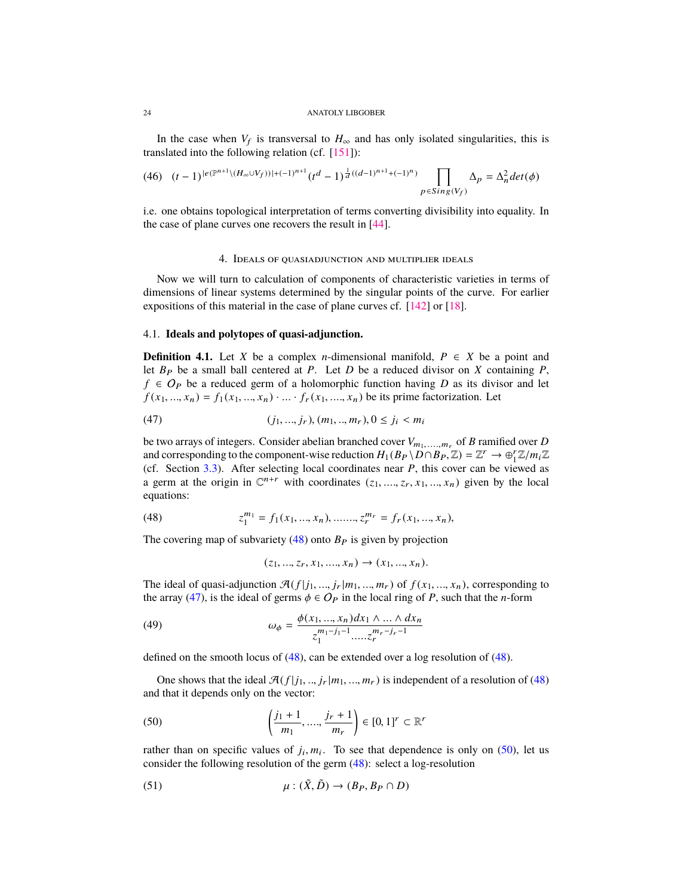In the case when $V_f$ is transversal to $H_\infty$ and has only isolated singularities, this is translated into the following relation (cf. [151]):

$$(t-1)^{|e(\mathbb{P}^{n+1}\setminus(H_\infty\cup V_f))|+(-1)^{n+1}}(t^d-1)^{\frac{1}{d}((d-1)^{n+1}+(-1)^n)}\prod_{p\in Sing(V_f)}\Delta_p=\Delta_n^2 det(\phi) \tag{46}$$

i.e. one obtains topological interpretation of terms converting divisibility into equality. In the case of plane curves one recovers the result in [44].

## 4. Ideals of quasiadjunction and multiplier ideals

Now we will turn to calculation of components of characteristic varieties in terms of dimensions of linear systems determined by the singular points of the curve. For earlier expositions of this material in the case of plane curves cf. [142] or [18].

### 4.1. Ideals and polytopes of quasi-adjunction.

**Definition 4.1.** Let $X$ be a complex $n$-dimensional manifold, $P\in X$ be a point and let $B_P$ be a small ball centered at $P$. Let $D$ be a reduced divisor on $X$ containing $P$, $f\in O_P$ be a reduced germ of a holomorphic function having $D$ as its divisor and let $f(x_1,...,x_n)=f_1(x_1,...,x_n)\cdot...\cdot f_r(x_1,....,x_n)$ be its prime factorization. Let

$$(j_1,...,j_r),(m_1,..,m_r),0\le j_i<m_i \tag{47}$$

be two arrays of integers. Consider abelian branched cover $V_{m_1,....,m_r}$ of $B$ ramified over $D$ and corresponding to the component-wise reduction $H_1(B_P\setminus D\cap B_P,\mathbb{Z})=\mathbb{Z}^r\to\oplus_1^r\mathbb{Z}/m_i\mathbb{Z}$ (cf. Section 3.3). After selecting local coordinates near $P$, this cover can be viewed as a germ at the origin in $\mathbb{C}^{n+r}$ with coordinates $(z_1,....,z_r,x_1,...,x_n)$ given by the local equations:

$$z_1^{m_1}=f_1(x_1,...,x_n),.......,z_r^{m_r}=f_r(x_1,...,x_n), \tag{48}$$

The covering map of subvariety (48) onto $B_P$ is given by projection

$$(z_1,...,z_r,x_1,....,x_n)\to(x_1,...,x_n).$$

The ideal of quasi-adjunction $\mathcal{A}(f|j_1,...,j_r|m_1,...,m_r)$ of $f(x_1,...,x_n)$, corresponding to the array (47), is the ideal of germs $\phi\in O_P$ in the local ring of $P$, such that the $n$-form

$$\omega_\phi=\frac{\phi(x_1,...,x_n)dx_1\wedge...\wedge dx_n}{z_1^{m_1-j_1-1}.....z_r^{m_r-j_r-1}} \tag{49}$$

defined on the smooth locus of (48), can be extended over a log resolution of (48).

One shows that the ideal $\mathcal{A}(f|j_1,..,j_r|m_1,...,m_r)$ is independent of a resolution of (48) and that it depends only on the vector:

$$\left(\frac{j_1+1}{m_1},....,\frac{j_r+1}{m_r}\right)\in[0,1]^r\subset\mathbb{R}^r \tag{50}$$

rather than on specific values of $j_i,m_i$. To see that dependence is only on (50), let us consider the following resolution of the germ (48): select a log-resolution

$$\mu:(\tilde{X},\tilde{D})\to(B_P,B_P\cap D) \tag{51}$$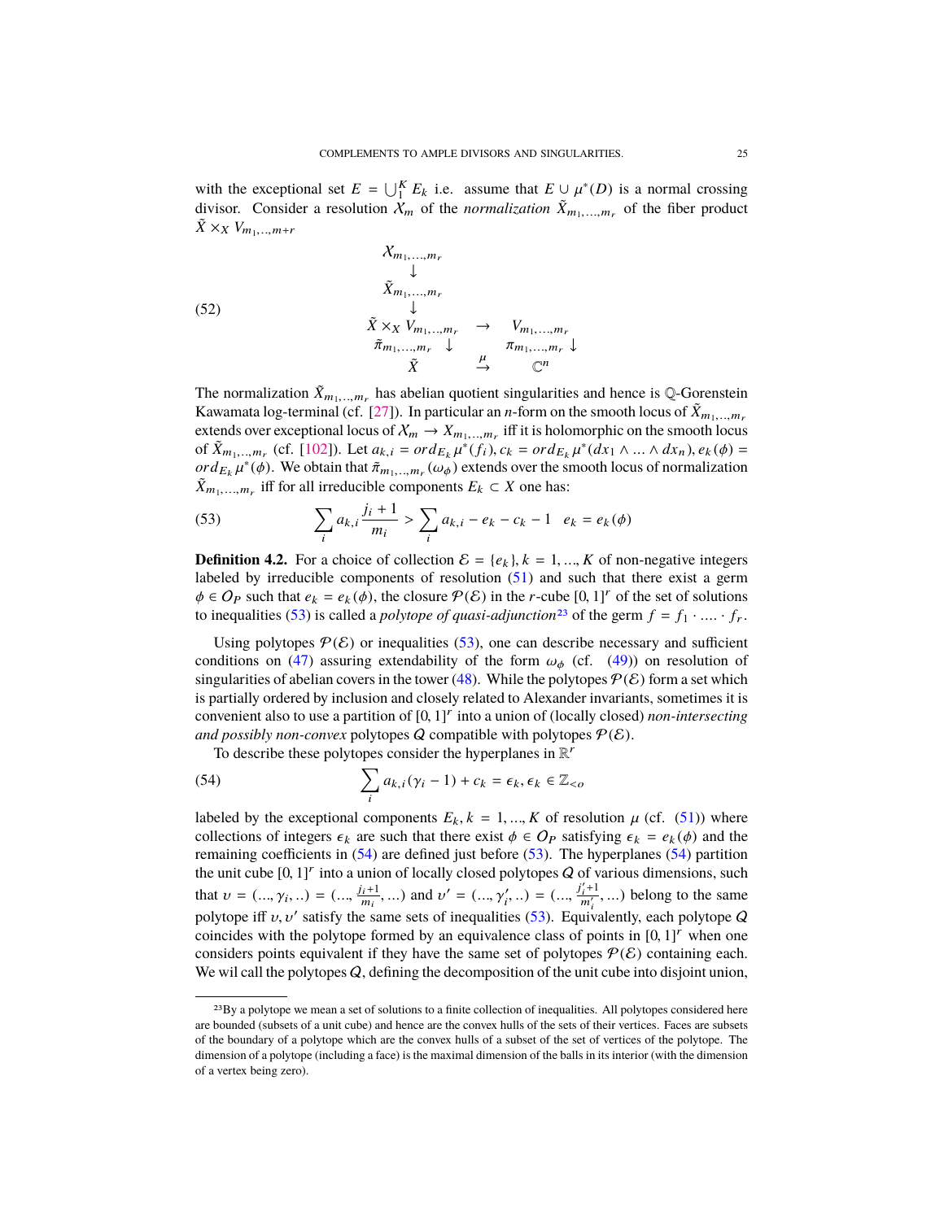with the exceptional set $E = \bigcup_1^K E_k$ i.e. assume that $E \cup \mu^*(D)$ is a normal crossing divisor. Consider a resolution $\mathcal{X}_m$ of the *normalization* $\tilde{X}_{m_1,\ldots,m_r}$ of the fiber product $\tilde{X} \times_X V_{m_1,..,m+r}$

$$
(52) \qquad
\begin{array}{ccc}
\mathcal{X}_{m_1,\ldots,m_r} & & \\
\downarrow & & \\
\tilde{X}_{m_1,\ldots,m_r} & & \\
\downarrow & & \\
\tilde{X} \times_X V_{m_1,..,m_r} & \rightarrow & V_{m_1,\ldots,m_r} \\
\tilde{\pi}_{m_1,\ldots,m_r} \downarrow & & \pi_{m_1,\ldots,m_r} \downarrow \\
\tilde{X} & \stackrel{\mu}{\rightarrow} & \mathbb{C}^n
\end{array}
$$

The normalization $\tilde{X}_{m_1,..,m_r}$ has abelian quotient singularities and hence is $\mathbb{Q}$-Gorenstein Kawamata log-terminal (cf. [27]). In particular an $n$-form on the smooth locus of $\tilde{X}_{m_1,..,m_r}$ extends over exceptional locus of $\mathcal{X}_m \rightarrow X_{m_1,..,m_r}$ iff it is holomorphic on the smooth locus of $\tilde{X}_{m_1,..,m_r}$ (cf. [102]). Let $a_{k,i} = ord_{E_k}\mu^*(f_i), c_k = ord_{E_k}\mu^*(dx_1 \wedge \ldots \wedge dx_n), e_k(\phi) = ord_{E_k}\mu^*(\phi)$. We obtain that $\tilde{\pi}_{m_1,..,m_r}(\omega_\phi)$ extends over the smooth locus of normalization $\tilde{X}_{m_1,\ldots,m_r}$ iff for all irreducible components $E_k \subset X$ one has:

$$
(53) \qquad \sum_i a_{k,i}\frac{j_i+1}{m_i} > \sum_i a_{k,i} - e_k - c_k - 1 \quad e_k = e_k(\phi)
$$

**Definition 4.2.** For a choice of collection $\mathcal{E} = \{e_k\}, k = 1, \ldots, K$ of non-negative integers labeled by irreducible components of resolution (51) and such that there exist a germ $\phi \in O_P$ such that $e_k = e_k(\phi)$, the closure $\mathcal{P}(\mathcal{E})$ in the $r$-cube $[0,1]^r$ of the set of solutions to inequalities (53) is called a *polytope of quasi-adjunction*[23] of the germ $f = f_1 \cdot \ldots \cdot f_r$.

Using polytopes $\mathcal{P}(\mathcal{E})$ or inequalities (53), one can describe necessary and sufficient conditions on (47) assuring extendability of the form $\omega_\phi$ (cf. (49)) on resolution of singularities of abelian covers in the tower (48). While the polytopes $\mathcal{P}(\mathcal{E})$ form a set which is partially ordered by inclusion and closely related to Alexander invariants, sometimes it is convenient also to use a partition of $[0,1]^r$ into a union of (locally closed) *non-intersecting and possibly non-convex* polytopes $\mathcal{Q}$ compatible with polytopes $\mathcal{P}(\mathcal{E})$.

To describe these polytopes consider the hyperplanes in $\mathbb{R}^r$

$$
(54) \qquad \sum_i a_{k,i}(\gamma_i - 1) + c_k = \epsilon_k, \epsilon_k \in \mathbb{Z}_{<o}
$$

labeled by the exceptional components $E_k, k = 1, \ldots, K$ of resolution $\mu$ (cf. (51)) where collections of integers $\epsilon_k$ are such that there exist $\phi \in O_P$ satisfying $\epsilon_k = e_k(\phi)$ and the remaining coefficients in (54) are defined just before (53). The hyperplanes (54) partition the unit cube $[0,1]^r$ into a union of locally closed polytopes $\mathcal{Q}$ of various dimensions, such that $\upsilon = (\ldots, \gamma_i, ..) = (\ldots, \frac{j_i+1}{m_i}, \ldots)$ and $\upsilon' = (\ldots, \gamma_i', ..) = (\ldots, \frac{j_i'+1}{m_i'}, \ldots)$ belong to the same polytope iff $\upsilon, \upsilon'$ satisfy the same sets of inequalities (53). Equivalently, each polytope $\mathcal{Q}$ coincides with the polytope formed by an equivalence class of points in $[0,1]^r$ when one considers points equivalent if they have the same set of polytopes $\mathcal{P}(\mathcal{E})$ containing each. We wil call the polytopes $\mathcal{Q}$, defining the decomposition of the unit cube into disjoint union,

---

[23] By a polytope we mean a set of solutions to a finite collection of inequalities. All polytopes considered here are bounded (subsets of a unit cube) and hence are the convex hulls of the sets of their vertices. Faces are subsets of the boundary of a polytope which are the convex hulls of a subset of the set of vertices of the polytope. The dimension of a polytope (including a face) is the maximal dimension of the balls in its interior (with the dimension of a vertex being zero).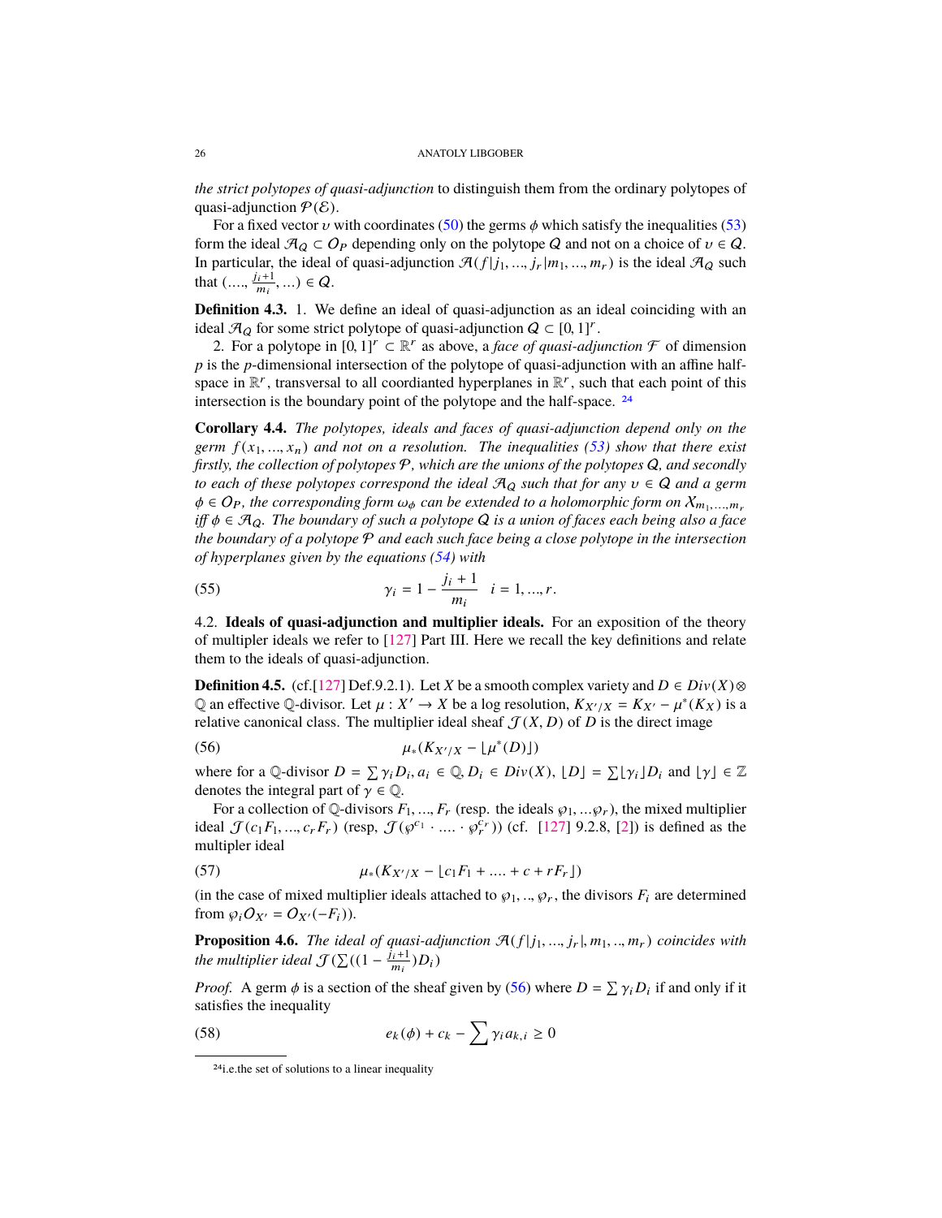*the strict polytopes of quasi-adjunction* to distinguish them from the ordinary polytopes of quasi-adjunction $\mathcal{P}(\mathcal{E})$.

For a fixed vector $v$ with coordinates (50) the germs $\phi$ which satisfy the inequalities (53) form the ideal $\mathcal{A}_Q \subset O_P$ depending only on the polytope $Q$ and not on a choice of $v \in Q$. In particular, the ideal of quasi-adjunction $\mathcal{A}(f|j_1,...,j_r|m_1,...,m_r)$ is the ideal $\mathcal{A}_Q$ such that $(....,\frac{j_i+1}{m_i},...) \in Q$.

**Definition 4.3.** 1. We define an ideal of quasi-adjunction as an ideal coinciding with an ideal $\mathcal{A}_Q$ for some strict polytope of quasi-adjunction $Q \subset [0,1]^r$.

2. For a polytope in $[0,1]^r \subset \mathbb{R}^r$ as above, a *face of quasi-adjunction* $\mathcal{F}$ of dimension $p$ is the $p$-dimensional intersection of the polytope of quasi-adjunction with an affine half-space in $\mathbb{R}^r$, transversal to all coordianted hyperplanes in $\mathbb{R}^r$, such that each point of this intersection is the boundary point of the polytope and the half-space. [24]

**Corollary 4.4.** *The polytopes, ideals and faces of quasi-adjunction depend only on the germ $f(x_1,...,x_n)$ and not on a resolution. The inequalities (53) show that there exist firstly, the collection of polytopes $\mathcal{P}$, which are the unions of the polytopes $Q$, and secondly to each of these polytopes correspond the ideal $\mathcal{A}_Q$ such that for any $v \in Q$ and a germ $\phi \in O_P$, the corresponding form $\omega_\phi$ can be extended to a holomorphic form on $X_{m_1,...,m_r}$ iff $\phi \in \mathcal{A}_Q$. The boundary of such a polytope $Q$ is a union of faces each being also a face the boundary of a polytope $\mathcal{P}$ and each such face being a close polytope in the intersection of hyperplanes given by the equations (54) with*

$$\gamma_i = 1 - \frac{j_i+1}{m_i} \quad i = 1,...,r. \tag{55}$$

## 4.2. Ideals of quasi-adjunction and multiplier ideals.

For an exposition of the theory of multiplier ideals we refer to [127] Part III. Here we recall the key definitions and relate them to the ideals of quasi-adjunction.

**Definition 4.5.** (cf.[127] Def.9.2.1). Let $X$ be a smooth complex variety and $D \in Div(X) \otimes \mathbb{Q}$ an effective $\mathbb{Q}$-divisor. Let $\mu : X' \to X$ be a log resolution, $K_{X'/X} = K_{X'} - \mu^*(K_X)$ is a relative canonical class. The multiplier ideal sheaf $\mathcal{J}(X,D)$ of $D$ is the direct image

$$\mu_*(K_{X'/X} - \lfloor \mu^*(D) \rfloor) \tag{56}$$

where for a $\mathbb{Q}$-divisor $D = \sum \gamma_i D_i, a_i \in \mathbb{Q}, D_i \in Div(X)$, $\lfloor D \rfloor = \sum \lfloor \gamma_i \rfloor D_i$ and $\lfloor \gamma \rfloor \in \mathbb{Z}$ denotes the integral part of $\gamma \in \mathbb{Q}$.

For a collection of $\mathbb{Q}$-divisors $F_1,...,F_r$ (resp. the ideals $\wp_1,...\wp_r$), the mixed multiplier ideal $\mathcal{J}(c_1F_1,...,c_rF_r)$ (resp, $\mathcal{J}(\wp^{c_1} \cdot .... \cdot \wp_r^{c_r})$) (cf. [127] 9.2.8, [2]) is defined as the multiplier ideal

$$\mu_*(K_{X'/X} - \lfloor c_1F_1 + .... + c + rF_r \rfloor) \tag{57}$$

(in the case of mixed multiplier ideals attached to $\wp_1,..,\wp_r$, the divisors $F_i$ are determined from $\wp_i O_{X'} = O_{X'}(-F_i)$).

**Proposition 4.6.** *The ideal of quasi-adjunction $\mathcal{A}(f|j_1,...,j_r|,m_1,..,m_r)$ coincides with the multiplier ideal $\mathcal{J}(\sum((1-\frac{j_i+1}{m_i})D_i)$*

*Proof.* A germ $\phi$ is a section of the sheaf given by (56) where $D = \sum \gamma_i D_i$ if and only if it satisfies the inequality

$$e_k(\phi) + c_k - \sum \gamma_i a_{k,i} \geq 0 \tag{58}$$

[24] i.e.the set of solutions to a linear inequality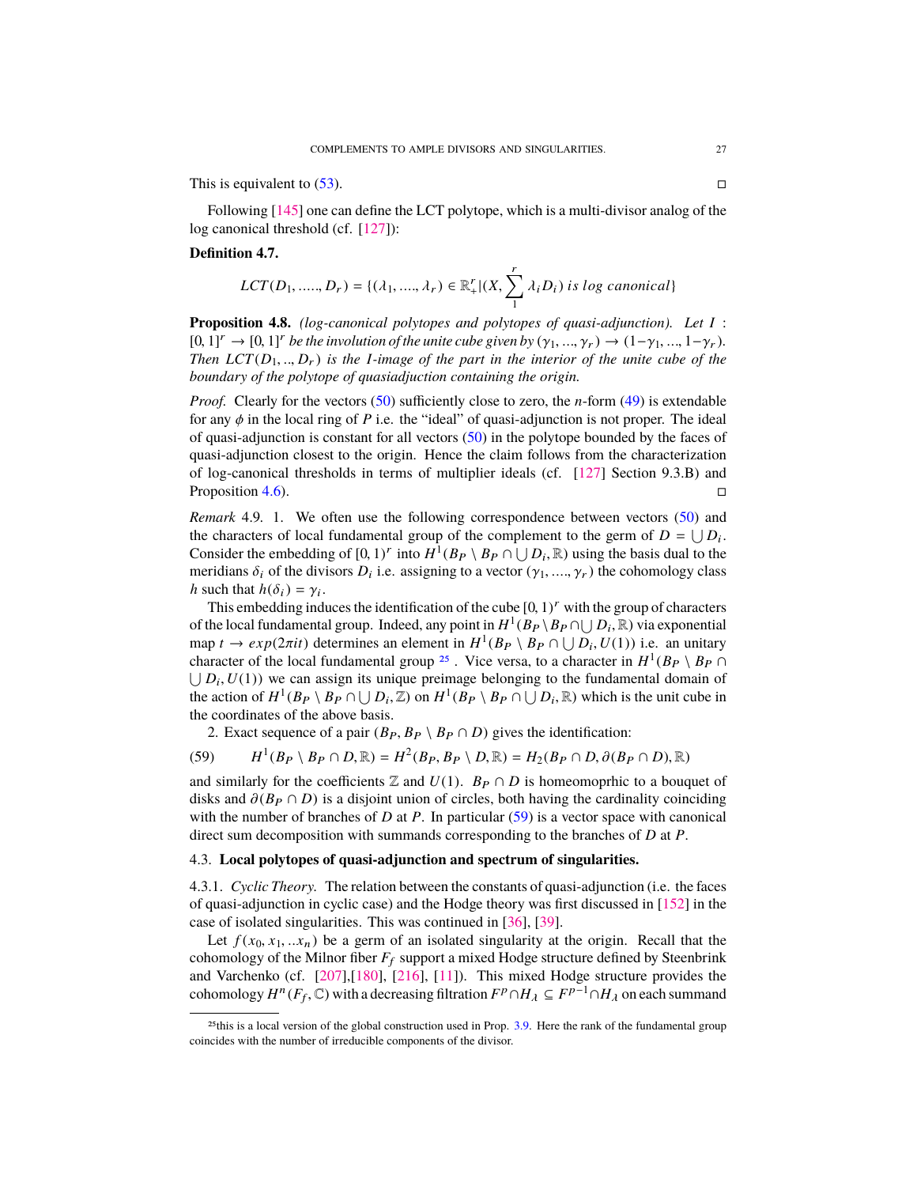This is equivalent to (53). ◻

Following [145] one can define the LCT polytope, which is a multi-divisor analog of the log canonical threshold (cf. [127]):

**Definition 4.7.**

$$LCT(D_1, ....., D_r) = \{(\lambda_1, ...., \lambda_r) \in \mathbb{R}^r_+ | (X, \sum_1^r \lambda_i D_i) \text{ is log canonical}\}$$

**Proposition 4.8.** *(log-canonical polytopes and polytopes of quasi-adjunction). Let $I : [0,1]^r \to [0,1]^r$ be the involution of the unite cube given by $(\gamma_1, ..., \gamma_r) \to (1-\gamma_1, ..., 1-\gamma_r)$. Then $LCT(D_1, .., D_r)$ is the $I$-image of the part in the interior of the unite cube of the boundary of the polytope of quasiadjuction containing the origin.*

*Proof.* Clearly for the vectors (50) sufficiently close to zero, the $n$-form (49) is extendable for any $\phi$ in the local ring of $P$ i.e. the "ideal" of quasi-adjunction is not proper. The ideal of quasi-adjunction is constant for all vectors (50) in the polytope bounded by the faces of quasi-adjunction closest to the origin. Hence the claim follows from the characterization of log-canonical thresholds in terms of multiplier ideals (cf. [127] Section 9.3.B) and Proposition 4.6). ◻

*Remark* 4.9. 1. We often use the following correspondence between vectors (50) and the characters of local fundamental group of the complement to the germ of $D = \bigcup D_i$. Consider the embedding of $[0,1)^r$ into $H^1(B_P \setminus B_P \cap \bigcup D_i, \mathbb{R})$ using the basis dual to the meridians $\delta_i$ of the divisors $D_i$ i.e. assigning to a vector $(\gamma_1, ...., \gamma_r)$ the cohomology class $h$ such that $h(\delta_i) = \gamma_i$.

This embedding induces the identification of the cube $[0,1)^r$ with the group of characters of the local fundamental group. Indeed, any point in $H^1(B_P \setminus B_P \cap \bigcup D_i, \mathbb{R})$ via exponential map $t \to exp(2\pi i t)$ determines an element in $H^1(B_P \setminus B_P \cap \bigcup D_i, U(1))$ i.e. an unitary character of the local fundamental group [25]. Vice versa, to a character in $H^1(B_P \setminus B_P \cap \bigcup D_i, U(1))$ we can assign its unique preimage belonging to the fundamental domain of the action of $H^1(B_P \setminus B_P \cap \bigcup D_i, \mathbb{Z})$ on $H^1(B_P \setminus B_P \cap \bigcup D_i, \mathbb{R})$ which is the unit cube in the coordinates of the above basis.

2. Exact sequence of a pair $(B_P, B_P \setminus B_P \cap D)$ gives the identification:

$$H^1(B_P \setminus B_P \cap D, \mathbb{R}) = H^2(B_P, B_P \setminus D, \mathbb{R}) = H_2(B_P \cap D, \partial(B_P \cap D), \mathbb{R}) \tag{59}$$

and similarly for the coefficients $\mathbb{Z}$ and $U(1)$. $B_P \cap D$ is homeomoprhic to a bouquet of disks and $\partial(B_P \cap D)$ is a disjoint union of circles, both having the cardinality coinciding with the number of branches of $D$ at $P$. In particular (59) is a vector space with canonical direct sum decomposition with summands corresponding to the branches of $D$ at $P$.

### 4.3. **Local polytopes of quasi-adjunction and spectrum of singularities.**

4.3.1. *Cyclic Theory.* The relation between the constants of quasi-adjunction (i.e. the faces of quasi-adjunction in cyclic case) and the Hodge theory was first discussed in [152] in the case of isolated singularities. This was continued in [36], [39].

Let $f(x_0, x_1, ..x_n)$ be a germ of an isolated singularity at the origin. Recall that the cohomology of the Milnor fiber $F_f$ support a mixed Hodge structure defined by Steenbrink and Varchenko (cf. [207],[180], [216], [11]). This mixed Hodge structure provides the cohomology $H^n(F_f, \mathbb{C})$ with a decreasing filtration $F^p \cap H_\lambda \subseteq F^{p-1} \cap H_\lambda$ on each summand

[25] this is a local version of the global construction used in Prop. 3.9. Here the rank of the fundamental group coincides with the number of irreducible components of the divisor.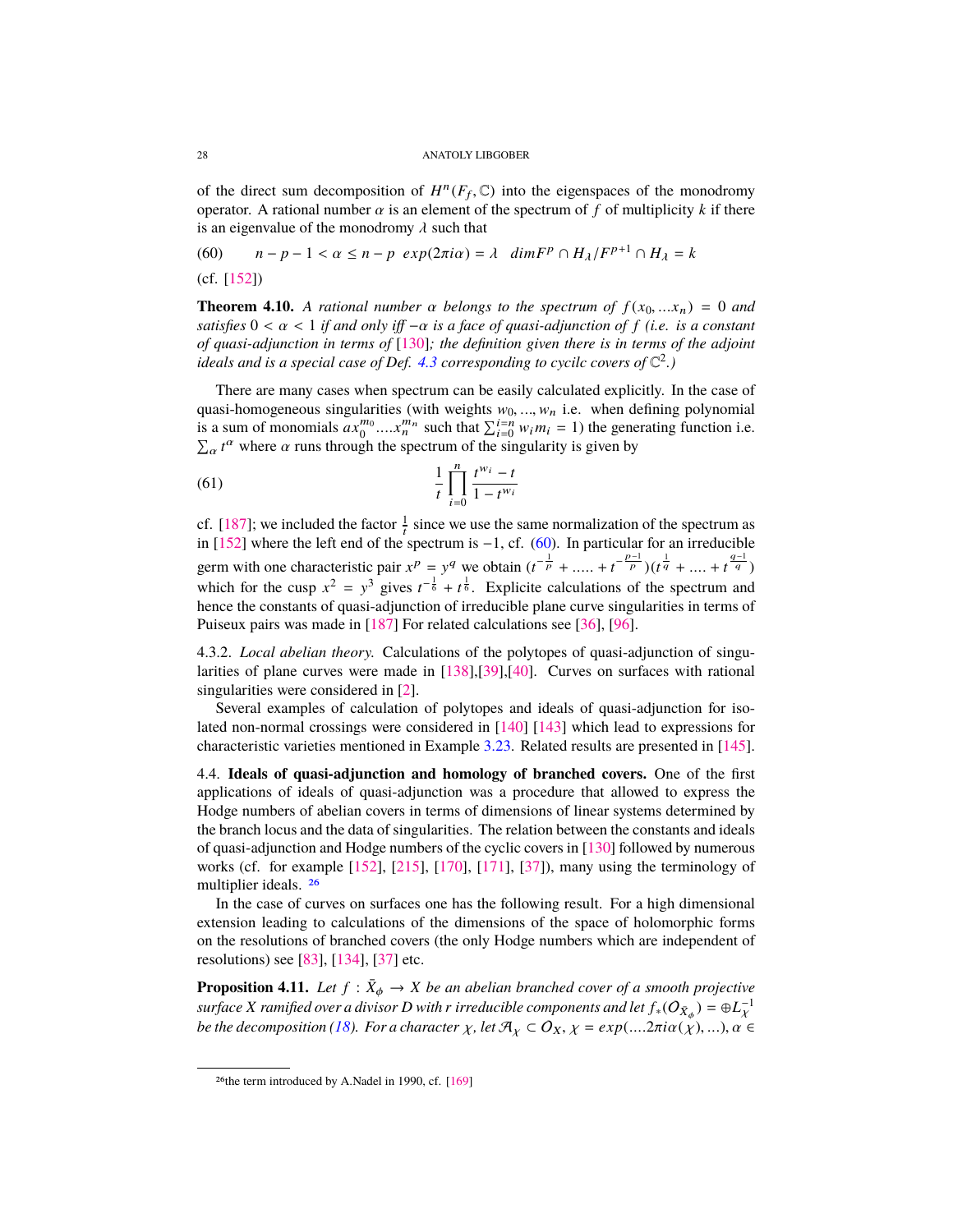of the direct sum decomposition of $H^n(F_f, \mathbb{C})$ into the eigenspaces of the monodromy operator. A rational number $\alpha$ is an element of the spectrum of $f$ of multiplicity $k$ if there is an eigenvalue of the monodromy $\lambda$ such that

$$n-p-1 < \alpha \le n-p \quad exp(2\pi i\alpha) = \lambda \quad dim F^p \cap H_\lambda / F^{p+1} \cap H_\lambda = k \tag{60}$$

(cf. [152])

**Theorem 4.10.** *A rational number $\alpha$ belongs to the spectrum of $f(x_0, ...x_n) = 0$ and satisfies $0 < \alpha < 1$ if and only iff $-\alpha$ is a face of quasi-adjunction of $f$ (i.e. is a constant of quasi-adjunction in terms of* [130]*; the definition given there is in terms of the adjoint ideals and is a special case of Def. 4.3 corresponding to cyicl covers of $\mathbb{C}^2$.)*

There are many cases when spectrum can be easily calculated explicitly. In the case of quasi-homogeneous singularities (with weights $w_0, ..., w_n$ i.e. when defining polynomial is a sum of monomials $ax_0^{m_0}....x_n^{m_n}$ such that $\sum_{i=0}^{i=n} w_i m_i = 1$) the generating function i.e. $\sum_\alpha t^\alpha$ where $\alpha$ runs through the spectrum of the singularity is given by

$$\frac{1}{t}\prod_{i=0}^{n} \frac{t^{w_i} - t}{1 - t^{w_i}} \tag{61}$$

cf. [187]; we included the factor $\frac{1}{t}$ since we use the same normalization of the spectrum as in [152] where the left end of the spectrum is $-1$, cf. (60). In particular for an irreducible germ with one characteristic pair $x^p = y^q$ we obtain $(t^{-\frac{1}{p}} + ..... + t^{-\frac{p-1}{p}})(t^{\frac{1}{q}} + .... + t^{\frac{q-1}{q}})$ which for the cusp $x^2 = y^3$ gives $t^{-\frac{1}{6}} + t^{\frac{1}{6}}$. Explicite calculations of the spectrum and hence the constants of quasi-adjunction of irreducible plane curve singularities in terms of Puiseux pairs was made in [187] For related calculations see [36], [96].

4.3.2. *Local abelian theory.* Calculations of the polytopes of quasi-adjunction of singularities of plane curves were made in [138],[39],[40]. Curves on surfaces with rational singularities were considered in [2].

Several examples of calculation of polytopes and ideals of quasi-adjunction for isolated non-normal crossings were considered in [140] [143] which lead to expressions for characteristic varieties mentioned in Example 3.23. Related results are presented in [145].

4.4. **Ideals of quasi-adjunction and homology of branched covers.** One of the first applications of ideals of quasi-adjunction was a procedure that allowed to express the Hodge numbers of abelian covers in terms of dimensions of linear systems determined by the branch locus and the data of singularities. The relation between the constants and ideals of quasi-adjunction and Hodge numbers of the cyclic covers in [130] followed by numerous works (cf. for example [152], [215], [170], [171], [37]), many using the terminology of multiplier ideals. [26]

In the case of curves on surfaces one has the following result. For a high dimensional extension leading to calculations of the dimensions of the space of holomorphic forms on the resolutions of branched covers (the only Hodge numbers which are independent of resolutions) see [83], [134], [37] etc.

**Proposition 4.11.** *Let $f : \bar{X}_\phi \to X$ be an abelian branched cover of a smooth projective surface $X$ ramified over a divisor $D$ with $r$ irreducible components and let $f_*(\mathcal{O}_{\bar{X}_\phi}) = \oplus L_\chi^{-1}$ be the decomposition (18). For a character $\chi$, let $\mathcal{A}_\chi \subset \mathcal{O}_X$, $\chi = exp(....2\pi i\alpha(\chi), ...)$, $\alpha \in$*

[26] the term introduced by A.Nadel in 1990, cf. [169]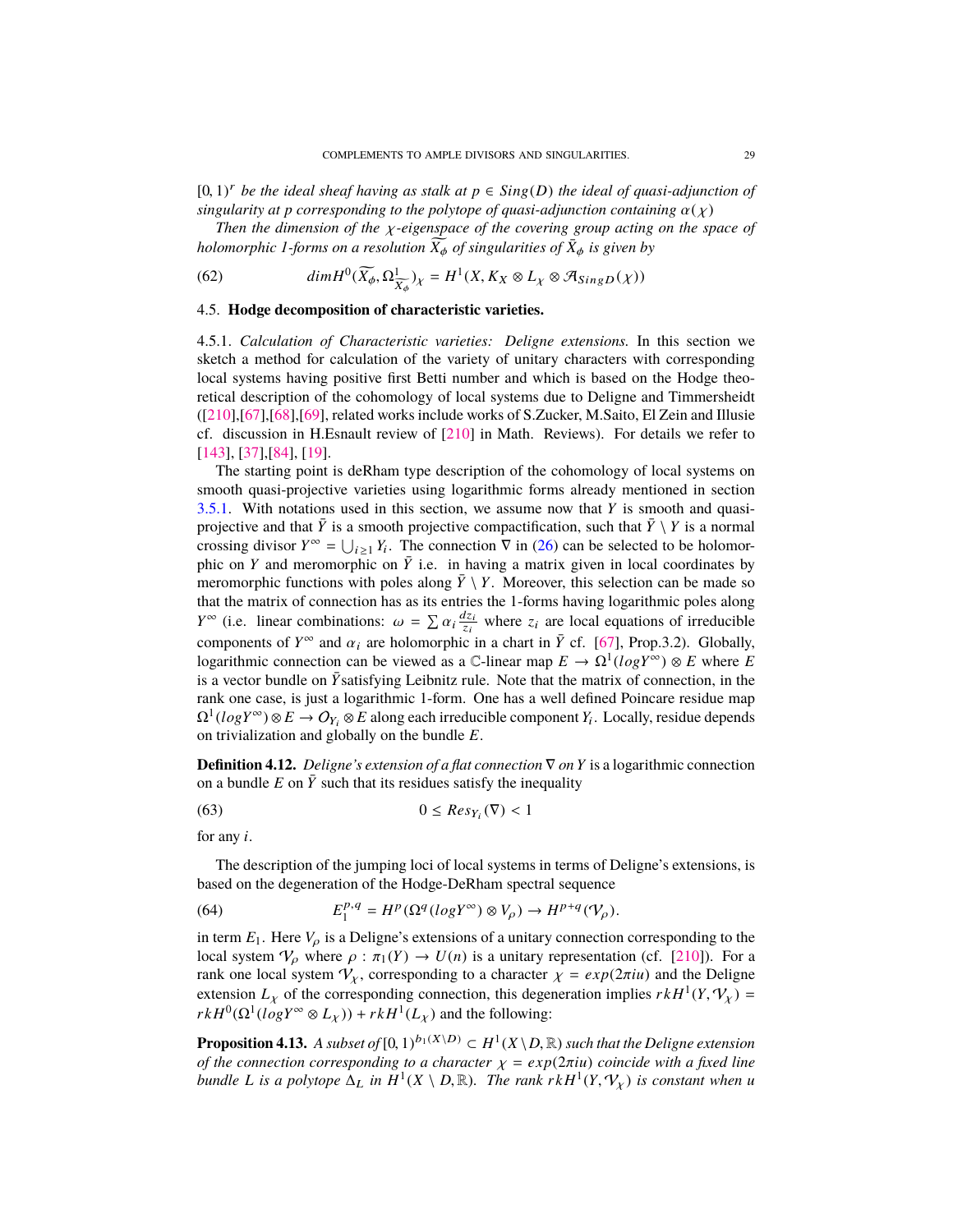$[0,1)^r$ *be the ideal sheaf having as stalk at* $p \in Sing(D)$ *the ideal of quasi-adjunction of singularity at p corresponding to the polytope of quasi-adjunction containing* $\alpha(\chi)$

*Then the dimension of the* $\chi$*-eigenspace of the covering group acting on the space of holomorphic 1-forms on a resolution* $\widetilde{X_\phi}$ *of singularities of* $\bar{X}_\phi$ *is given by*

$$dim H^0(\widetilde{X_\phi}, \Omega^1_{\widetilde{X_\phi}})_\chi = H^1(X, K_X \otimes L_\chi \otimes \mathcal{A}_{SingD}(\chi)) \tag{62}$$

## 4.5. Hodge decomposition of characteristic varieties.

4.5.1. *Calculation of Characteristic varieties: Deligne extensions.* In this section we sketch a method for calculation of the variety of unitary characters with corresponding local systems having positive first Betti number and which is based on the Hodge theoretical description of the cohomology of local systems due to Deligne and Timmersheidt ([210],[67],[68],[69], related works include works of S.Zucker, M.Saito, El Zein and Illusie cf. discussion in H.Esnault review of [210] in Math. Reviews). For details we refer to [143], [37],[84], [19].

The starting point is deRham type description of the cohomology of local systems on smooth quasi-projective varieties using logarithmic forms already mentioned in section 3.5.1. With notations used in this section, we assume now that $Y$ is smooth and quasi-projective and that $\bar{Y}$ is a smooth projective compactification, such that $\bar{Y} \setminus Y$ is a normal crossing divisor $Y^\infty = \bigcup_{i \geq 1} Y_i$. The connection $\nabla$ in (26) can be selected to be holomorphic on $Y$ and meromorphic on $\bar{Y}$ i.e. in having a matrix given in local coordinates by meromorphic functions with poles along $\bar{Y} \setminus Y$. Moreover, this selection can be made so that the matrix of connection has as its entries the 1-forms having logarithmic poles along $Y^\infty$ (i.e. linear combinations: $\omega = \sum \alpha_i \frac{dz_i}{z_i}$ where $z_i$ are local equations of irreducible components of $Y^\infty$ and $\alpha_i$ are holomorphic in a chart in $\bar{Y}$ cf. [67], Prop.3.2). Globally, logarithmic connection can be viewed as a $\mathbb{C}$-linear map $E \to \Omega^1(logY^\infty) \otimes E$ where $E$ is a vector bundle on $\bar{Y}$satisfying Leibnitz rule. Note that the matrix of connection, in the rank one case, is just a logarithmic 1-form. One has a well defined Poincare residue map $\Omega^1(logY^\infty) \otimes E \to O_{Y_i} \otimes E$ along each irreducible component $Y_i$. Locally, residue depends on trivialization and globally on the bundle $E$.

**Definition 4.12.** *Deligne's extension of a flat connection* $\nabla$ *on* $Y$ is a logarithmic connection on a bundle $E$ on $\bar{Y}$ such that its residues satisfy the inequality

$$0 \leq Res_{Y_i}(\nabla) < 1 \tag{63}$$

for any $i$.

The description of the jumping loci of local systems in terms of Deligne's extensions, is based on the degeneration of the Hodge-DeRham spectral sequence

$$E_1^{p,q} = H^p(\Omega^q(logY^\infty) \otimes V_\rho) \to H^{p+q}(\mathcal{V}_\rho). \tag{64}$$

in term $E_1$. Here $V_\rho$ is a Deligne's extensions of a unitary connection corresponding to the local system $\mathcal{V}_\rho$ where $\rho : \pi_1(Y) \to U(n)$ is a unitary representation (cf. [210]). For a rank one local system $\mathcal{V}_\chi$, corresponding to a character $\chi = exp(2\pi i u)$ and the Deligne extension $L_\chi$ of the corresponding connection, this degeneration implies $rkH^1(Y, \mathcal{V}_\chi) = rkH^0(\Omega^1(logY^\infty \otimes L_\chi)) + rkH^1(L_\chi)$ and the following:

**Proposition 4.13.** *A subset of* $[0,1)^{b_1(X \setminus D)} \subset H^1(X \setminus D, \mathbb{R})$ *such that the Deligne extension of the connection corresponding to a character* $\chi = exp(2\pi i u)$ *coincide with a fixed line bundle* $L$ *is a polytope* $\Delta_L$ *in* $H^1(X \setminus D, \mathbb{R})$*. The rank* $rkH^1(Y, \mathcal{V}_\chi)$ *is constant when* $u$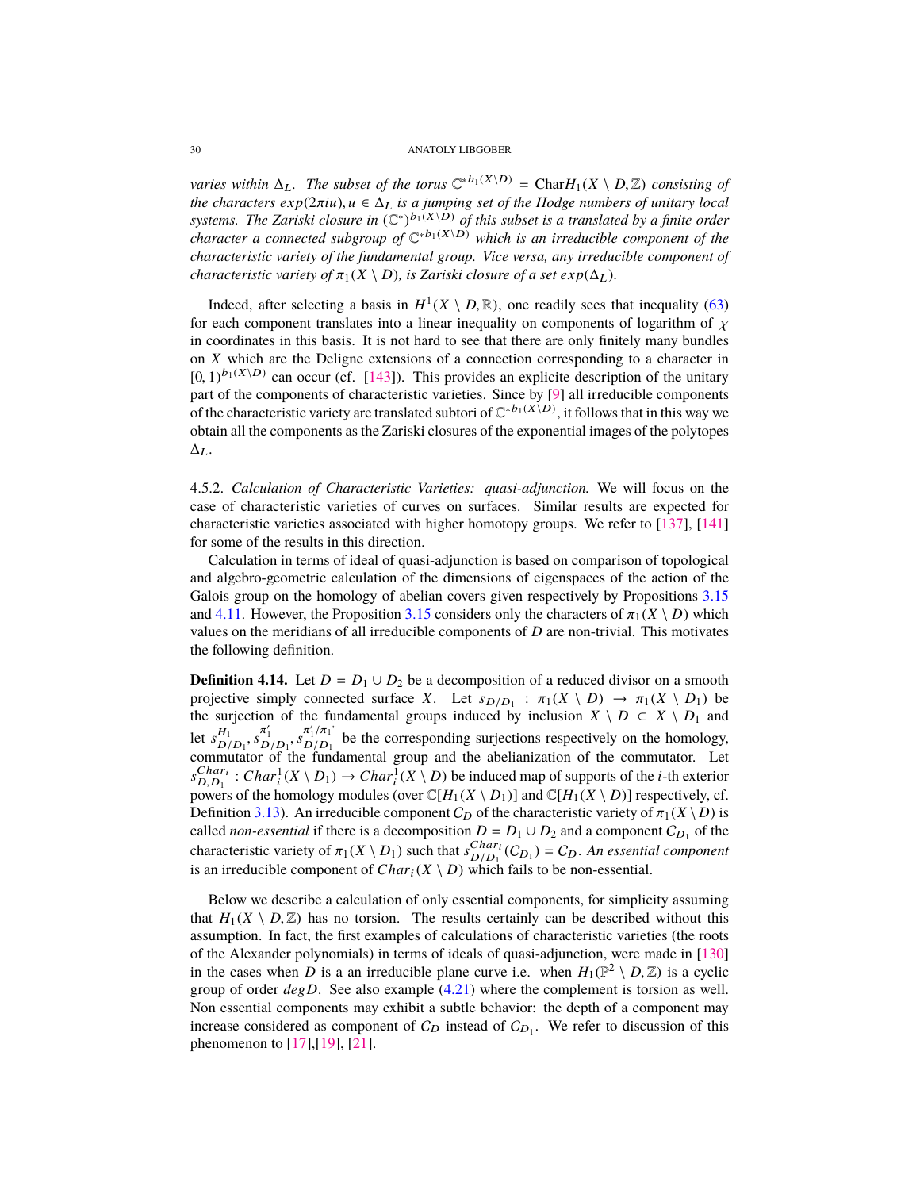*varies within $\Delta_L$. The subset of the torus $\mathbb{C}^{*b_1(X \setminus D)} = \mathrm{Char} H_1(X \setminus D, \mathbb{Z})$ consisting of the characters $exp(2\pi i u), u \in \Delta_L$ is a jumping set of the Hodge numbers of unitary local systems. The Zariski closure in $(\mathbb{C}^*)^{b_1(X \setminus D)}$ of this subset is a translated by a finite order character a connected subgroup of $\mathbb{C}^{*b_1(X \setminus D)}$ which is an irreducible component of the characteristic variety of the fundamental group. Vice versa, any irreducible component of characteristic variety of $\pi_1(X \setminus D)$, is Zariski closure of a set $exp(\Delta_L)$.*

Indeed, after selecting a basis in $H^1(X \setminus D, \mathbb{R})$, one readily sees that inequality (63) for each component translates into a linear inequality on components of logarithm of $\chi$ in coordinates in this basis. It is not hard to see that there are only finitely many bundles on $X$ which are the Deligne extensions of a connection corresponding to a character in $[0, 1)^{b_1(X \setminus D)}$ can occur (cf. [143]). This provides an explicit description of the unitary part of the components of characteristic varieties. Since by [9] all irreducible components of the characteristic variety are translated subtori of $\mathbb{C}^{*b_1(X \setminus D)}$, it follows that in this way we obtain all the components as the Zariski closures of the exponential images of the polytopes $\Delta_L$.

4.5.2. *Calculation of Characteristic Varieties: quasi-adjunction.* We will focus on the case of characteristic varieties of curves on surfaces. Similar results are expected for characteristic varieties associated with higher homotopy groups. We refer to [137], [141] for some of the results in this direction.

Calculation in terms of ideal of quasi-adjunction is based on comparison of topological and algebro-geometric calculation of the dimensions of eigenspaces of the action of the Galois group on the homology of abelian covers given respectively by Propositions 3.15 and 4.11. However, the Proposition 3.15 considers only the characters of $\pi_1(X \setminus D)$ which values on the meridians of all irreducible components of $D$ are non-trivial. This motivates the following definition.

**Definition 4.14.** Let $D = D_1 \cup D_2$ be a decomposition of a reduced divisor on a smooth projective simply connected surface $X$. Let $s_{D/D_1} : \pi_1(X \setminus D) \to \pi_1(X \setminus D_1)$ be the surjection of the fundamental groups induced by inclusion $X \setminus D \subset X \setminus D_1$ and let $s^{H_1}_{D/D_1}, s^{\pi_1'}_{D/D_1}, s^{\pi_1'/\pi_1''}_{D/D_1}$ be the corresponding surjections respectively on the homology, commutator of the fundamental group and the abelianization of the commutator. Let $s^{Char_i}_{D,D_1} : Char^1_i(X \setminus D_1) \to Char^1_i(X \setminus D)$ be induced map of supports of the $i$-th exterior powers of the homology modules (over $\mathbb{C}[H_1(X \setminus D_1)]$ and $\mathbb{C}[H_1(X \setminus D)]$ respectively, cf. Definition 3.13). An irreducible component $\mathcal{C}_D$ of the characteristic variety of $\pi_1(X \setminus D)$ is called *non-essential* if there is a decomposition $D = D_1 \cup D_2$ and a component $\mathcal{C}_{D_1}$ of the characteristic variety of $\pi_1(X \setminus D_1)$ such that $s^{Char_i}_{D/D_1}(\mathcal{C}_{D_1}) = \mathcal{C}_D$. *An essential component* is an irreducible component of $Char_i(X \setminus D)$ which fails to be non-essential.

Below we describe a calculation of only essential components, for simplicity assuming that $H_1(X \setminus D, \mathbb{Z})$ has no torsion. The results certainly can be described without this assumption. In fact, the first examples of calculations of characteristic varieties (the roots of the Alexander polynomials) in terms of ideals of quasi-adjunction, were made in [130] in the cases when $D$ is a an irreducible plane curve i.e. when $H_1(\mathbb{P}^2 \setminus D, \mathbb{Z})$ is a cyclic group of order $deg D$. See also example (4.21) where the complement is torsion as well. Non essential components may exhibit a subtle behavior: the depth of a component may increase considered as component of $\mathcal{C}_D$ instead of $\mathcal{C}_{D_1}$. We refer to discussion of this phenomenon to [17],[19], [21].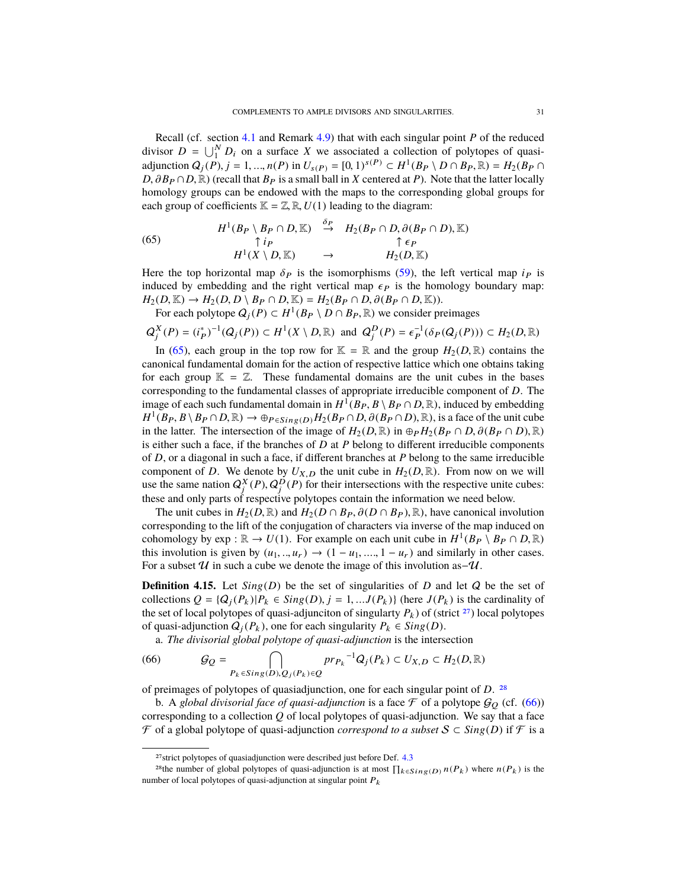Recall (cf. section 4.1 and Remark 4.9) that with each singular point $P$ of the reduced divisor $D = \bigcup_1^N D_i$ on a surface $X$ we associated a collection of polytopes of quasi-adjunction $Q_j(P), j = 1, ..., n(P)$ in $U_{s(P)} = [0,1)^{s(P)} \subset H^1(B_P \setminus D \cap B_P, \mathbb{R}) = H_2(B_P \cap D, \partial B_P \cap D, \mathbb{R})$ (recall that $B_P$ is a small ball in $X$ centered at $P$). Note that the latter locally homology groups can be endowed with the maps to the corresponding global groups for each group of coefficients $\mathbb{K} = \mathbb{Z}, \mathbb{R}, U(1)$ leading to the diagram:

$$
\begin{array}{ccc}
H^1(B_P \setminus B_P \cap D, \mathbb{K}) & \stackrel{\delta_P}{\to} & H_2(B_P \cap D, \partial(B_P \cap D), \mathbb{K}) \\
\uparrow i_P & & \uparrow \epsilon_P \\
H^1(X \setminus D, \mathbb{K}) & \to & H_2(D, \mathbb{K})
\end{array}
\tag{65}
$$

Here the top horizontal map $\delta_P$ is the isomorphisms (59), the left vertical map $i_P$ is induced by embedding and the right vertical map $\epsilon_P$ is the homology boundary map: $H_2(D, \mathbb{K}) \to H_2(D, D \setminus B_P \cap D, \mathbb{K}) = H_2(B_P \cap D, \partial(B_P \cap D, \mathbb{K}))$.

For each polytope $Q_j(P) \subset H^1(B_P \setminus D \cap B_P, \mathbb{R})$ we consider preimages

$$Q_j^X(P) = (i_P^*)^{-1}(Q_j(P)) \subset H^1(X \setminus D, \mathbb{R}) \text{ and } Q_j^D(P) = \epsilon_P^{-1}(\delta_P(Q_j(P))) \subset H_2(D, \mathbb{R})$$

In (65), each group in the top row for $\mathbb{K} = \mathbb{R}$ and the group $H_2(D, \mathbb{R})$ contains the canonical fundamental domain for the action of respective lattice which one obtains taking for each group $\mathbb{K} = \mathbb{Z}$. These fundamental domains are the unit cubes in the bases corresponding to the fundamental classes of appropriate irreducible component of $D$. The image of each such fundamental domain in $H^1(B_P, B \setminus B_P \cap D, \mathbb{R})$, induced by embedding $H^1(B_P, B \setminus B_P \cap D, \mathbb{R}) \to \oplus_{P \in Sing(D)} H_2(B_P \cap D, \partial(B_P \cap D), \mathbb{R})$, is a face of the unit cube in the latter. The intersection of the image of $H_2(D, \mathbb{R})$ in $\oplus_P H_2(B_P \cap D, \partial(B_P \cap D), \mathbb{R})$ is either such a face, if the branches of $D$ at $P$ belong to different irreducible components of $D$, or a diagonal in such a face, if different branches at $P$ belong to the same irreducible component of $D$. We denote by $U_{X,D}$ the unit cube in $H_2(D, \mathbb{R})$. From now on we will use the same nation $Q_j^X(P), Q_j^D(P)$ for their intersections with the respective unite cubes: these and only parts of respective polytopes contain the information we need below.

The unit cubes in $H_2(D, \mathbb{R})$ and $H_2(D \cap B_P, \partial(D \cap B_P), \mathbb{R})$, have canonical involution corresponding to the lift of the conjugation of characters via inverse of the map induced on cohomology by $\exp : \mathbb{R} \to U(1)$. For example on each unit cube in $H^1(B_P \setminus B_P \cap D, \mathbb{R})$ this involution is given by $(u_1, .., u_r) \to (1 - u_1, ...., 1 - u_r)$ and similarly in other cases. For a subset $\mathcal{U}$ in such a cube we denote the image of this involution as$-\mathcal{U}$.

**Definition 4.15.** Let $Sing(D)$ be the set of singularities of $D$ and let $\mathcal{Q}$ be the set of collections $Q = \{Q_j(P_k) | P_k \in Sing(D), j = 1, ...J(P_k)\}$ (here $J(P_k)$ is the cardinality of the set of local polytopes of quasi-adjunciton of singularty $P_k$) of (strict [27]) local polytopes of quasi-adjunction $Q_j(P_k)$, one for each singularity $P_k \in Sing(D)$.

a. *The divisorial global polytope of quasi-adjunction* is the intersection

$$\mathcal{G}_Q = \bigcap_{P_k \in Sing(D), Q_j(P_k) \in Q} pr_{P_k}{}^{-1} Q_j(P_k) \subset U_{X,D} \subset H_2(D, \mathbb{R}) \tag{66}$$

of preimages of polytopes of quasiadjunction, one for each singular point of $D$. [28]

b. A *global divisorial face of quasi-adjunction* is a face $\mathcal{F}$ of a polytope $\mathcal{G}_Q$ (cf. (66)) corresponding to a collection $Q$ of local polytopes of quasi-adjunction. We say that a face $\mathcal{F}$ of a global polytope of quasi-adjunction *correspond to a subset* $\mathcal{S} \subset Sing(D)$ if $\mathcal{F}$ is a

---

[27] strict polytopes of quasiadjunction were described just before Def. 4.3

[28] the number of global polytopes of quasi-adjunction is at most $\prod_{k \in Sing(D)} n(P_k)$ where $n(P_k)$ is the number of local polytopes of quasi-adjunction at singular point $P_k$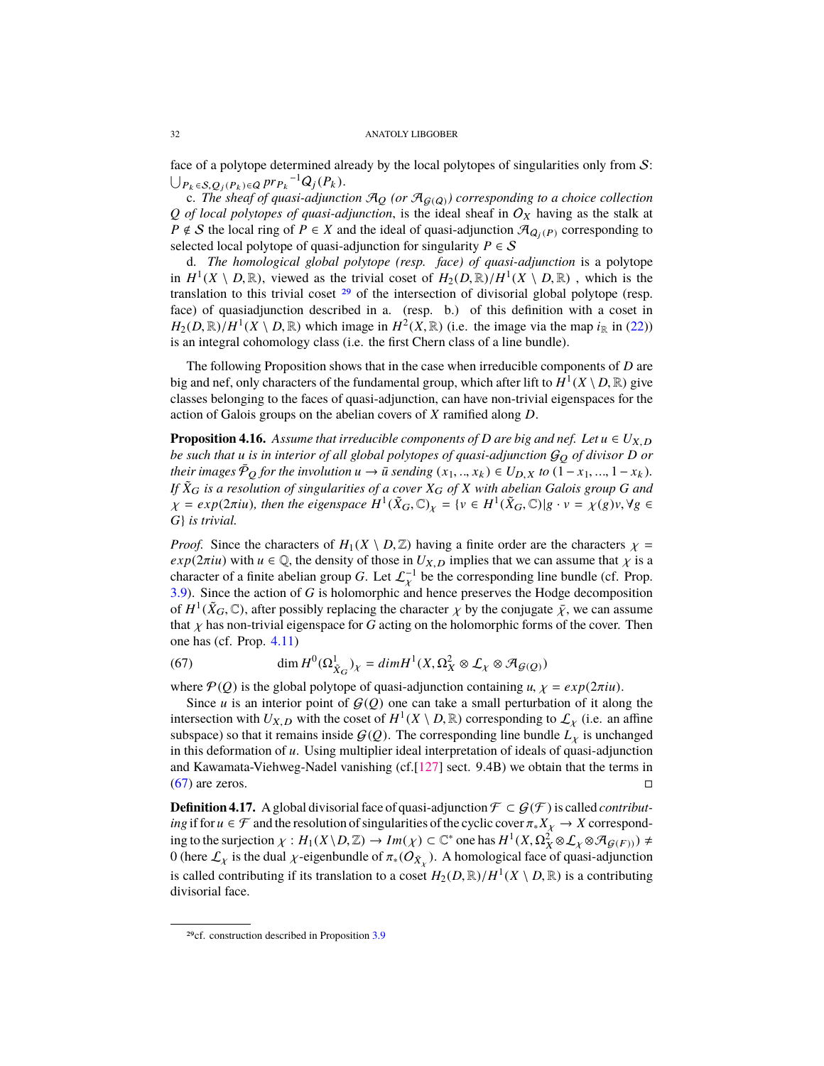face of a polytope determined already by the local polytopes of singularities only from $\mathcal{S}$: $\bigcup_{P_k \in \mathcal{S}, Q_j(P_k) \in Q} pr_{P_k}{}^{-1} Q_j(P_k)$.

c. *The sheaf of quasi-adjunction $\mathcal{A}_Q$ (or $\mathcal{A}_{\mathcal{G}(Q)}$) corresponding to a choice collection $Q$ of local polytopes of quasi-adjunction*, is the ideal sheaf in $\mathcal{O}_X$ having as the stalk at $P \notin \mathcal{S}$ the local ring of $P \in X$ and the ideal of quasi-adjunction $\mathcal{A}_{Q_j(P)}$ corresponding to selected local polytope of quasi-adjunction for singularity $P \in \mathcal{S}$

d. *The homological global polytope (resp. face) of quasi-adjunction* is a polytope in $H^1(X \setminus D, \mathbb{R})$, viewed as the trivial coset of $H_2(D, \mathbb{R})/H^1(X \setminus D, \mathbb{R})$ , which is the translation to this trivial coset [29] of the intersection of divisorial global polytope (resp. face) of quasiadjunction described in a. (resp. b.) of this definition with a coset in $H_2(D, \mathbb{R})/H^1(X \setminus D, \mathbb{R})$ which image in $H^2(X, \mathbb{R})$ (i.e. the image via the map $i_{\mathbb{R}}$ in (22)) is an integral cohomology class (i.e. the first Chern class of a line bundle).

The following Proposition shows that in the case when irreducible components of $D$ are big and nef, only characters of the fundamental group, which after lift to $H^1(X \setminus D, \mathbb{R})$ give classes belonging to the faces of quasi-adjunction, can have non-trivial eigenspaces for the action of Galois groups on the abelian covers of $X$ ramified along $D$.

**Proposition 4.16.** *Assume that irreducible components of $D$ are big and nef. Let $u \in U_{X,D}$ be such that $u$ is in interior of all global polytopes of quasi-adjunction $\mathcal{G}_Q$ of divisor $D$ or their images $\bar{\mathcal{P}}_Q$ for the involution $u \to \bar{u}$ sending $(x_1, .., x_k) \in U_{D,X}$ to $(1 - x_1, ..., 1 - x_k)$. If $\tilde{X}_G$ is a resolution of singularities of a cover $X_G$ of $X$ with abelian Galois group $G$ and $\chi = exp(2\pi i u)$, then the eigenspace $H^1(\tilde{X}_G, \mathbb{C})_\chi = \{v \in H^1(\tilde{X}_G, \mathbb{C}) | g \cdot v = \chi(g)v, \forall g \in G\}$ is trivial.*

*Proof.* Since the characters of $H_1(X \setminus D, \mathbb{Z})$ having a finite order are the characters $\chi = exp(2\pi i u)$ with $u \in \mathbb{Q}$, the density of those in $U_{X,D}$ implies that we can assume that $\chi$ is a character of a finite abelian group $G$. Let $\mathcal{L}_\chi^{-1}$ be the corresponding line bundle (cf. Prop. 3.9). Since the action of $G$ is holomorphic and hence preserves the Hodge decomposition of $H^1(\tilde{X}_G, \mathbb{C})$, after possibly replacing the character $\chi$ by the conjugate $\bar{\chi}$, we can assume that $\chi$ has non-trivial eigenspace for $G$ acting on the holomorphic forms of the cover. Then one has (cf. Prop. 4.11)

$$\dim H^0(\Omega^1_{\tilde{X}_G})_\chi = dim H^1(X, \Omega^2_X \otimes \mathcal{L}_\chi \otimes \mathcal{A}_{\mathcal{G}(Q)}) \tag{67}$$

where $\mathcal{P}(Q)$ is the global polytope of quasi-adjunction containing $u$, $\chi = exp(2\pi i u)$.

Since $u$ is an interior point of $\mathcal{G}(Q)$ one can take a small perturbation of it along the intersection with $U_{X,D}$ with the coset of $H^1(X \setminus D, \mathbb{R})$ corresponding to $\mathcal{L}_\chi$ (i.e. an affine subspace) so that it remains inside $\mathcal{G}(Q)$. The corresponding line bundle $L_\chi$ is unchanged in this deformation of $u$. Using multiplier ideal interpretation of ideals of quasi-adjunction and Kawamata-Viehweg-Nadel vanishing (cf.[127] sect. 9.4B) we obtain that the terms in (67) are zeros. □

**Definition 4.17.** A global divisorial face of quasi-adjunction $\mathcal{F} \subset \mathcal{G}(\mathcal{F})$ is called *contributing* if for $u \in \mathcal{F}$ and the resolution of singularities of the cyclic cover $\pi_* X_\chi \to X$ corresponding to the surjection $\chi : H_1(X \setminus D, \mathbb{Z}) \to Im(\chi) \subset \mathbb{C}^*$ one has $H^1(X, \Omega^2_X \otimes \mathcal{L}_\chi \otimes \mathcal{A}_{\mathcal{G}(F)}) \neq 0$ (here $\mathcal{L}_\chi$ is the dual $\chi$-eigenbundle of $\pi_*(\mathcal{O}_{\tilde{X}_\chi})$. A homological face of quasi-adjunction is called contributing if its translation to a coset $H_2(D, \mathbb{R})/H^1(X \setminus D, \mathbb{R})$ is a contributing divisorial face.

[29] cf. construction described in Proposition 3.9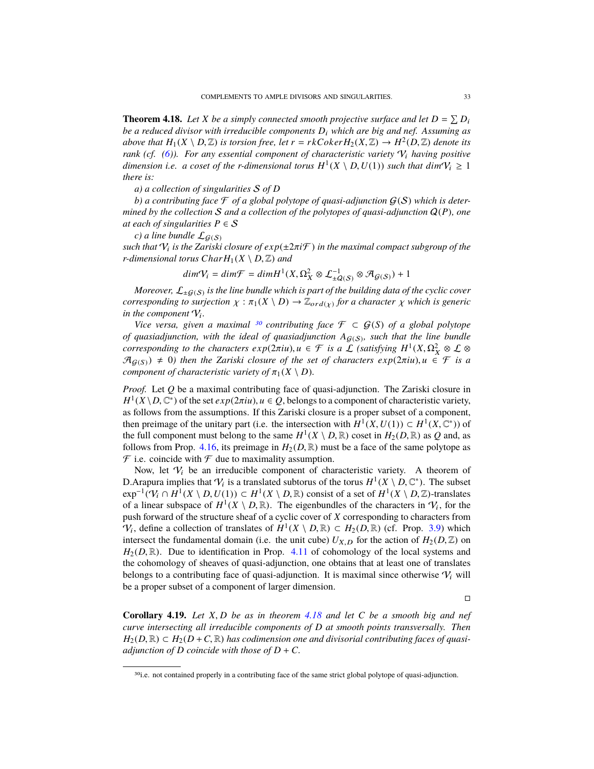**Theorem 4.18.** *Let $X$ be a simply connected smooth projective surface and let $D = \sum D_i$ be a reduced divisor with irreducible components $D_i$ which are big and nef. Assuming as above that $H_1(X \setminus D, \mathbb{Z})$ is torsion free, let $r = rkCoker H_2(X,\mathbb{Z}) \to H^2(D,\mathbb{Z})$ denote its rank (cf. (6)). For any essential component of characteristic variety $\mathcal{V}_i$ having positive dimension i.e. a coset of the r-dimensional torus $H^1(X \setminus D, U(1))$ such that $dim\mathcal{V}_i \geq 1$ there is:*

*a) a collection of singularities $\mathcal{S}$ of $D$*

*b) a contributing face $\mathcal{F}$ of a global polytope of quasi-adjunction $\mathcal{G}(\mathcal{S})$ which is determined by the collection $\mathcal{S}$ and a collection of the polytopes of quasi-adjunction $Q(P)$, one at each of singularities $P \in \mathcal{S}$*

*c) a line bundle $\mathcal{L}_{\mathcal{G}(\mathcal{S})}$*

*such that $\mathcal{V}_i$ is the Zariski closure of $exp(\pm 2\pi i \mathcal{F})$ in the maximal compact subgroup of the r-dimensional torus $Char H_1(X \setminus D, \mathbb{Z})$ and*

$$dim\mathcal{V}_i = dim\mathcal{F} = dim H^1(X, \Omega^2_X \otimes \mathcal{L}^{-1}_{\pm Q(\mathcal{S})} \otimes \mathcal{A}_{\mathcal{G}(\mathcal{S})}) + 1$$

*Moreover, $\mathcal{L}_{\pm\mathcal{G}(\mathcal{S})}$ is the line bundle which is part of the building data of the cyclic cover corresponding to surjection $\chi : \pi_1(X \setminus D) \to \mathbb{Z}_{ord(\chi)}$ for a character $\chi$ which is generic in the component $\mathcal{V}_i$.*

*Vice versa, given a maximal [30] contributing face $\mathcal{F} \subset \mathcal{G}(S)$ of a global polytope of quasiadjunction, with the ideal of quasiadjunction $A_{\mathcal{G}(\mathcal{S})}$, such that the line bundle corresponding to the characters $exp(2\pi i u), u \in \mathcal{F}$ is a $\mathcal{L}$ (satisfying $H^1(X, \Omega^2_X \otimes \mathcal{L} \otimes \mathcal{A}_{\mathcal{G}(\mathcal{S})}) \neq 0$) then the Zariski closure of the set of characters $exp(2\pi i u), u \in \mathcal{F}$ is a component of characteristic variety of $\pi_1(X \setminus D)$.*

*Proof.* Let $Q$ be a maximal contributing face of quasi-adjunction. The Zariski closure in $H^1(X \setminus D, \mathbb{C}^*)$ of the set $exp(2\pi i u), u \in Q$, belongs to a component of characteristic variety, as follows from the assumptions. If this Zariski closure is a proper subset of a component, then preimage of the unitary part (i.e. the intersection with $H^1(X, U(1)) \subset H^1(X, \mathbb{C}^*)$) of the full component must belong to the same $H^1(X \setminus D, \mathbb{R})$ coset in $H_2(D, \mathbb{R})$ as $Q$ and, as follows from Prop. 4.16, its preimage in $H_2(D, \mathbb{R})$ must be a face of the same polytope as $\mathcal{F}$ i.e. coincide with $\mathcal{F}$ due to maximality assumption.

Now, let $\mathcal{V}_i$ be an irreducible component of characteristic variety. A theorem of D.Arapura implies that $\mathcal{V}_i$ is a translated subtorus of the torus $H^1(X \setminus D, \mathbb{C}^*)$. The subset $\exp^{-1}(\mathcal{V}_i \cap H^1(X \setminus D, U(1)) \subset H^1(X \setminus D, \mathbb{R})$ consist of a set of $H^1(X \setminus D, \mathbb{Z})$-translates of a linear subspace of $H^1(X \setminus D, \mathbb{R})$. The eigenbundles of the characters in $\mathcal{V}_i$, for the push forward of the structure sheaf of a cyclic cover of $X$ corresponding to characters from $\mathcal{V}_i$, define a collection of translates of $H^1(X \setminus D, \mathbb{R}) \subset H_2(D, \mathbb{R})$ (cf. Prop. 3.9) which intersect the fundamental domain (i.e. the unit cube) $U_{X,D}$ for the action of $H_2(D, \mathbb{Z})$ on $H_2(D, \mathbb{R})$. Due to identification in Prop. 4.11 of cohomology of the local systems and the cohomology of sheaves of quasi-adjunction, one obtains that at least one of translates belongs to a contributing face of quasi-adjunction. It is maximal since otherwise $\mathcal{V}_i$ will be a proper subset of a component of larger dimension. □

**Corollary 4.19.** *Let $X, D$ be as in theorem 4.18 and let $C$ be a smooth big and nef curve intersecting all irreducible components of $D$ at smooth points transversally. Then $H_2(D, \mathbb{R}) \subset H_2(D + C, \mathbb{R})$ has codimension one and divisorial contributing faces of quasi-adjunction of $D$ coincide with those of $D + C$.*

---

[30] i.e. not contained properly in a contributing face of the same strict global polytope of quasi-adjunction.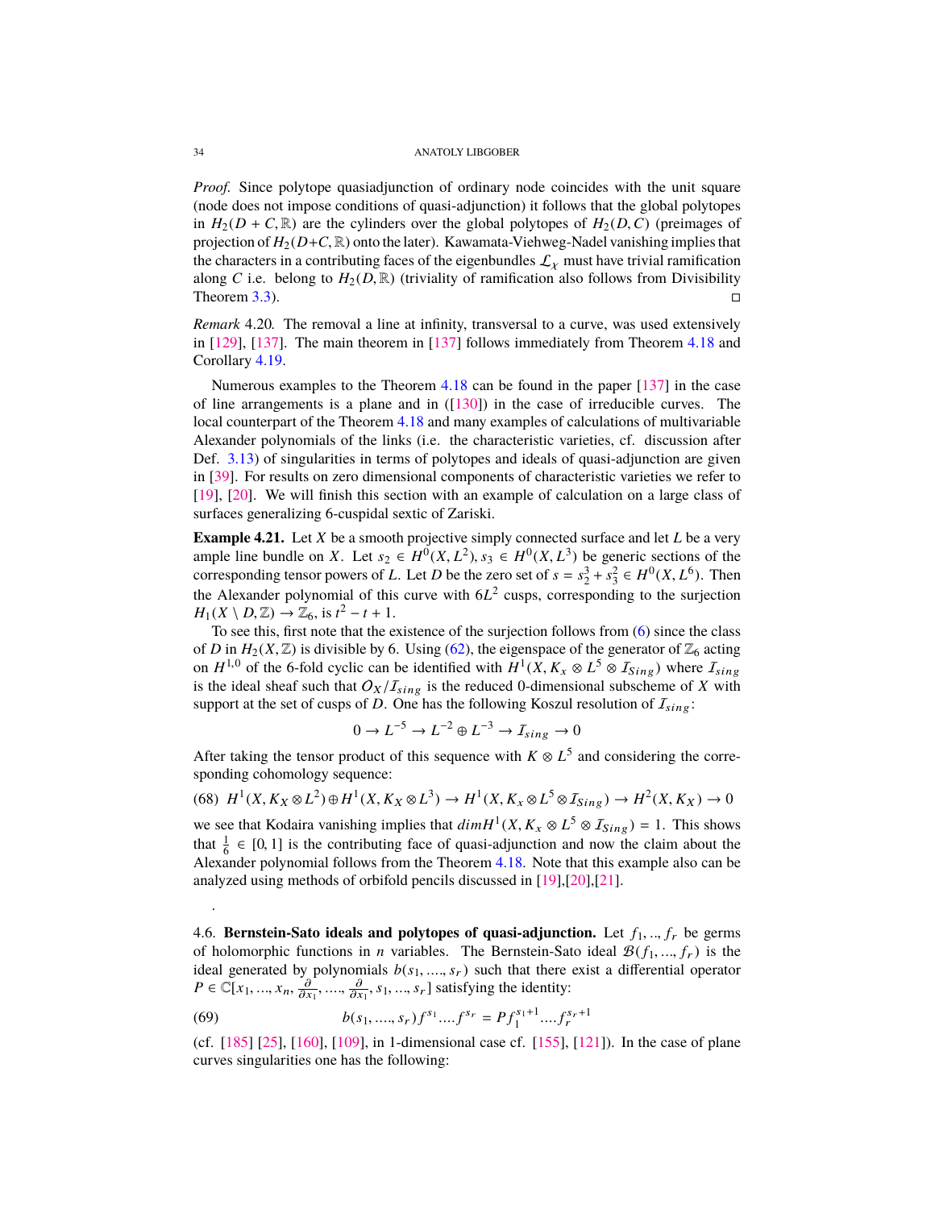*Proof.* Since polytope quasiadjunction of ordinary node coincides with the unit square (node does not impose conditions of quasi-adjunction) it follows that the global polytopes in $H_2(D+C,\mathbb{R})$ are the cylinders over the global polytopes of $H_2(D,C)$ (preimages of projection of $H_2(D+C,\mathbb{R})$ onto the later). Kawamata-Viehweg-Nadel vanishing implies that the characters in a contributing faces of the eigenbundles $\mathcal{L}_\chi$ must have trivial ramification along $C$ i.e. belong to $H_2(D,\mathbb{R})$ (triviality of ramification also follows from Divisibility Theorem 3.3). ◻

*Remark* 4.20. The removal a line at infinity, transversal to a curve, was used extensively in [129], [137]. The main theorem in [137] follows immediately from Theorem 4.18 and Corollary 4.19.

Numerous examples to the Theorem 4.18 can be found in the paper [137] in the case of line arrangements is a plane and in ([130]) in the case of irreducible curves. The local counterpart of the Theorem 4.18 and many examples of calculations of multivariable Alexander polynomials of the links (i.e. the characteristic varieties, cf. discussion after Def. 3.13) of singularities in terms of polytopes and ideals of quasi-adjunction are given in [39]. For results on zero dimensional components of characteristic varieties we refer to [19], [20]. We will finish this section with an example of calculation on a large class of surfaces generalizing 6-cuspidal sextic of Zariski.

**Example 4.21.** Let $X$ be a smooth projective simply connected surface and let $L$ be a very ample line bundle on $X$. Let $s_2 \in H^0(X,L^2), s_3 \in H^0(X,L^3)$ be generic sections of the corresponding tensor powers of $L$. Let $D$ be the zero set of $s = s_2^3 + s_3^2 \in H^0(X,L^6)$. Then the Alexander polynomial of this curve with $6L^2$ cusps, corresponding to the surjection $H_1(X \setminus D,\mathbb{Z}) \to \mathbb{Z}_6$, is $t^2 - t + 1$.

To see this, first note that the existence of the surjection follows from (6) since the class of $D$ in $H_2(X,\mathbb{Z})$ is divisible by 6. Using (62), the eigenspace of the generator of $\mathbb{Z}_6$ acting on $H^{1,0}$ of the 6-fold cyclic can be identified with $H^1(X, K_x \otimes L^5 \otimes \mathcal{I}_{Sing})$ where $\mathcal{I}_{sing}$ is the ideal sheaf such that $O_X/\mathcal{I}_{sing}$ is the reduced 0-dimensional subscheme of $X$ with support at the set of cusps of $D$. One has the following Koszul resolution of $\mathcal{I}_{sing}$:

$$0 \to L^{-5} \to L^{-2} \oplus L^{-3} \to \mathcal{I}_{sing} \to 0$$

After taking the tensor product of this sequence with $K \otimes L^5$ and considering the corresponding cohomology sequence:

$$H^1(X,K_X \otimes L^2) \oplus H^1(X,K_X \otimes L^3) \to H^1(X,K_x \otimes L^5 \otimes \mathcal{I}_{Sing}) \to H^2(X,K_X) \to 0 \tag{68}$$

we see that Kodaira vanishing implies that $dim H^1(X,K_x \otimes L^5 \otimes \mathcal{I}_{Sing}) = 1$. This shows that $\frac{1}{6} \in [0,1]$ is the contributing face of quasi-adjunction and now the claim about the Alexander polynomial follows from the Theorem 4.18. Note that this example also can be analyzed using methods of orbifold pencils discussed in [19],[20],[21].

.

4.6. **Bernstein-Sato ideals and polytopes of quasi-adjunction.** Let $f_1,..,f_r$ be germs of holomorphic functions in $n$ variables. The Bernstein-Sato ideal $\mathcal{B}(f_1,...,f_r)$ is the ideal generated by polynomials $b(s_1,....,s_r)$ such that there exist a differential operator $P \in \mathbb{C}[x_1,...,x_n,\frac{\partial}{\partial x_1},....,\frac{\partial}{\partial x_1},s_1,...,s_r]$ satisfying the identity:

$$b(s_1,....,s_r)f^{s_1}....f^{s_r} = Pf_1^{s_1+1}....f_r^{s_r+1} \tag{69}$$

(cf. [185] [25], [160], [109], in 1-dimensional case cf. [155], [121]). In the case of plane curves singularities one has the following: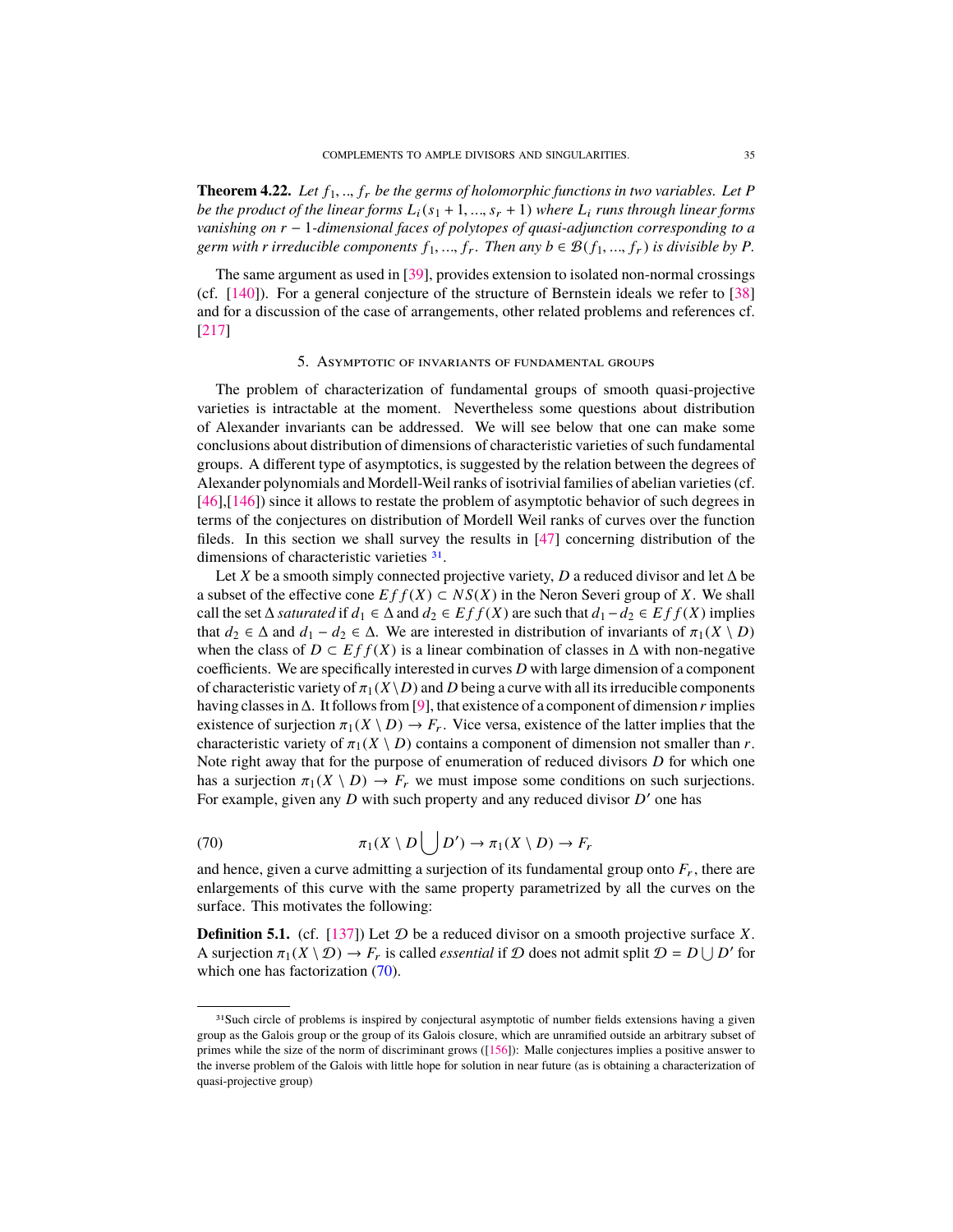**Theorem 4.22.** *Let $f_1, .., f_r$ be the germs of holomorphic functions in two variables. Let $P$ be the product of the linear forms $L_i(s_1+1, ..., s_r+1)$ where $L_i$ runs through linear forms vanishing on $r-1$-dimensional faces of polytopes of quasi-adjunction corresponding to a germ with $r$ irreducible components $f_1, ..., f_r$. Then any $b \in \mathcal{B}(f_1, ..., f_r)$ is divisible by $P$.*

The same argument as used in [39], provides extension to isolated non-normal crossings (cf. [140]). For a general conjecture of the structure of Bernstein ideals we refer to [38] and for a discussion of the case of arrangements, other related problems and references cf. [217]

## 5. Asymptotic of invariants of fundamental groups

The problem of characterization of fundamental groups of smooth quasi-projective varieties is intractable at the moment. Nevertheless some questions about distribution of Alexander invariants can be addressed. We will see below that one can make some conclusions about distribution of dimensions of characteristic varieties of such fundamental groups. A different type of asymptotics, is suggested by the relation between the degrees of Alexander polynomials and Mordell-Weil ranks of isotrivial families of abelian varieties (cf. [46],[146]) since it allows to restate the problem of asymptotic behavior of such degrees in terms of the conjectures on distribution of Mordell Weil ranks of curves over the function fileds. In this section we shall survey the results in [47] concerning distribution of the dimensions of characteristic varieties [31].

Let $X$ be a smooth simply connected projective variety, $D$ a reduced divisor and let $\Delta$ be a subset of the effective cone $Eff(X) \subset NS(X)$ in the Neron Severi group of $X$. We shall call the set $\Delta$ *saturated* if $d_1 \in \Delta$ and $d_2 \in Eff(X)$ are such that $d_1 - d_2 \in Eff(X)$ implies that $d_2 \in \Delta$ and $d_1 - d_2 \in \Delta$. We are interested in distribution of invariants of $\pi_1(X \setminus D)$ when the class of $D \subset Eff(X)$ is a linear combination of classes in $\Delta$ with non-negative coefficients. We are specifically interested in curves $D$ with large dimension of a component of characteristic variety of $\pi_1(X \setminus D)$ and $D$ being a curve with all its irreducible components having classes in $\Delta$. It follows from [9], that existence of a component of dimension $r$ implies existence of surjection $\pi_1(X \setminus D) \to F_r$. Vice versa, existence of the latter implies that the characteristic variety of $\pi_1(X \setminus D)$ contains a component of dimension not smaller than $r$. Note right away that for the purpose of enumeration of reduced divisors $D$ for which one has a surjection $\pi_1(X \setminus D) \to F_r$ we must impose some conditions on such surjections. For example, given any $D$ with such property and any reduced divisor $D'$ one has

$$\pi_1(X \setminus D \bigcup D') \to \pi_1(X \setminus D) \to F_r \tag{70}$$

and hence, given a curve admitting a surjection of its fundamental group onto $F_r$, there are enlargements of this curve with the same property parametrized by all the curves on the surface. This motivates the following:

**Definition 5.1.** (cf. [137]) Let $\mathcal{D}$ be a reduced divisor on a smooth projective surface $X$. A surjection $\pi_1(X \setminus \mathcal{D}) \to F_r$ is called *essential* if $\mathcal{D}$ does not admit split $\mathcal{D} = D \bigcup D'$ for which one has factorization (70).

[31] Such circle of problems is inspired by conjectural asymptotic of number fields extensions having a given group as the Galois group or the group of its Galois closure, which are unramified outside an arbitrary subset of primes while the size of the norm of discriminant grows ([156]): Malle conjectures implies a positive answer to the inverse problem of the Galois with little hope for solution in near future (as is obtaining a characterization of quasi-projective group)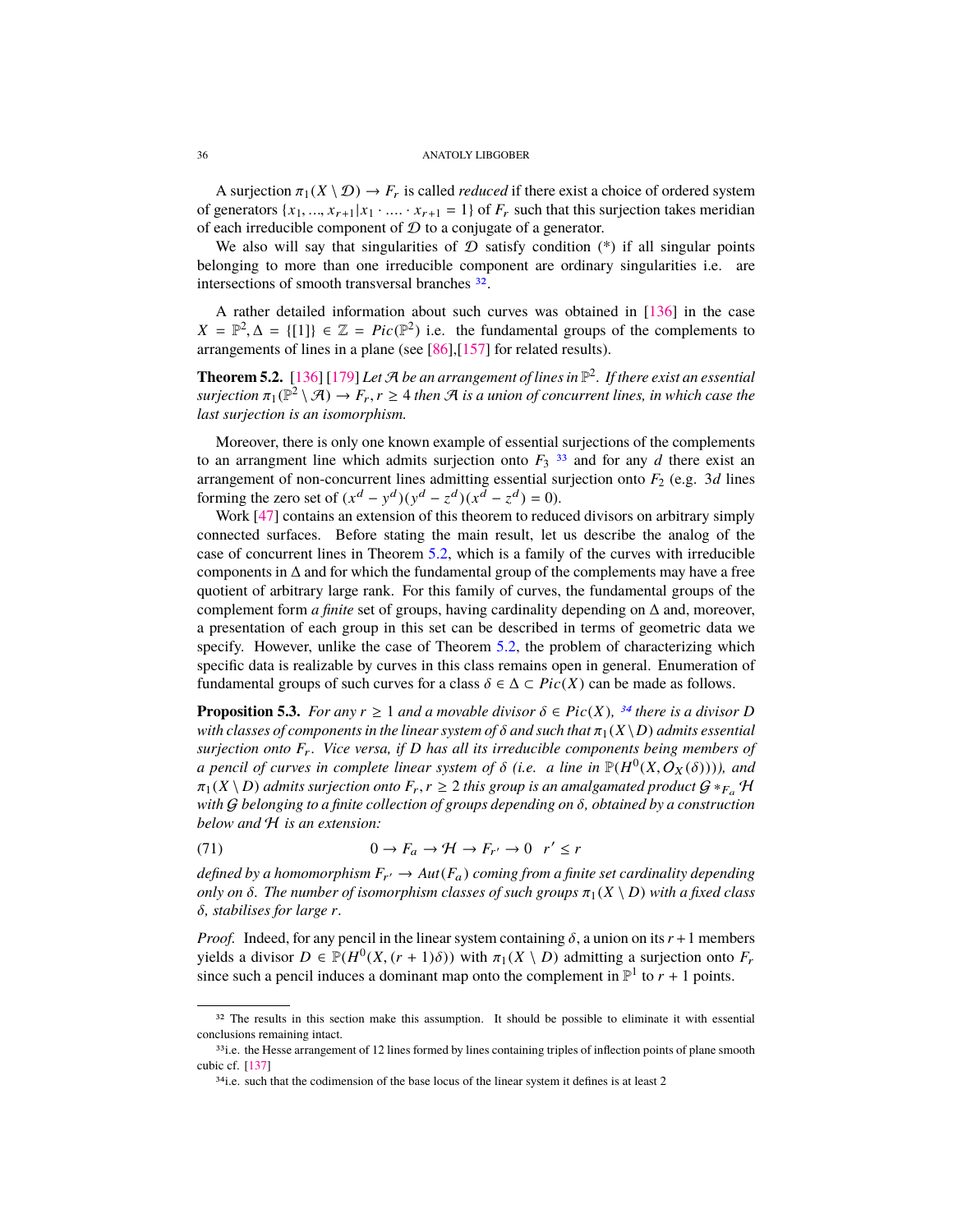A surjection $\pi_1(X \setminus \mathcal{D}) \to F_r$ is called *reduced* if there exist a choice of ordered system of generators $\{x_1, ..., x_{r+1} | x_1 \cdot .... \cdot x_{r+1} = 1\}$ of $F_r$ such that this surjection takes meridian of each irreducible component of $\mathcal{D}$ to a conjugate of a generator.

We also will say that singularities of $\mathcal{D}$ satisfy condition (*) if all singular points belonging to more than one irreducible component are ordinary singularities i.e. are intersections of smooth transversal branches [32].

A rather detailed information about such curves was obtained in [136] in the case $X = \mathbb{P}^2, \Delta = \{[1]\} \in \mathbb{Z} = Pic(\mathbb{P}^2)$ i.e. the fundamental groups of the complements to arrangements of lines in a plane (see [86],[157] for related results).

**Theorem 5.2.** [136] [179] *Let $\mathcal{A}$ be an arrangement of lines in $\mathbb{P}^2$. If there exist an essential surjection $\pi_1(\mathbb{P}^2 \setminus \mathcal{A}) \to F_r, r \geq 4$ then $\mathcal{A}$ is a union of concurrent lines, in which case the last surjection is an isomorphism.*

Moreover, there is only one known example of essential surjections of the complements to an arrangment line which admits surjection onto $F_3$ [33] and for any $d$ there exist an arrangement of non-concurrent lines admitting essential surjection onto $F_2$ (e.g. $3d$ lines forming the zero set of $(x^d - y^d)(y^d - z^d)(x^d - z^d) = 0$).

Work [47] contains an extension of this theorem to reduced divisors on arbitrary simply connected surfaces. Before stating the main result, let us describe the analog of the case of concurrent lines in Theorem 5.2, which is a family of the curves with irreducible components in $\Delta$ and for which the fundamental group of the complements may have a free quotient of arbitrary large rank. For this family of curves, the fundamental groups of the complement form *a finite* set of groups, having cardinality depending on $\Delta$ and, moreover, a presentation of each group in this set can be described in terms of geometric data we specify. However, unlike the case of Theorem 5.2, the problem of characterizing which specific data is realizable by curves in this class remains open in general. Enumeration of fundamental groups of such curves for a class $\delta \in \Delta \subset Pic(X)$ can be made as follows.

**Proposition 5.3.** *For any $r \geq 1$ and a movable divisor $\delta \in Pic(X)$, [34] there is a divisor $D$ with classes of components in the linear system of $\delta$ and such that $\pi_1(X \setminus D)$ admits essential surjection onto $F_r$. Vice versa, if $D$ has all its irreducible components being members of a pencil of curves in complete linear system of $\delta$ (i.e. a line in $\mathbb{P}(H^0(X, \mathcal{O}_X(\delta)))$), and $\pi_1(X \setminus D)$ admits surjection onto $F_r, r \geq 2$ this group is an amalgamated product $\mathcal{G} *_{F_a} \mathcal{H}$ with $\mathcal{G}$ belonging to a finite collection of groups depending on $\delta$, obtained by a construction below and $\mathcal{H}$ is an extension:*

$$0 \to F_a \to \mathcal{H} \to F_{r'} \to 0 \quad r' \leq r \tag{71}$$

*defined by a homomorphism $F_{r'} \to Aut(F_a)$ coming from a finite set cardinality depending only on $\delta$. The number of isomorphism classes of such groups $\pi_1(X \setminus D)$ with a fixed class $\delta$, stabilises for large $r$.*

*Proof.* Indeed, for any pencil in the linear system containing $\delta$, a union on its $r + 1$ members yields a divisor $D \in \mathbb{P}(H^0(X, (r + 1)\delta))$ with $\pi_1(X \setminus D)$ admitting a surjection onto $F_r$ since such a pencil induces a dominant map onto the complement in $\mathbb{P}^1$ to $r + 1$ points.

---

[32] The results in this section make this assumption. It should be possible to eliminate it with essential conclusions remaining intact.

[33] i.e. the Hesse arrangement of 12 lines formed by lines containing triples of inflection points of plane smooth cubic cf. [137]

[34] i.e. such that the codimension of the base locus of the linear system it defines is at least 2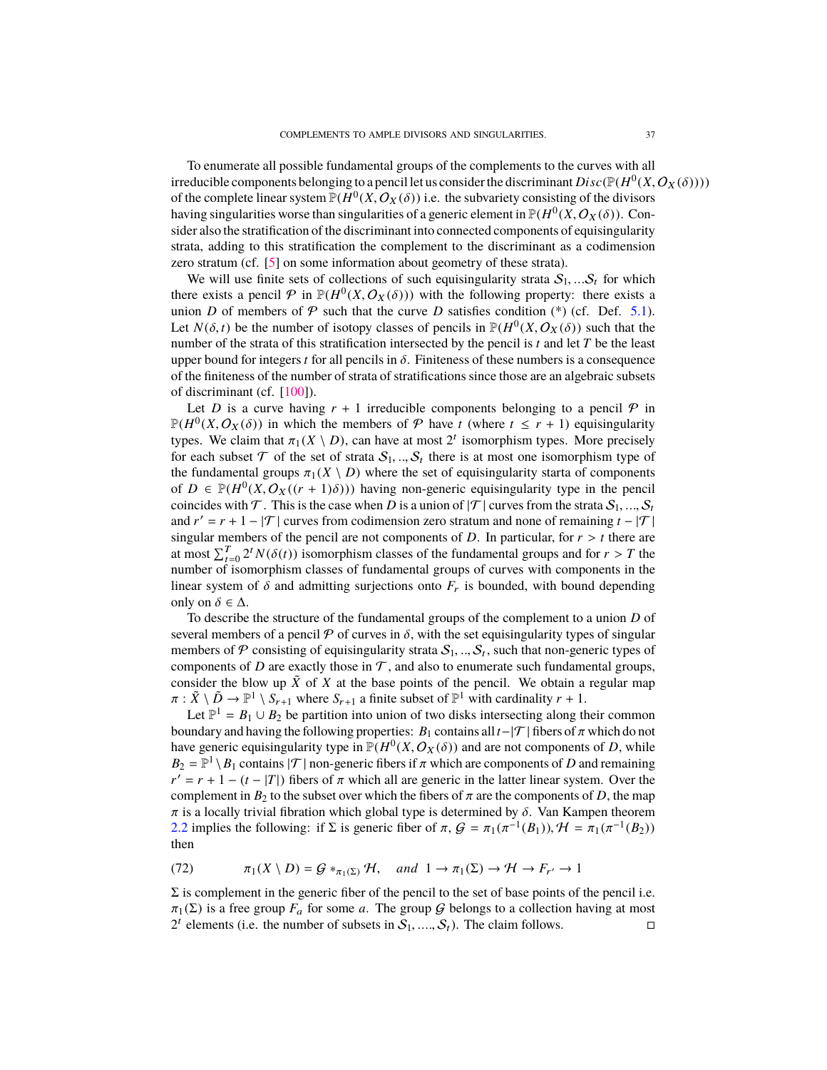To enumerate all possible fundamental groups of the complements to the curves with all irreducible components belonging to a pencil let us consider the discriminant $Disc(\mathbb{P}(H^0(X,\mathcal{O}_X(\delta))))$ of the complete linear system $\mathbb{P}(H^0(X,\mathcal{O}_X(\delta))$ i.e. the subvariety consisting of the divisors having singularities worse than singularities of a generic element in $\mathbb{P}(H^0(X,\mathcal{O}_X(\delta))$. Consider also the stratification of the discriminant into connected components of equisingularity strata, adding to this stratification the complement to the discriminant as a codimension zero stratum (cf. [5] on some information about geometry of these strata).

We will use finite sets of collections of such equisingularity strata $\mathcal{S}_1,...\mathcal{S}_t$ for which there exists a pencil $\mathcal{P}$ in $\mathbb{P}(H^0(X,\mathcal{O}_X(\delta)))$ with the following property: there exists a union $D$ of members of $\mathcal{P}$ such that the curve $D$ satisfies condition (\*) (cf. Def. 5.1). Let $N(\delta,t)$ be the number of isotopy classes of pencils in $\mathbb{P}(H^0(X,\mathcal{O}_X(\delta))$ such that the number of the strata of this stratification intersected by the pencil is $t$ and let $T$ be the least upper bound for integers $t$ for all pencils in $\delta$. Finiteness of these numbers is a consequence of the finiteness of the number of strata of stratifications since those are an algebraic subsets of discriminant (cf. [100]).

Let $D$ is a curve having $r+1$ irreducible components belonging to a pencil $\mathcal{P}$ in $\mathbb{P}(H^0(X,\mathcal{O}_X(\delta))$ in which the members of $\mathcal{P}$ have $t$ (where $t \le r+1$) equisingularity types. We claim that $\pi_1(X\setminus D)$, can have at most $2^t$ isomorphism types. More precisely for each subset $\mathcal{T}$ of the set of strata $\mathcal{S}_1,..,\mathcal{S}_t$ there is at most one isomorphism type of the fundamental groups $\pi_1(X\setminus D)$ where the set of equisingularity starta of components of $D \in \mathbb{P}(H^0(X,\mathcal{O}_X((r+1)\delta)))$ having non-generic equisingularity type in the pencil coincides with $\mathcal{T}$. This is the case when $D$ is a union of $|\mathcal{T}|$ curves from the strata $\mathcal{S}_1,...,\mathcal{S}_t$ and $r' = r+1-|\mathcal{T}|$ curves from codimension zero stratum and none of remaining $t-|\mathcal{T}|$ singular members of the pencil are not components of $D$. In particular, for $r>t$ there are at most $\sum_{t=0}^{T} 2^t N(\delta(t))$ isomorphism classes of the fundamental groups and for $r>T$ the number of isomorphism classes of fundamental groups of curves with components in the linear system of $\delta$ and admitting surjections onto $F_r$ is bounded, with bound depending only on $\delta\in\Delta$.

To describe the structure of the fundamental groups of the complement to a union $D$ of several members of a pencil $\mathcal{P}$ of curves in $\delta$, with the set equisingularity types of singular members of $\mathcal{P}$ consisting of equisingularity strata $\mathcal{S}_1,..,\mathcal{S}_t$, such that non-generic types of components of $D$ are exactly those in $\mathcal{T}$, and also to enumerate such fundamental groups, consider the blow up $\tilde{X}$ of $X$ at the base points of the pencil. We obtain a regular map $\pi: \tilde{X}\setminus\tilde{D} \to \mathbb{P}^1\setminus S_{r+1}$ where $S_{r+1}$ a finite subset of $\mathbb{P}^1$ with cardinality $r+1$.

Let $\mathbb{P}^1 = B_1\cup B_2$ be partition into union of two disks intersecting along their common boundary and having the following properties: $B_1$ contains all $t-|\mathcal{T}|$ fibers of $\pi$ which do not have generic equisingularity type in $\mathbb{P}(H^0(X,\mathcal{O}_X(\delta))$ and are not components of $D$, while $B_2=\mathbb{P}^1\setminus B_1$ contains $|\mathcal{T}|$ non-generic fibers if $\pi$ which are components of $D$ and remaining $r' = r+1-(t-|T|)$ fibers of $\pi$ which all are generic in the latter linear system. Over the complement in $B_2$ to the subset over which the fibers of $\pi$ are the components of $D$, the map $\pi$ is a locally trivial fibration which global type is determined by $\delta$. Van Kampen theorem 2.2 implies the following: if $\Sigma$ is generic fiber of $\pi$, $\mathcal{G}=\pi_1(\pi^{-1}(B_1)), \mathcal{H}=\pi_1(\pi^{-1}(B_2))$ then

$$\pi_1(X\setminus D) = \mathcal{G} *_{\pi_1(\Sigma)} \mathcal{H}, \quad and \ \ 1\to\pi_1(\Sigma)\to\mathcal{H}\to F_{r'}\to 1 \tag{72}$$

$\Sigma$ is complement in the generic fiber of the pencil to the set of base points of the pencil i.e. $\pi_1(\Sigma)$ is a free group $F_a$ for some $a$. The group $\mathcal{G}$ belongs to a collection having at most $2^t$ elements (i.e. the number of subsets in $\mathcal{S}_1,....,\mathcal{S}_t$). The claim follows. ◻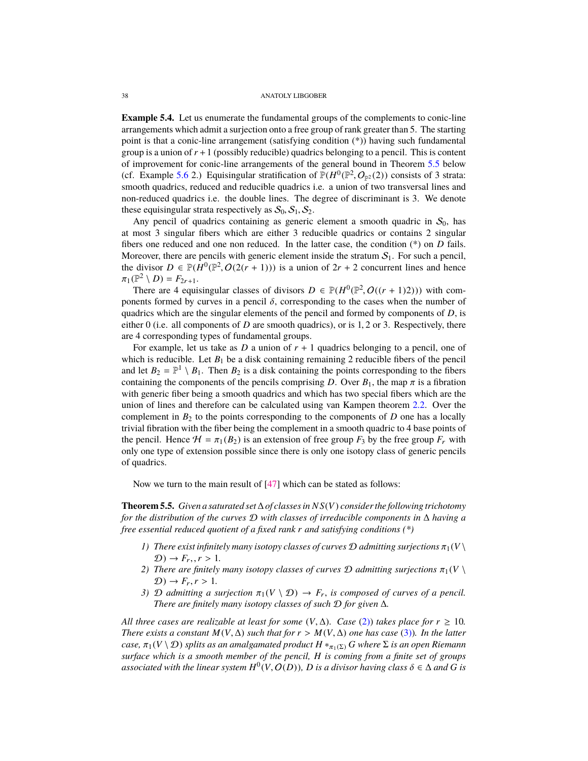**Example 5.4.** Let us enumerate the fundamental groups of the complements to conic-line arrangements which admit a surjection onto a free group of rank greater than 5. The starting point is that a conic-line arrangement (satisfying condition (*)) having such fundamental group is a union of $r+1$ (possibly reducible) quadrics belonging to a pencil. This is content of improvement for conic-line arrangements of the general bound in Theorem 5.5 below (cf. Example 5.6 2.) Equisingular stratification of $\mathbb{P}(H^0(\mathbb{P}^2, \mathcal{O}_{\mathbb{P}^2}(2))$ consists of 3 strata: smooth quadrics, reduced and reducible quadrics i.e. a union of two transversal lines and non-reduced quadrics i.e. the double lines. The degree of discriminant is 3. We denote these equisingular strata respectively as $\mathcal{S}_0, \mathcal{S}_1, \mathcal{S}_2$.

Any pencil of quadrics containing as generic element a smooth quadric in $\mathcal{S}_0$, has at most 3 singular fibers which are either 3 reducible quadrics or contains 2 singular fibers one reduced and one non reduced. In the latter case, the condition (*) on $D$ fails. Moreover, there are pencils with generic element inside the stratum $\mathcal{S}_1$. For such a pencil, the divisor $D \in \mathbb{P}(H^0(\mathbb{P}^2, \mathcal{O}(2(r+1)))$ is a union of $2r+2$ concurrent lines and hence $\pi_1(\mathbb{P}^2 \setminus D) = F_{2r+1}$.

There are 4 equisingular classes of divisors $D \in \mathbb{P}(H^0(\mathbb{P}^2, \mathcal{O}((r+1)2)))$ with components formed by curves in a pencil $\delta$, corresponding to the cases when the number of quadrics which are the singular elements of the pencil and formed by components of $D$, is either 0 (i.e. all components of $D$ are smooth quadrics), or is 1, 2 or 3. Respectively, there are 4 corresponding types of fundamental groups.

For example, let us take as $D$ a union of $r+1$ quadrics belonging to a pencil, one of which is reducible. Let $B_1$ be a disk containing remaining 2 reducible fibers of the pencil and let $B_2 = \mathbb{P}^1 \setminus B_1$. Then $B_2$ is a disk containing the points corresponding to the fibers containing the components of the pencils comprising $D$. Over $B_1$, the map $\pi$ is a fibration with generic fiber being a smooth quadrics and which has two special fibers which are the union of lines and therefore can be calculated using van Kampen theorem 2.2. Over the complement in $B_2$ to the points corresponding to the components of $D$ one has a locally trivial fibration with the fiber being the complement in a smooth quadric to 4 base points of the pencil. Hence $\mathcal{H} = \pi_1(B_2)$ is an extension of free group $F_3$ by the free group $F_r$ with only one type of extension possible since there is only one isotopy class of generic pencils of quadrics.

Now we turn to the main result of [47] which can be stated as follows:

**Theorem 5.5.** *Given a saturated set $\Delta$ of classes in $NS(V)$ consider the following trichotomy for the distribution of the curves $\mathcal{D}$ with classes of irreducible components in $\Delta$ having a free essential reduced quotient of a fixed rank $r$ and satisfying conditions (*)*

1) *There exist infinitely many isotopy classes of curves $\mathcal{D}$ admitting surjections $\pi_1(V \setminus \mathcal{D}) \to F_r, , r > 1$.*
2) *There are finitely many isotopy classes of curves $\mathcal{D}$ admitting surjections $\pi_1(V \setminus \mathcal{D}) \to F_r, r > 1$.*
3) *$\mathcal{D}$ admitting a surjection $\pi_1(V \setminus \mathcal{D}) \to F_r$, is composed of curves of a pencil. There are finitely many isotopy classes of such $\mathcal{D}$ for given $\Delta$.*

*All three cases are realizable at least for some $(V, \Delta)$. Case (2)) takes place for $r \geq 10$. There exists a constant $M(V, \Delta)$ such that for $r > M(V, \Delta)$ one has case (3)). In the latter case, $\pi_1(V \setminus \mathcal{D})$ splits as an amalgamated product $H *_{\pi_1(\Sigma)} G$ where $\Sigma$ is an open Riemann surface which is a smooth member of the pencil, $H$ is coming from a finite set of groups associated with the linear system $H^0(V, \mathcal{O}(D))$, $D$ is a divisor having class $\delta \in \Delta$ and $G$ is*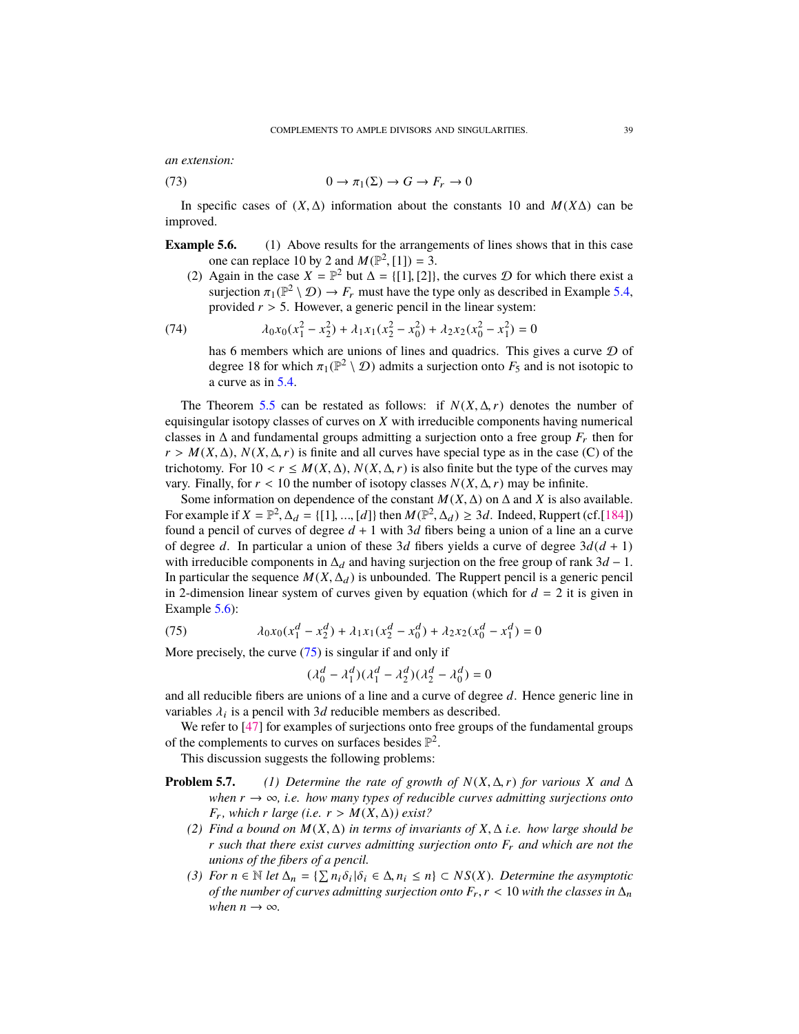*an extension:*

$$0 \to \pi_1(\Sigma) \to G \to F_r \to 0 \tag{73}$$

In specific cases of $(X, \Delta)$ information about the constants 10 and $M(X\Delta)$ can be improved.

**Example 5.6.** (1) Above results for the arrangements of lines shows that in this case one can replace 10 by 2 and $M(\mathbb{P}^2, [1]) = 3$.

(2) Again in the case $X = \mathbb{P}^2$ but $\Delta = \{[1], [2]\}$, the curves $\mathcal{D}$ for which there exist a surjection $\pi_1(\mathbb{P}^2 \setminus \mathcal{D}) \to F_r$ must have the type only as described in Example 5.4, provided $r > 5$. However, a generic pencil in the linear system:

$$\lambda_0 x_0(x_1^2 - x_2^2) + \lambda_1 x_1(x_2^2 - x_0^2) + \lambda_2 x_2(x_0^2 - x_1^2) = 0 \tag{74}$$

has 6 members which are unions of lines and quadrics. This gives a curve $\mathcal{D}$ of degree 18 for which $\pi_1(\mathbb{P}^2 \setminus \mathcal{D})$ admits a surjection onto $F_5$ and is not isotopic to a curve as in 5.4.

The Theorem 5.5 can be restated as follows: if $N(X, \Delta, r)$ denotes the number of equisingular isotopy classes of curves on $X$ with irreducible components having numerical classes in $\Delta$ and fundamental groups admitting a surjection onto a free group $F_r$ then for $r > M(X, \Delta)$, $N(X, \Delta, r)$ is finite and all curves have special type as in the case (C) of the trichotomy. For $10 < r \leq M(X, \Delta)$, $N(X, \Delta, r)$ is also finite but the type of the curves may vary. Finally, for $r < 10$ the number of isotopy classes $N(X, \Delta, r)$ may be infinite.

Some information on dependence of the constant $M(X, \Delta)$ on $\Delta$ and $X$ is also available. For example if $X = \mathbb{P}^2, \Delta_d = \{[1], ..., [d]\}$ then $M(\mathbb{P}^2, \Delta_d) \geq 3d$. Indeed, Ruppert (cf.[184]) found a pencil of curves of degree $d + 1$ with $3d$ fibers being a union of a line an a curve of degree $d$. In particular a union of these $3d$ fibers yields a curve of degree $3d(d + 1)$ with irreducible components in $\Delta_d$ and having surjection on the free group of rank $3d - 1$. In particular the sequence $M(X, \Delta_d)$ is unbounded. The Ruppert pencil is a generic pencil in 2-dimension linear system of curves given by equation (which for $d = 2$ it is given in Example 5.6):

$$\lambda_0 x_0(x_1^d - x_2^d) + \lambda_1 x_1(x_2^d - x_0^d) + \lambda_2 x_2(x_0^d - x_1^d) = 0 \tag{75}$$

More precisely, the curve (75) is singular if and only if

$$(\lambda_0^d - \lambda_1^d)(\lambda_1^d - \lambda_2^d)(\lambda_2^d - \lambda_0^d) = 0$$

and all reducible fibers are unions of a line and a curve of degree $d$. Hence generic line in variables $\lambda_i$ is a pencil with $3d$ reducible members as described.

We refer to [47] for examples of surjections onto free groups of the fundamental groups of the complements to curves on surfaces besides $\mathbb{P}^2$.

This discussion suggests the following problems:

**Problem 5.7.** *(1) Determine the rate of growth of $N(X, \Delta, r)$ for various $X$ and $\Delta$ when $r \to \infty$, i.e. how many types of reducible curves admitting surjections onto $F_r$, which $r$ large (i.e. $r > M(X, \Delta)$) exist?*

*(2) Find a bound on $M(X, \Delta)$ in terms of invariants of $X, \Delta$ i.e. how large should be $r$ such that there exist curves admitting surjection onto $F_r$ and which are not the unions of the fibers of a pencil.*

*(3) For $n \in \mathbb{N}$ let $\Delta_n = \{\sum n_i \delta_i | \delta_i \in \Delta, n_i \leq n\} \subset NS(X)$. Determine the asymptotic of the number of curves admitting surjection onto $F_r, r < 10$ with the classes in $\Delta_n$ when $n \to \infty$.*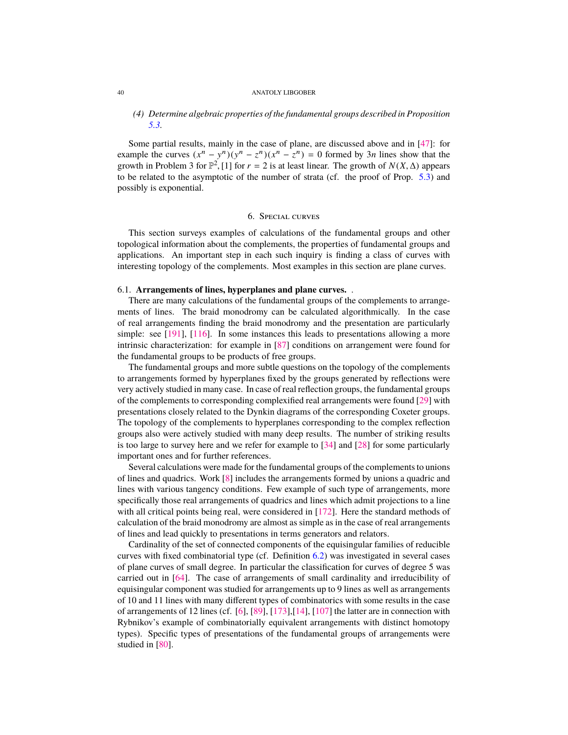*(4) Determine algebraic properties of the fundamental groups described in Proposition 5.3.*

Some partial results, mainly in the case of plane, are discussed above and in [47]: for example the curves $(x^n - y^n)(y^n - z^n)(x^n - z^n) = 0$ formed by $3n$ lines show that the growth in Problem 3 for $\mathbb{P}^2$, [1] for $r = 2$ is at least linear. The growth of $N(X, \Delta)$ appears to be related to the asymptotic of the number of strata (cf. the proof of Prop. 5.3) and possibly is exponential.

## 6. Special curves

This section surveys examples of calculations of the fundamental groups and other topological information about the complements, the properties of fundamental groups and applications. An important step in each such inquiry is finding a class of curves with interesting topology of the complements. Most examples in this section are plane curves.

### 6.1. **Arrangements of lines, hyperplanes and plane curves.** .

There are many calculations of the fundamental groups of the complements to arrangements of lines. The braid monodromy can be calculated algorithmically. In the case of real arrangements finding the braid monodromy and the presentation are particularly simple: see [191], [116]. In some instances this leads to presentations allowing a more intrinsic characterization: for example in [87] conditions on arrangement were found for the fundamental groups to be products of free groups.

The fundamental groups and more subtle questions on the topology of the complements to arrangements formed by hyperplanes fixed by the groups generated by reflections were very actively studied in many case. In case of real reflection groups, the fundamental groups of the complements to corresponding complexified real arrangements were found [29] with presentations closely related to the Dynkin diagrams of the corresponding Coxeter groups. The topology of the complements to hyperplanes corresponding to the complex reflection groups also were actively studied with many deep results. The number of striking results is too large to survey here and we refer for example to [34] and [28] for some particularly important ones and for further references.

Several calculations were made for the fundamental groups of the complements to unions of lines and quadrics. Work [8] includes the arrangements formed by unions a quadric and lines with various tangency conditions. Few example of such type of arrangements, more specifically those real arrangements of quadrics and lines which admit projections to a line with all critical points being real, were considered in [172]. Here the standard methods of calculation of the braid monodromy are almost as simple as in the case of real arrangements of lines and lead quickly to presentations in terms generators and relators.

Cardinality of the set of connected components of the equisingular families of reducible curves with fixed combinatorial type (cf. Definition 6.2) was investigated in several cases of plane curves of small degree. In particular the classification for curves of degree 5 was carried out in [64]. The case of arrangements of small cardinality and irreducibility of equisingular component was studied for arrangements up to 9 lines as well as arrangements of 10 and 11 lines with many different types of combinatorics with some results in the case of arrangements of 12 lines (cf. [6], [89], [173],[14], [107] the latter are in connection with Rybnikov's example of combinatorially equivalent arrangements with distinct homotopy types). Specific types of presentations of the fundamental groups of arrangements were studied in [80].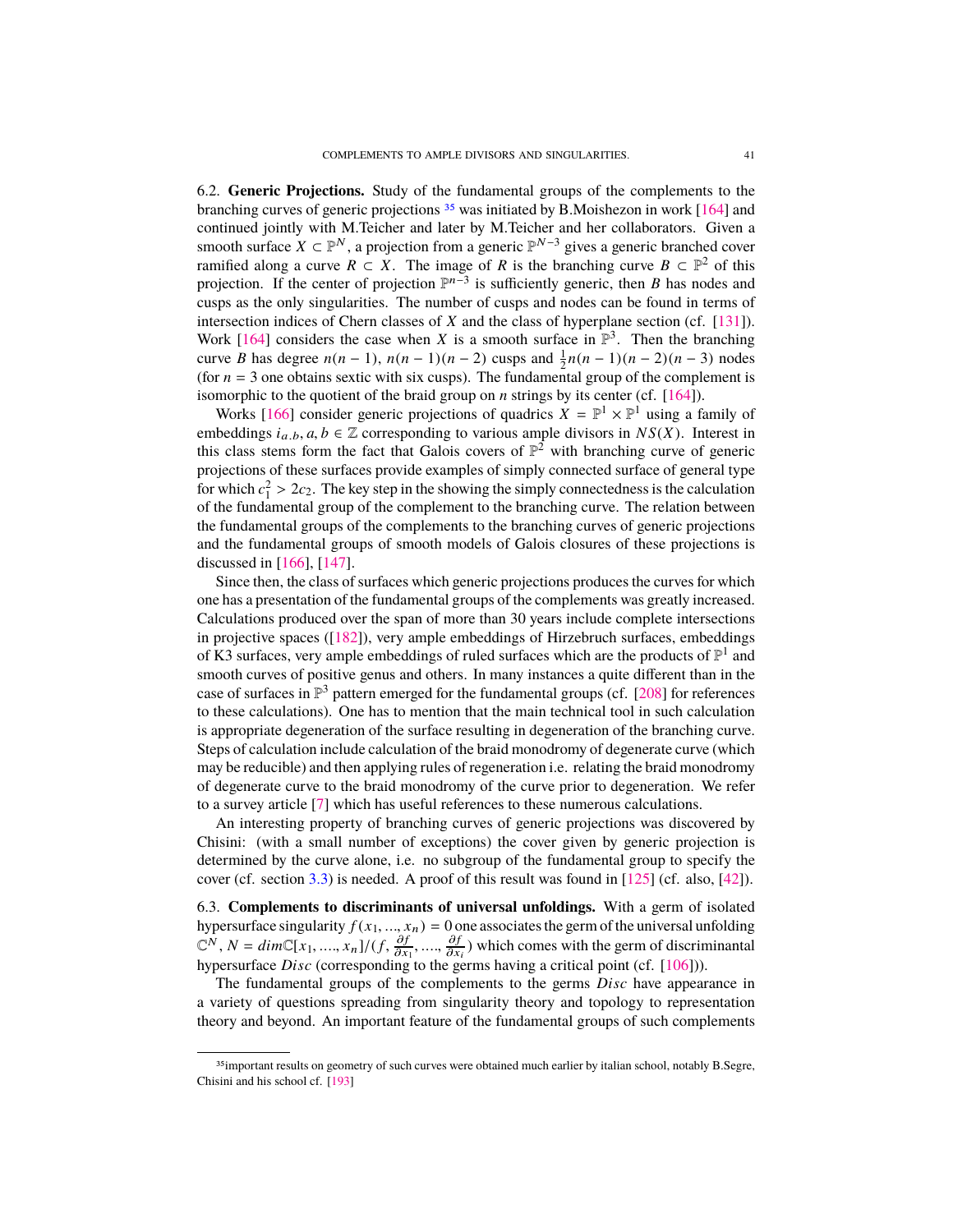6.2. **Generic Projections.** Study of the fundamental groups of the complements to the branching curves of generic projections [35] was initiated by B.Moishezon in work [164] and continued jointly with M.Teicher and later by M.Teicher and her collaborators. Given a smooth surface $X \subset \mathbb{P}^N$, a projection from a generic $\mathbb{P}^{N-3}$ gives a generic branched cover ramified along a curve $R \subset X$. The image of $R$ is the branching curve $B \subset \mathbb{P}^2$ of this projection. If the center of projection $\mathbb{P}^{n-3}$ is sufficiently generic, then $B$ has nodes and cusps as the only singularities. The number of cusps and nodes can be found in terms of intersection indices of Chern classes of $X$ and the class of hyperplane section (cf. [131]). Work [164] considers the case when $X$ is a smooth surface in $\mathbb{P}^3$. Then the branching curve $B$ has degree $n(n-1)$, $n(n-1)(n-2)$ cusps and $\frac{1}{2}n(n-1)(n-2)(n-3)$ nodes (for $n = 3$ one obtains sextic with six cusps). The fundamental group of the complement is isomorphic to the quotient of the braid group on $n$ strings by its center (cf. [164]).

Works [166] consider generic projections of quadrics $X = \mathbb{P}^1 \times \mathbb{P}^1$ using a family of embeddings $i_{a.b}, a, b \in \mathbb{Z}$ corresponding to various ample divisors in $NS(X)$. Interest in this class stems form the fact that Galois covers of $\mathbb{P}^2$ with branching curve of generic projections of these surfaces provide examples of simply connected surface of general type for which $c_1^2 > 2c_2$. The key step in the showing the simply connectedness is the calculation of the fundamental group of the complement to the branching curve. The relation between the fundamental groups of the complements to the branching curves of generic projections and the fundamental groups of smooth models of Galois closures of these projections is discussed in [166], [147].

Since then, the class of surfaces which generic projections produces the curves for which one has a presentation of the fundamental groups of the complements was greatly increased. Calculations produced over the span of more than 30 years include complete intersections in projective spaces ([182]), very ample embeddings of Hirzebruch surfaces, embeddings of K3 surfaces, very ample embeddings of ruled surfaces which are the products of $\mathbb{P}^1$ and smooth curves of positive genus and others. In many instances a quite different than in the case of surfaces in $\mathbb{P}^3$ pattern emerged for the fundamental groups (cf. [208] for references to these calculations). One has to mention that the main technical tool in such calculation is appropriate degeneration of the surface resulting in degeneration of the branching curve. Steps of calculation include calculation of the braid monodromy of degenerate curve (which may be reducible) and then applying rules of regeneration i.e. relating the braid monodromy of degenerate curve to the braid monodromy of the curve prior to degeneration. We refer to a survey article [7] which has useful references to these numerous calculations.

An interesting property of branching curves of generic projections was discovered by Chisini: (with a small number of exceptions) the cover given by generic projection is determined by the curve alone, i.e. no subgroup of the fundamental group to specify the cover (cf. section 3.3) is needed. A proof of this result was found in [125] (cf. also, [42]).

6.3. **Complements to discriminants of universal unfoldings.** With a germ of isolated hypersurface singularity $f(x_1, ..., x_n) = 0$ one associates the germ of the universal unfolding $\mathbb{C}^N$, $N = dim\mathbb{C}[x_1, ...., x_n]/(f, \frac{\partial f}{\partial x_1}, ...., \frac{\partial f}{\partial x_i})$ which comes with the germ of discriminantal hypersurface $Disc$ (corresponding to the germs having a critical point (cf. [106])).

The fundamental groups of the complements to the germs $Disc$ have appearance in a variety of questions spreading from singularity theory and topology to representation theory and beyond. An important feature of the fundamental groups of such complements

[35] important results on geometry of such curves were obtained much earlier by italian school, notably B.Segre, Chisini and his school cf. [193]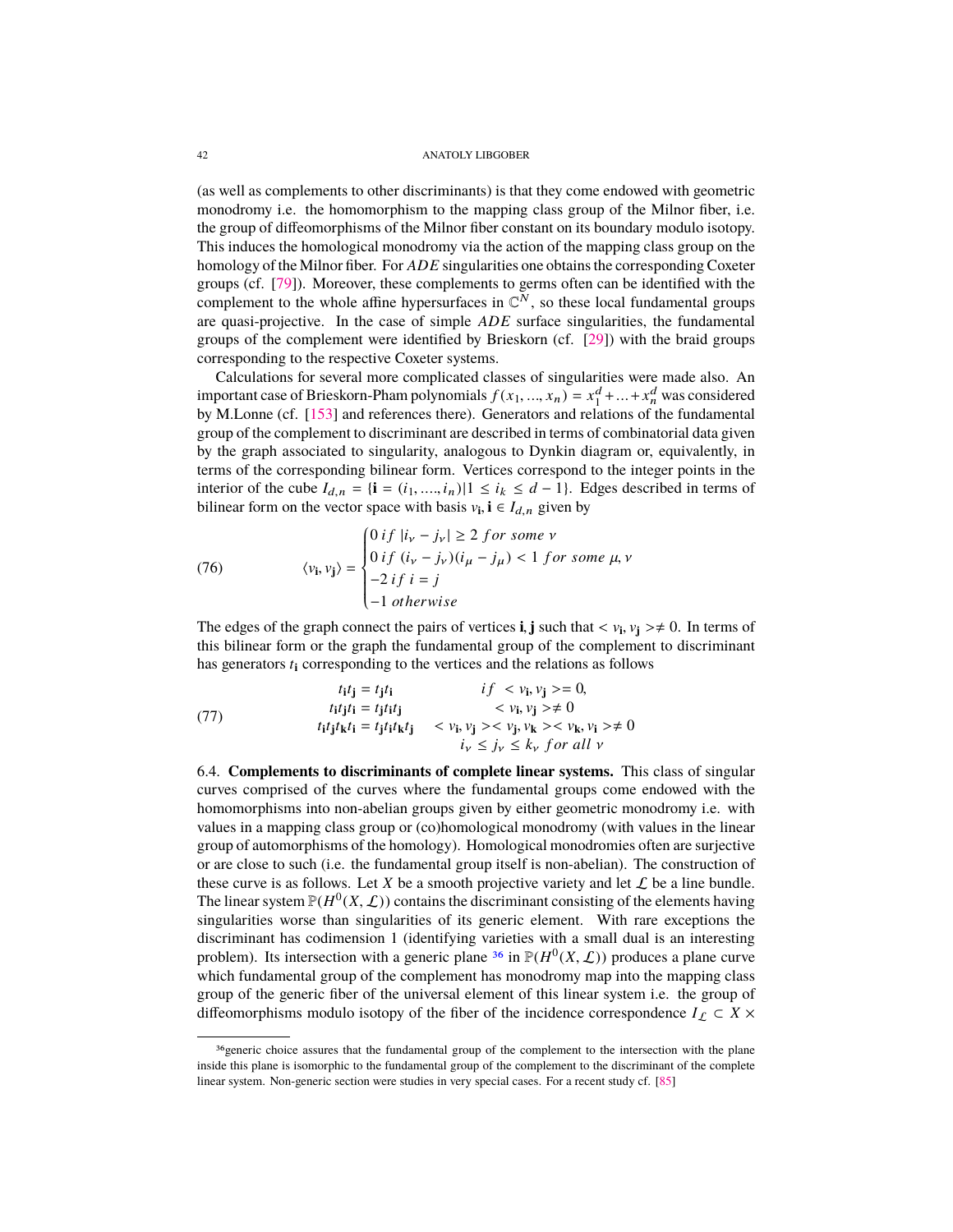(as well as complements to other discriminants) is that they come endowed with geometric monodromy i.e. the homomorphism to the mapping class group of the Milnor fiber, i.e. the group of diffeomorphisms of the Milnor fiber constant on its boundary modulo isotopy. This induces the homological monodromy via the action of the mapping class group on the homology of the Milnor fiber. For $ADE$ singularities one obtains the corresponding Coxeter groups (cf. [79]). Moreover, these complements to germs often can be identified with the complement to the whole affine hypersurfaces in $\mathbb{C}^N$, so these local fundamental groups are quasi-projective. In the case of simple $ADE$ surface singularities, the fundamental groups of the complement were identified by Brieskorn (cf. [29]) with the braid groups corresponding to the respective Coxeter systems.

Calculations for several more complicated classes of singularities were made also. An important case of Brieskorn-Pham polynomials $f(x_1, ..., x_n) = x_1^d + ... + x_n^d$ was considered by M.Lonne (cf. [153] and references there). Generators and relations of the fundamental group of the complement to discriminant are described in terms of combinatorial data given by the graph associated to singularity, analogous to Dynkin diagram or, equivalently, in terms of the corresponding bilinear form. Vertices correspond to the integer points in the interior of the cube $I_{d,n} = \{\mathbf{i} = (i_1, ...., i_n) | 1 \le i_k \le d-1\}$. Edges described in terms of bilinear form on the vector space with basis $v_{\mathbf{i}}, \mathbf{i} \in I_{d,n}$ given by

$$
\langle v_{\mathbf{i}}, v_{\mathbf{j}} \rangle = \begin{cases} 0 \; if \; |i_\nu - j_\nu| \ge 2 \; for \; some \; \nu \\ 0 \; if \; (i_\nu - j_\nu)(i_\mu - j_\mu) < 1 \; for \; some \; \mu, \nu \\ -2 \; if \; i = j \\ -1 \; otherwise \end{cases} \tag{76}
$$

The edges of the graph connect the pairs of vertices $\mathbf{i}, \mathbf{j}$ such that $< v_{\mathbf{i}}, v_{\mathbf{j}} > \ne 0$. In terms of this bilinear form or the graph the fundamental group of the complement to discriminant has generators $t_{\mathbf{i}}$ corresponding to the vertices and the relations as follows

$$
\begin{array}{cc} t_{\mathbf{i}} t_{\mathbf{j}} = t_{\mathbf{j}} t_{\mathbf{i}} & if \; < v_{\mathbf{i}}, v_{\mathbf{j}} >= 0, \\ t_{\mathbf{i}} t_{\mathbf{j}} t_{\mathbf{i}} = t_{\mathbf{j}} t_{\mathbf{i}} t_{\mathbf{j}} & < v_{\mathbf{i}}, v_{\mathbf{j}} > \ne 0 \\ t_{\mathbf{i}} t_{\mathbf{j}} t_{\mathbf{k}} t_{\mathbf{i}} = t_{\mathbf{j}} t_{\mathbf{i}} t_{\mathbf{k}} t_{\mathbf{j}} & < v_{\mathbf{i}}, v_{\mathbf{j}} >< v_{\mathbf{j}}, v_{\mathbf{k}} >< v_{\mathbf{k}}, v_{\mathbf{i}} > \ne 0 \\ & i_\nu \le j_\nu \le k_\nu \; for \; all \; \nu \end{array} \tag{77}
$$

6.4. **Complements to discriminants of complete linear systems.** This class of singular curves comprised of the curves where the fundamental groups come endowed with the homomorphisms into non-abelian groups given by either geometric monodromy i.e. with values in a mapping class group or (co)homological monodromy (with values in the linear group of automorphisms of the homology). Homological monodromies often are surjective or are close to such (i.e. the fundamental group itself is non-abelian). The construction of these curve is as follows. Let $X$ be a smooth projective variety and let $\mathcal{L}$ be a line bundle. The linear system $\mathbb{P}(H^0(X, \mathcal{L}))$ contains the discriminant consisting of the elements having singularities worse than singularities of its generic element. With rare exceptions the discriminant has codimension 1 (identifying varieties with a small dual is an interesting problem). Its intersection with a generic plane [36] in $\mathbb{P}(H^0(X, \mathcal{L}))$ produces a plane curve which fundamental group of the complement has monodromy map into the mapping class group of the generic fiber of the universal element of this linear system i.e. the group of diffeomorphisms modulo isotopy of the fiber of the incidence correspondence $I_{\mathcal{L}} \subset X \times$

[36] generic choice assures that the fundamental group of the complement to the intersection with the plane inside this plane is isomorphic to the fundamental group of the complement to the discriminant of the complete linear system. Non-generic section were studies in very special cases. For a recent study cf. [85]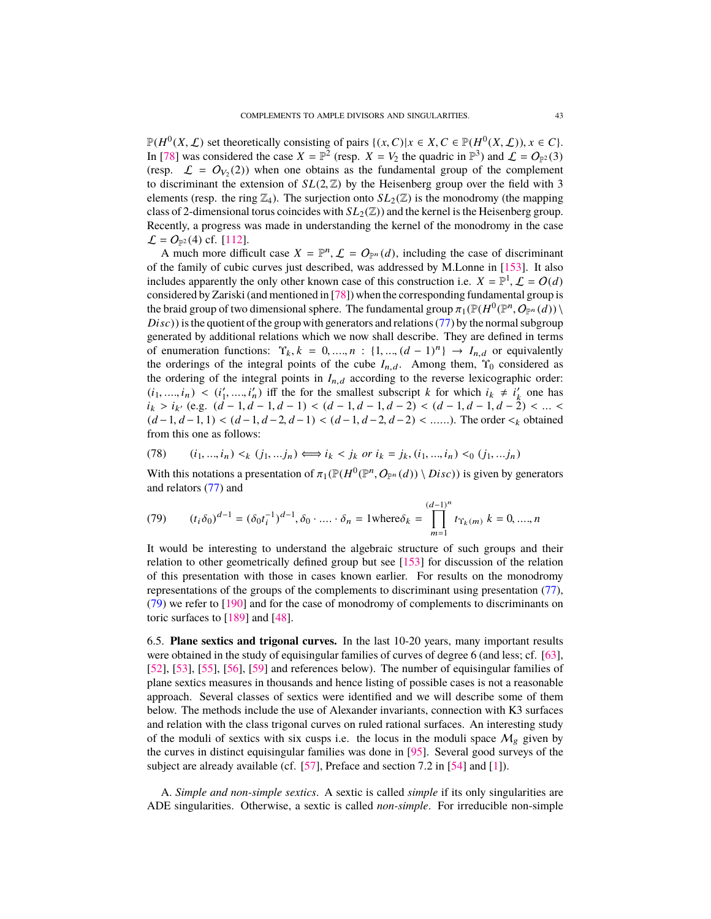$\mathbb{P}(H^0(X,\mathcal{L})$ set theoretically consisting of pairs $\{(x,C)|x \in X, C \in \mathbb{P}(H^0(X,\mathcal{L})), x \in C\}$. In [78] was considered the case $X = \mathbb{P}^2$ (resp. $X = V_2$ the quadric in $\mathbb{P}^3$) and $\mathcal{L} = O_{\mathbb{P}^2}(3)$ (resp. $\mathcal{L} = O_{V_2}(2)$) when one obtains as the fundamental group of the complement to discriminant the extension of $SL(2,\mathbb{Z})$ by the Heisenberg group over the field with 3 elements (resp. the ring $\mathbb{Z}_4$). The surjection onto $SL_2(\mathbb{Z})$ is the monodromy (the mapping class of 2-dimensional torus coincides with $SL_2(\mathbb{Z})$) and the kernel is the Heisenberg group. Recently, a progress was made in understanding the kernel of the monodromy in the case $\mathcal{L} = O_{\mathbb{P}^2}(4)$ cf. [112].

A much more difficult case $X = \mathbb{P}^n, \mathcal{L} = O_{\mathbb{P}^n}(d)$, including the case of discriminant of the family of cubic curves just described, was addressed by M.Lonne in [153]. It also includes apparently the only other known case of this construction i.e. $X = \mathbb{P}^1, \mathcal{L} = O(d)$ considered by Zariski (and mentioned in [78]) when the corresponding fundamental group is the braid group of two dimensional sphere. The fundamental group $\pi_1(\mathbb{P}(H^0(\mathbb{P}^n, O_{\mathbb{P}^n}(d)) \setminus Disc))$ is the quotient of the group with generators and relations (77) by the normal subgroup generated by additional relations which we now shall describe. They are defined in terms of enumeration functions: $\Upsilon_k, k = 0,....,n : \{1,...,(d-1)^n\} \to I_{n,d}$ or equivalently the orderings of the integral points of the cube $I_{n,d}$. Among them, $\Upsilon_0$ considered as the ordering of the integral points in $I_{n,d}$ according to the reverse lexicographic order: $(i_1,....,i_n) < (i'_1,....,i'_n)$ iff the for the smallest subscript $k$ for which $i_k \ne i'_k$ one has $i_k > i_{k'}$ (e.g. $(d-1,d-1,d-1) < (d-1,d-1,d-2) < (d-1,d-1,d-2) < ... < (d-1,d-1,1) < (d-1,d-2,d-1) < (d-1,d-2,d-2) < ......$). The order $<_k$ obtained from this one as follows:

$$(i_1,...,i_n) <_k (j_1,...j_n) \Longleftrightarrow i_k < j_k \text{ or } i_k = j_k, (i_1,...,i_n) <_0 (j_1,...j_n) \tag{78}$$

With this notations a presentation of $\pi_1(\mathbb{P}(H^0(\mathbb{P}^n, O_{\mathbb{P}^n}(d)) \setminus Disc))$ is given by generators and relators (77) and

$$(t_i\delta_0)^{d-1} = (\delta_0 t_i^{-1})^{d-1}, \delta_0 \cdot .... \cdot \delta_n = 1 \text{where} \delta_k = \prod_{m=1}^{(d-1)^n} t_{\Upsilon_k(m)} \; k = 0,....,n \tag{79}$$

It would be interesting to understand the algebraic structure of such groups and their relation to other geometrically defined group but see [153] for discussion of the relation of this presentation with those in cases known earlier. For results on the monodromy representations of the groups of the complements to discriminant using presentation (77), (79) we refer to [190] and for the case of monodromy of complements to discriminants on toric surfaces to [189] and [48].

6.5. **Plane sextics and trigonal curves.** In the last 10-20 years, many important results were obtained in the study of equisingular families of curves of degree 6 (and less; cf. [63], [52], [53], [55], [56], [59] and references below). The number of equisingular families of plane sextics measures in thousands and hence listing of possible cases is not a reasonable approach. Several classes of sextics were identified and we will describe some of them below. The methods include the use of Alexander invariants, connection with K3 surfaces and relation with the class trigonal curves on ruled rational surfaces. An interesting study of the moduli of sextics with six cusps i.e. the locus in the moduli space $\mathcal{M}_g$ given by the curves in distinct equisingular families was done in [95]. Several good surveys of the subject are already available (cf. [57], Preface and section 7.2 in [54] and [1]).

A. *Simple and non-simple sextics*. A sextic is called *simple* if its only singularities are ADE singularities. Otherwise, a sextic is called *non-simple*. For irreducible non-simple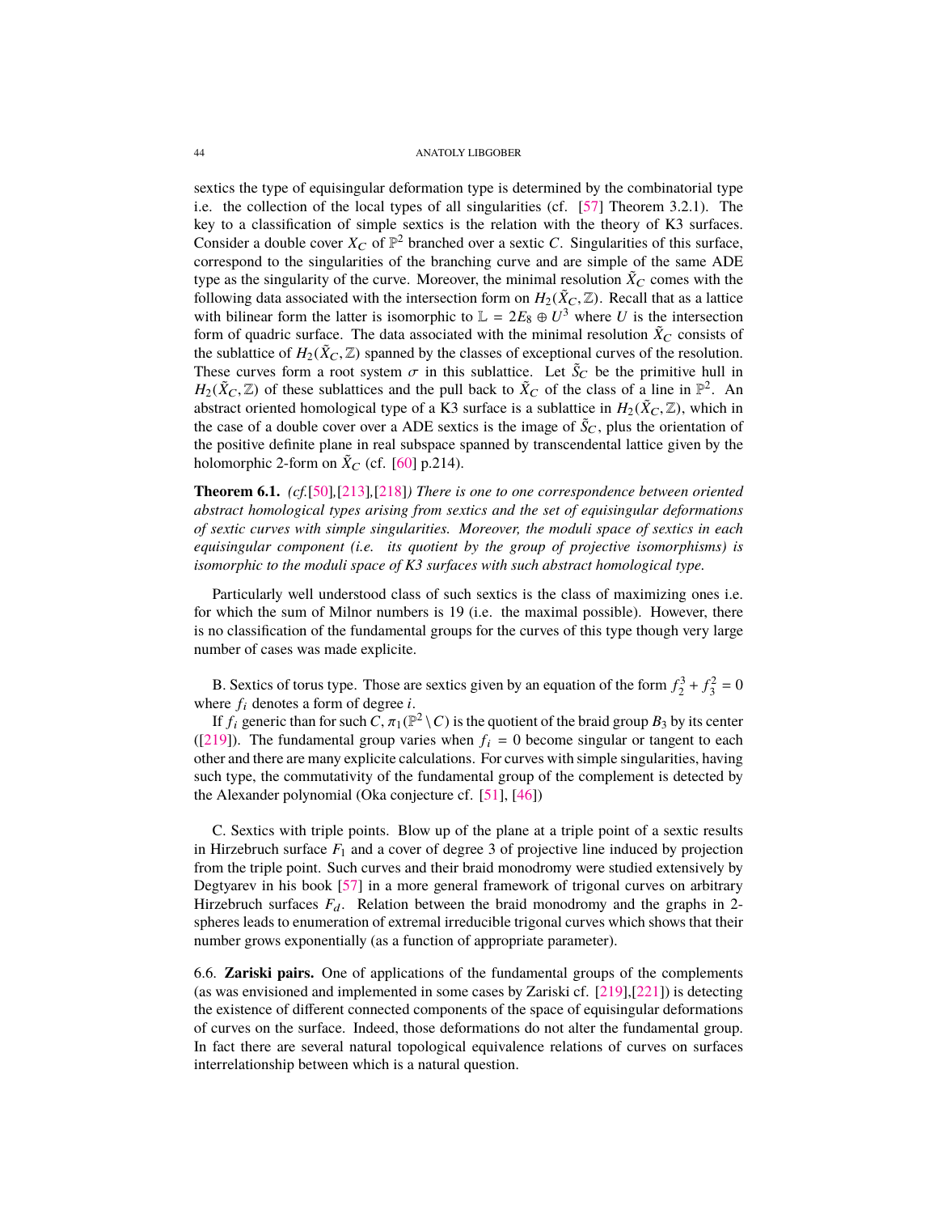sextics the type of equisingular deformation type is determined by the combinatorial type i.e. the collection of the local types of all singularities (cf. [57] Theorem 3.2.1). The key to a classification of simple sextics is the relation with the theory of K3 surfaces. Consider a double cover $X_C$ of $\mathbb{P}^2$ branched over a sextic $C$. Singularities of this surface, correspond to the singularities of the branching curve and are simple of the same ADE type as the singularity of the curve. Moreover, the minimal resolution $\tilde{X}_C$ comes with the following data associated with the intersection form on $H_2(\tilde{X}_C, \mathbb{Z})$. Recall that as a lattice with bilinear form the latter is isomorphic to $\mathbb{L} = 2E_8 \oplus U^3$ where $U$ is the intersection form of quadric surface. The data associated with the minimal resolution $\tilde{X}_C$ consists of the sublattice of $H_2(\tilde{X}_C, \mathbb{Z})$ spanned by the classes of exceptional curves of the resolution. These curves form a root system $\sigma$ in this sublattice. Let $\tilde{S}_C$ be the primitive hull in $H_2(\tilde{X}_C, \mathbb{Z})$ of these sublattices and the pull back to $\tilde{X}_C$ of the class of a line in $\mathbb{P}^2$. An abstract oriented homological type of a K3 surface is a sublattice in $H_2(\tilde{X}_C, \mathbb{Z})$, which in the case of a double cover over a ADE sextics is the image of $\tilde{S}_C$, plus the orientation of the positive definite plane in real subspace spanned by transcendental lattice given by the holomorphic 2-form on $\tilde{X}_C$ (cf. [60] p.214).

**Theorem 6.1.** *(cf.[50],[213],[218]) There is one to one correspondence between oriented abstract homological types arising from sextics and the set of equisingular deformations of sextic curves with simple singularities. Moreover, the moduli space of sextics in each equisingular component (i.e. its quotient by the group of projective isomorphisms) is isomorphic to the moduli space of K3 surfaces with such abstract homological type.*

Particularly well understood class of such sextics is the class of maximizing ones i.e. for which the sum of Milnor numbers is 19 (i.e. the maximal possible). However, there is no classification of the fundamental groups for the curves of this type though very large number of cases was made explicite.

B. Sextics of torus type. Those are sextics given by an equation of the form $f_2^3 + f_3^2 = 0$ where $f_i$ denotes a form of degree $i$.

If $f_i$ generic than for such $C$, $\pi_1(\mathbb{P}^2 \setminus C)$ is the quotient of the braid group $B_3$ by its center ([219]). The fundamental group varies when $f_i = 0$ become singular or tangent to each other and there are many explicit calculations. For curves with simple singularities, having such type, the commutativity of the fundamental group of the complement is detected by the Alexander polynomial (Oka conjecture cf. [51], [46])

C. Sextics with triple points. Blow up of the plane at a triple point of a sextic results in Hirzebruch surface $F_1$ and a cover of degree 3 of projective line induced by projection from the triple point. Such curves and their braid monodromy were studied extensively by Degtyarev in his book [57] in a more general framework of trigonal curves on arbitrary Hirzebruch surfaces $F_d$. Relation between the braid monodromy and the graphs in 2-spheres leads to enumeration of extremal irreducible trigonal curves which shows that their number grows exponentially (as a function of appropriate parameter).

6.6. **Zariski pairs.** One of applications of the fundamental groups of the complements (as was envisioned and implemented in some cases by Zariski cf. [219],[221]) is detecting the existence of different connected components of the space of equisingular deformations of curves on the surface. Indeed, those deformations do not alter the fundamental group. In fact there are several natural topological equivalence relations of curves on surfaces interrelationship between which is a natural question.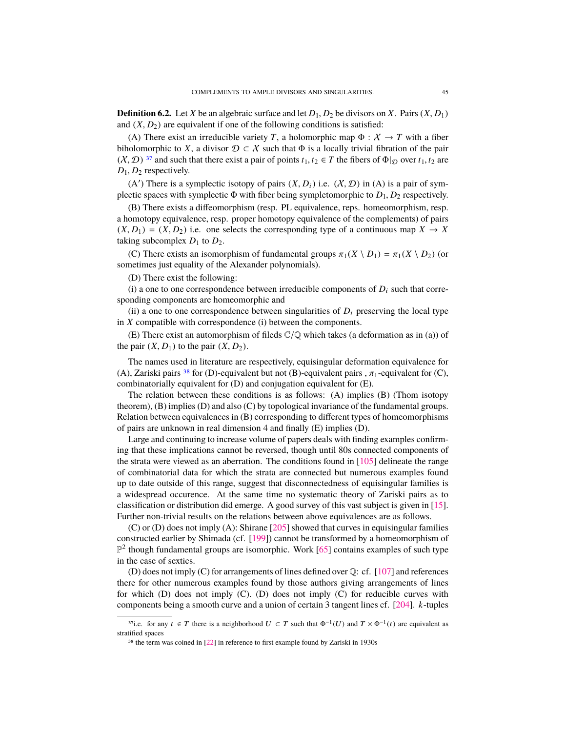**Definition 6.2.** Let $X$ be an algebraic surface and let $D_1, D_2$ be divisors on $X$. Pairs $(X, D_1)$ and $(X, D_2)$ are equivalent if one of the following conditions is satisfied:

(A) There exist an irreducible variety $T$, a holomorphic map $\Phi : \mathcal{X} \to T$ with a fiber biholomorphic to $X$, a divisor $\mathcal{D} \subset \mathcal{X}$ such that $\Phi$ is a locally trivial fibration of the pair $(\mathcal{X}, \mathcal{D})$ [37] and such that there exist a pair of points $t_1, t_2 \in T$ the fibers of $\Phi|_{\mathcal{D}}$ over $t_1, t_2$ are $D_1, D_2$ respectively.

(A′) There is a symplectic isotopy of pairs $(X, D_i)$ i.e. $(\mathcal{X}, \mathcal{D})$ in (A) is a pair of symplectic spaces with symplectic $\Phi$ with fiber being sympletomorphic to $D_1, D_2$ respectively.

(B) There exists a diffeomorphism (resp. PL equivalence, reps. homeomorphism, resp. a homotopy equivalence, resp. proper homotopy equivalence of the complements) of pairs $(X, D_1) = (X, D_2)$ i.e. one selects the corresponding type of a continuous map $X \to X$ taking subcomplex $D_1$ to $D_2$.

(C) There exists an isomorphism of fundamental groups $\pi_1(X \setminus D_1) = \pi_1(X \setminus D_2)$ (or sometimes just equality of the Alexander polynomials).

(D) There exist the following:

(i) a one to one correspondence between irreducible components of $D_i$ such that corresponding components are homeomorphic and

(ii) a one to one correspondence between singularities of $D_i$ preserving the local type in $X$ compatible with correspondence (i) between the components.

(E) There exist an automorphism of fileds $\mathbb{C}/\mathbb{Q}$ which takes (a deformation as in (a)) of the pair $(X, D_1)$ to the pair $(X, D_2)$.

The names used in literature are respectively, equisingular deformation equivalence for (A), Zariski pairs [38] for (D)-equivalent but not (B)-equivalent pairs , $\pi_1$-equivalent for (C), combinatorially equivalent for (D) and conjugation equivalent for (E).

The relation between these conditions is as follows: (A) implies (B) (Thom isotopy theorem), (B) implies (D) and also (C) by topological invariance of the fundamental groups. Relation between equivalences in (B) corresponding to different types of homeomorphisms of pairs are unknown in real dimension 4 and finally (E) implies (D).

Large and continuing to increase volume of papers deals with finding examples confirming that these implications cannot be reversed, though until 80s connected components of the strata were viewed as an aberration. The conditions found in [105] delineate the range of combinatorial data for which the strata are connected but numerous examples found up to date outside of this range, suggest that disconnectedness of equisingular families is a widespread occurence. At the same time no systematic theory of Zariski pairs as to classification or distribution did emerge. A good survey of this vast subject is given in [15]. Further non-trivial results on the relations between above equivalences are as follows.

(C) or (D) does not imply (A): Shirane [205] showed that curves in equisingular families constructed earlier by Shimada (cf. [199]) cannot be transformed by a homeomorphism of $\mathbb{P}^2$ though fundamental groups are isomorphic. Work [65] contains examples of such type in the case of sextics.

(D) does not imply (C) for arrangements of lines defined over $\mathbb{Q}$: cf. [107] and references there for other numerous examples found by those authors giving arrangements of lines for which (D) does not imply (C). (D) does not imply (C) for reducible curves with components being a smooth curve and a union of certain 3 tangent lines cf. [204]. $k$-tuples

---

[37] i.e. for any $t \in T$ there is a neighborhood $U \subset T$ such that $\Phi^{-1}(U)$ and $T \times \Phi^{-1}(t)$ are equivalent as stratified spaces

[38] the term was coined in [22] in reference to first example found by Zariski in 1930s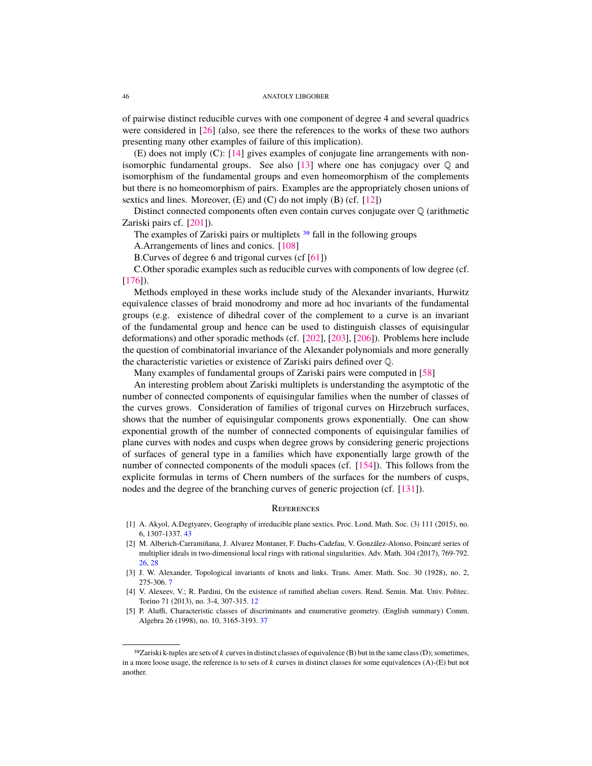of pairwise distinct reducible curves with one component of degree 4 and several quadrics were considered in [26] (also, see there the references to the works of these two authors presenting many other examples of failure of this implication).

(E) does not imply (C): [14] gives examples of conjugate line arrangements with non-isomorphic fundamental groups. See also [13] where one has conjugacy over $\mathbb{Q}$ and isomorphism of the fundamental groups and even homeomorphism of the complements but there is no homeomorphism of pairs. Examples are the appropriately chosen unions of sextics and lines. Moreover, (E) and (C) do not imply (B) (cf. [12])

Distinct connected components often even contain curves conjugate over $\mathbb{Q}$ (arithmetic Zariski pairs cf. [201]).

The examples of Zariski pairs or multiplets [39] fall in the following groups

A.Arrangements of lines and conics. [108]

B.Curves of degree 6 and trigonal curves (cf [61])

C.Other sporadic examples such as reducible curves with components of low degree (cf. [176]).

Methods employed in these works include study of the Alexander invariants, Hurwitz equivalence classes of braid monodromy and more ad hoc invariants of the fundamental groups (e.g. existence of dihedral cover of the complement to a curve is an invariant of the fundamental group and hence can be used to distinguish classes of equisingular deformations) and other sporadic methods (cf. [202], [203], [206]). Problems here include the question of combinatorial invariance of the Alexander polynomials and more generally the characteristic varieties or existence of Zariski pairs defined over $\mathbb{Q}$.

Many examples of fundamental groups of Zariski pairs were computed in [58]

An interesting problem about Zariski multiplets is understanding the asymptotic of the number of connected components of equisingular families when the number of classes of the curves grows. Consideration of families of trigonal curves on Hirzebruch surfaces, shows that the number of equisingular components grows exponentially. One can show exponential growth of the number of connected components of equisingular families of plane curves with nodes and cusps when degree grows by considering generic projections of surfaces of general type in a families which have exponentially large growth of the number of connected components of the moduli spaces (cf. [154]). This follows from the explicite formulas in terms of Chern numbers of the surfaces for the numbers of cusps, nodes and the degree of the branching curves of generic projection (cf. [131]).

## References

[1] A. Akyol, A.Degtyarev, Geography of irreducible plane sextics. Proc. Lond. Math. Soc. (3) 111 (2015), no. 6, 1307-1337. 43

[2] M. Alberich-Carramiñana, J. Alvarez Montaner, F. Dachs-Cadefau, V. González-Alonso, Poincaré series of multiplier ideals in two-dimensional local rings with rational singularities. Adv. Math. 304 (2017), 769-792. 26, 28

[3] J. W. Alexander, Topological invariants of knots and links. Trans. Amer. Math. Soc. 30 (1928), no. 2, 275-306. 7

[4] V. Alexeev, V.; R. Pardini, On the existence of ramified abelian covers. Rend. Semin. Mat. Univ. Politec. Torino 71 (2013), no. 3-4, 307-315. 12

[5] P. Aluffi, Characteristic classes of discriminants and enumerative geometry. (English summary) Comm. Algebra 26 (1998), no. 10, 3165-3193. 37

---

[39] Zariski k-tuples are sets of $k$ curves in distinct classes of equivalence (B) but in the same class (D); sometimes, in a more loose usage, the reference is to sets of $k$ curves in distinct classes for some equivalences (A)-(E) but not another.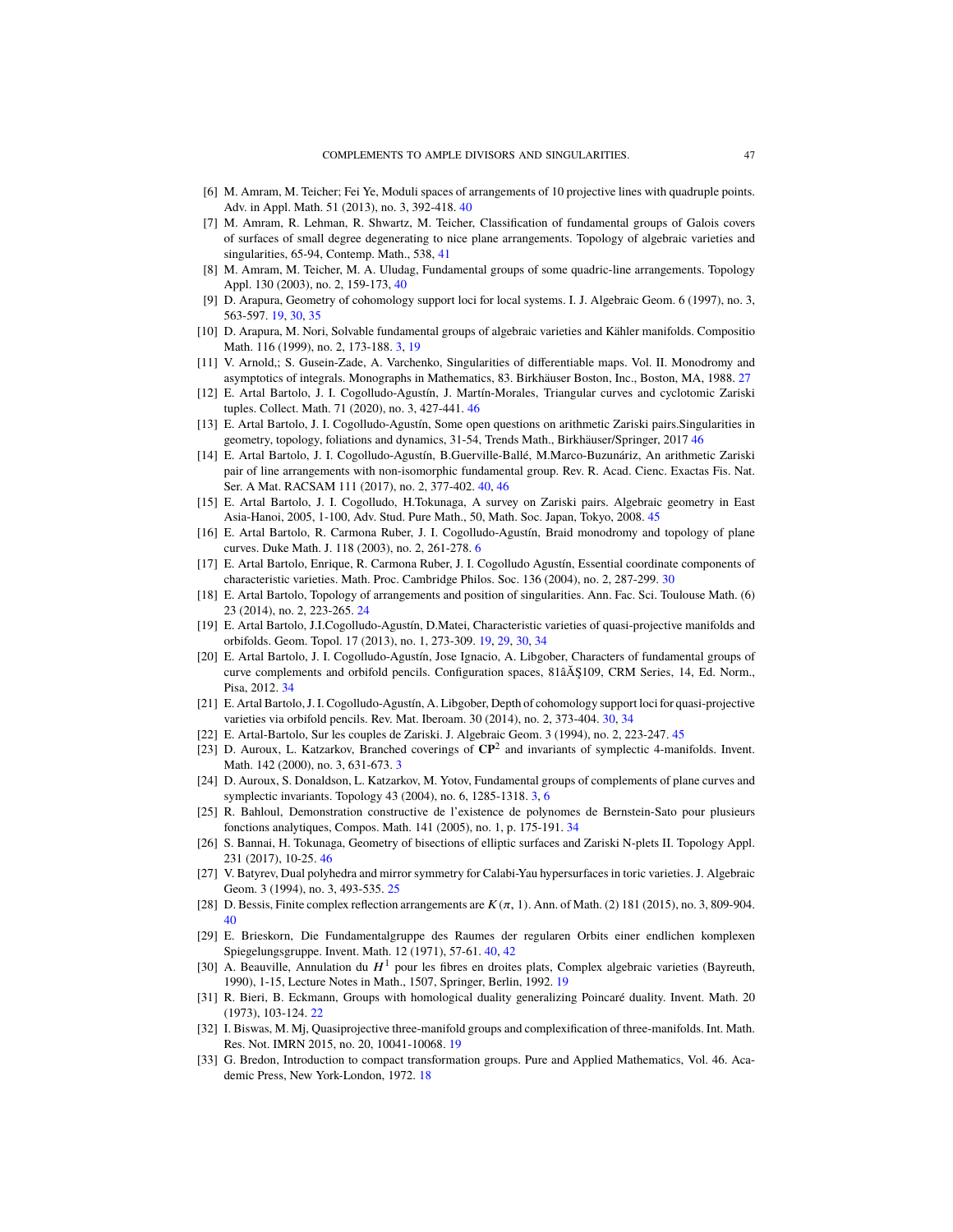[6] M. Amram, M. Teicher; Fei Ye, Moduli spaces of arrangements of 10 projective lines with quadruple points. Adv. in Appl. Math. 51 (2013), no. 3, 392-418. 40

[7] M. Amram, R. Lehman, R. Shwartz, M. Teicher, Classification of fundamental groups of Galois covers of surfaces of small degree degenerating to nice plane arrangements. Topology of algebraic varieties and singularities, 65-94, Contemp. Math., 538, 41

[8] M. Amram, M. Teicher, M. A. Uludag, Fundamental groups of some quadric-line arrangements. Topology Appl. 130 (2003), no. 2, 159-173, 40

[9] D. Arapura, Geometry of cohomology support loci for local systems. I. J. Algebraic Geom. 6 (1997), no. 3, 563-597. 19, 30, 35

[10] D. Arapura, M. Nori, Solvable fundamental groups of algebraic varieties and Kähler manifolds. Compositio Math. 116 (1999), no. 2, 173-188. 3, 19

[11] V. Arnold,; S. Gusein-Zade, A. Varchenko, Singularities of differentiable maps. Vol. II. Monodromy and asymptotics of integrals. Monographs in Mathematics, 83. Birkhäuser Boston, Inc., Boston, MA, 1988. 27

[12] E. Artal Bartolo, J. I. Cogolludo-Agustín, J. Martín-Morales, Triangular curves and cyclotomic Zariski tuples. Collect. Math. 71 (2020), no. 3, 427-441. 46

[13] E. Artal Bartolo, J. I. Cogolludo-Agustín, Some open questions on arithmetic Zariski pairs.Singularities in geometry, topology, foliations and dynamics, 31-54, Trends Math., Birkhäuser/Springer, 2017 46

[14] E. Artal Bartolo, J. I. Cogolludo-Agustín, B.Guerville-Ballé, M.Marco-Buzunáriz, An arithmetic Zariski pair of line arrangements with non-isomorphic fundamental group. Rev. R. Acad. Cienc. Exactas Fis. Nat. Ser. A Mat. RACSAM 111 (2017), no. 2, 377-402. 40, 46

[15] E. Artal Bartolo, J. I. Cogolludo, H.Tokunaga, A survey on Zariski pairs. Algebraic geometry in East Asia-Hanoi, 2005, 1-100, Adv. Stud. Pure Math., 50, Math. Soc. Japan, Tokyo, 2008. 45

[16] E. Artal Bartolo, R. Carmona Ruber, J. I. Cogolludo-Agustín, Braid monodromy and topology of plane curves. Duke Math. J. 118 (2003), no. 2, 261-278. 6

[17] E. Artal Bartolo, Enrique, R. Carmona Ruber, J. I. Cogolludo Agustín, Essential coordinate components of characteristic varieties. Math. Proc. Cambridge Philos. Soc. 136 (2004), no. 2, 287-299. 30

[18] E. Artal Bartolo, Topology of arrangements and position of singularities. Ann. Fac. Sci. Toulouse Math. (6) 23 (2014), no. 2, 223-265. 24

[19] E. Artal Bartolo, J.I.Cogolludo-Agustín, D.Matei, Characteristic varieties of quasi-projective manifolds and orbifolds. Geom. Topol. 17 (2013), no. 1, 273-309. 19, 29, 30, 34

[20] E. Artal Bartolo, J. I. Cogolludo-Agustín, Jose Ignacio, A. Libgober, Characters of fundamental groups of curve complements and orbifold pencils. Configuration spaces, 81âĂŞ109, CRM Series, 14, Ed. Norm., Pisa, 2012. 34

[21] E. Artal Bartolo, J. I. Cogolludo-Agustín, A. Libgober, Depth of cohomology support loci for quasi-projective varieties via orbifold pencils. Rev. Mat. Iberoam. 30 (2014), no. 2, 373-404. 30, 34

[22] E. Artal-Bartolo, Sur les couples de Zariski. J. Algebraic Geom. 3 (1994), no. 2, 223-247. 45

[23] D. Auroux, L. Katzarkov, Branched coverings of $\mathbf{CP}^2$ and invariants of symplectic 4-manifolds. Invent. Math. 142 (2000), no. 3, 631-673. 3

[24] D. Auroux, S. Donaldson, L. Katzarkov, M. Yotov, Fundamental groups of complements of plane curves and symplectic invariants. Topology 43 (2004), no. 6, 1285-1318. 3, 6

[25] R. Bahloul, Demonstration constructive de l'existence de polynomes de Bernstein-Sato pour plusieurs fonctions analytiques, Compos. Math. 141 (2005), no. 1, p. 175-191. 34

[26] S. Bannai, H. Tokunaga, Geometry of bisections of elliptic surfaces and Zariski N-plets II. Topology Appl. 231 (2017), 10-25. 46

[27] V. Batyrev, Dual polyhedra and mirror symmetry for Calabi-Yau hypersurfaces in toric varieties. J. Algebraic Geom. 3 (1994), no. 3, 493-535. 25

[28] D. Bessis, Finite complex reflection arrangements are $K(\pi,1)$. Ann. of Math. (2) 181 (2015), no. 3, 809-904. 40

[29] E. Brieskorn, Die Fundamentalgruppe des Raumes der regularen Orbits einer endlichen komplexen Spiegelungsgruppe. Invent. Math. 12 (1971), 57-61. 40, 42

[30] A. Beauville, Annulation du $H^1$ pour les fibres en droites plats, Complex algebraic varieties (Bayreuth, 1990), 1-15, Lecture Notes in Math., 1507, Springer, Berlin, 1992. 19

[31] R. Bieri, B. Eckmann, Groups with homological duality generalizing Poincaré duality. Invent. Math. 20 (1973), 103-124. 22

[32] I. Biswas, M. Mj, Quasiprojective three-manifold groups and complexification of three-manifolds. Int. Math. Res. Not. IMRN 2015, no. 20, 10041-10068. 19

[33] G. Bredon, Introduction to compact transformation groups. Pure and Applied Mathematics, Vol. 46. Academic Press, New York-London, 1972. 18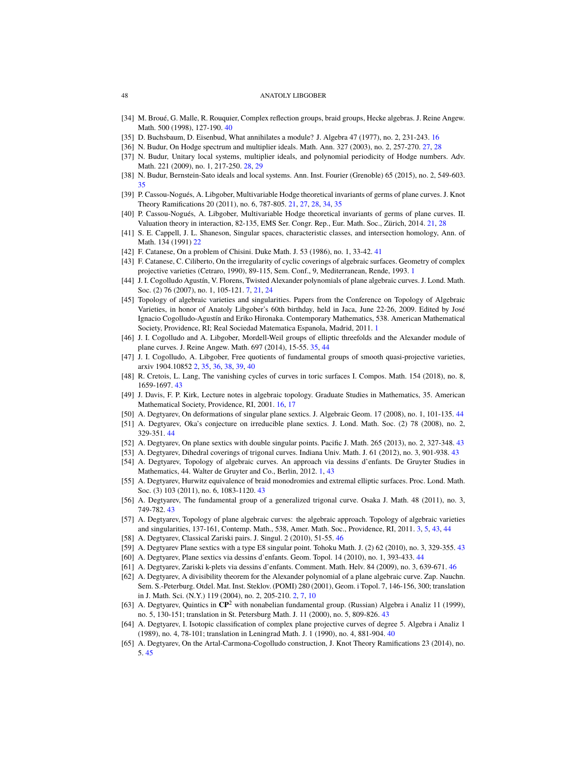[34] M. Broué, G. Malle, R. Rouquier, Complex reflection groups, braid groups, Hecke algebras. J. Reine Angew. Math. 500 (1998), 127-190. 40

[35] D. Buchsbaum, D. Eisenbud, What annihilates a module? J. Algebra 47 (1977), no. 2, 231-243. 16

[36] N. Budur, On Hodge spectrum and multiplier ideals. Math. Ann. 327 (2003), no. 2, 257-270. 27, 28

[37] N. Budur, Unitary local systems, multiplier ideals, and polynomial periodicity of Hodge numbers. Adv. Math. 221 (2009), no. 1, 217-250. 28, 29

[38] N. Budur, Bernstein-Sato ideals and local systems. Ann. Inst. Fourier (Grenoble) 65 (2015), no. 2, 549-603. 35

[39] P. Cassou-Nogués, A. Libgober, Multivariable Hodge theoretical invariants of germs of plane curves. J. Knot Theory Ramifications 20 (2011), no. 6, 787-805. 21, 27, 28, 34, 35

[40] P. Cassou-Nogués, A. Libgober, Multivariable Hodge theoretical invariants of germs of plane curves. II. Valuation theory in interaction, 82-135, EMS Ser. Congr. Rep., Eur. Math. Soc., Zürich, 2014. 21, 28

[41] S. E. Cappell, J. L. Shaneson, Singular spaces, characteristic classes, and intersection homology, Ann. of Math. 134 (1991) 22

[42] F. Catanese, On a problem of Chisini. Duke Math. J. 53 (1986), no. 1, 33-42. 41

[43] F. Catanese, C. Ciliberto, On the irregularity of cyclic coverings of algebraic surfaces. Geometry of complex projective varieties (Cetraro, 1990), 89-115, Sem. Conf., 9, Mediterranean, Rende, 1993. 1

[44] J. I. Cogolludo Agustín, V. Florens, Twisted Alexander polynomials of plane algebraic curves. J. Lond. Math. Soc. (2) 76 (2007), no. 1, 105-121. 7, 21, 24

[45] Topology of algebraic varieties and singularities. Papers from the Conference on Topology of Algebraic Varieties, in honor of Anatoly Libgober's 60th birthday, held in Jaca, June 22-26, 2009. Edited by José Ignacio Cogolludo-Agustín and Eriko Hironaka. Contemporary Mathematics, 538. American Mathematical Society, Providence, RI; Real Sociedad Matematica Espanola, Madrid, 2011. 1

[46] J. I. Cogolludo and A. Libgober, Mordell-Weil groups of elliptic threefolds and the Alexander module of plane curves. J. Reine Angew. Math. 697 (2014), 15-55. 35, 44

[47] J. I. Cogolludo, A. Libgober, Free quotients of fundamental groups of smooth quasi-projective varieties, arxiv 1904.10852 2, 35, 36, 38, 39, 40

[48] R. Cretois, L. Lang, The vanishing cycles of curves in toric surfaces I. Compos. Math. 154 (2018), no. 8, 1659-1697. 43

[49] J. Davis, F. P. Kirk, Lecture notes in algebraic topology. Graduate Studies in Mathematics, 35. American Mathematical Society, Providence, RI, 2001. 16, 17

[50] A. Degtyarev, On deformations of singular plane sextics. J. Algebraic Geom. 17 (2008), no. 1, 101-135. 44

[51] A. Degtyarev, Oka's conjecture on irreducible plane sextics. J. Lond. Math. Soc. (2) 78 (2008), no. 2, 329-351. 44

[52] A. Degtyarev, On plane sextics with double singular points. Pacific J. Math. 265 (2013), no. 2, 327-348. 43

[53] A. Degtyarev, Dihedral coverings of trigonal curves. Indiana Univ. Math. J. 61 (2012), no. 3, 901-938. 43

[54] A. Degtyarev, Topology of algebraic curves. An approach via dessins d'enfants. De Gruyter Studies in Mathematics, 44. Walter de Gruyter and Co., Berlin, 2012. 1, 43

[55] A. Degtyarev, Hurwitz equivalence of braid monodromies and extremal elliptic surfaces. Proc. Lond. Math. Soc. (3) 103 (2011), no. 6, 1083-1120. 43

[56] A. Degtyarev, The fundamental group of a generalized trigonal curve. Osaka J. Math. 48 (2011), no. 3, 749-782. 43

[57] A. Degtyarev, Topology of plane algebraic curves: the algebraic approach. Topology of algebraic varieties and singularities, 137-161, Contemp. Math., 538, Amer. Math. Soc., Providence, RI, 2011. 3, 5, 43, 44

[58] A. Degtyarev, Classical Zariski pairs. J. Singul. 2 (2010), 51-55. 46

[59] A. Degtyarev Plane sextics with a type E8 singular point. Tohoku Math. J. (2) 62 (2010), no. 3, 329-355. 43

[60] A. Degtyarev, Plane sextics via dessins d'enfants. Geom. Topol. 14 (2010), no. 1, 393-433. 44

[61] A. Degtyarev, Zariski k-plets via dessins d'enfants. Comment. Math. Helv. 84 (2009), no. 3, 639-671. 46

[62] A. Degtyarev, A divisibility theorem for the Alexander polynomial of a plane algebraic curve. Zap. Nauchn. Sem. S.-Peterburg. Otdel. Mat. Inst. Steklov. (POMI) 280 (2001), Geom. i Topol. 7, 146-156, 300; translation in J. Math. Sci. (N.Y.) 119 (2004), no. 2, 205-210. 2, 7, 10

[63] A. Degtyarev, Quintics in $\mathbf{CP}^2$ with nonabelian fundamental group. (Russian) Algebra i Analiz 11 (1999), no. 5, 130-151; translation in St. Petersburg Math. J. 11 (2000), no. 5, 809-826. 43

[64] A. Degtyarev, I. Isotopic classification of complex plane projective curves of degree 5. Algebra i Analiz 1 (1989), no. 4, 78-101; translation in Leningrad Math. J. 1 (1990), no. 4, 881-904. 40

[65] A. Degtyarev, On the Artal-Carmona-Cogolludo construction, J. Knot Theory Ramifications 23 (2014), no. 5. 45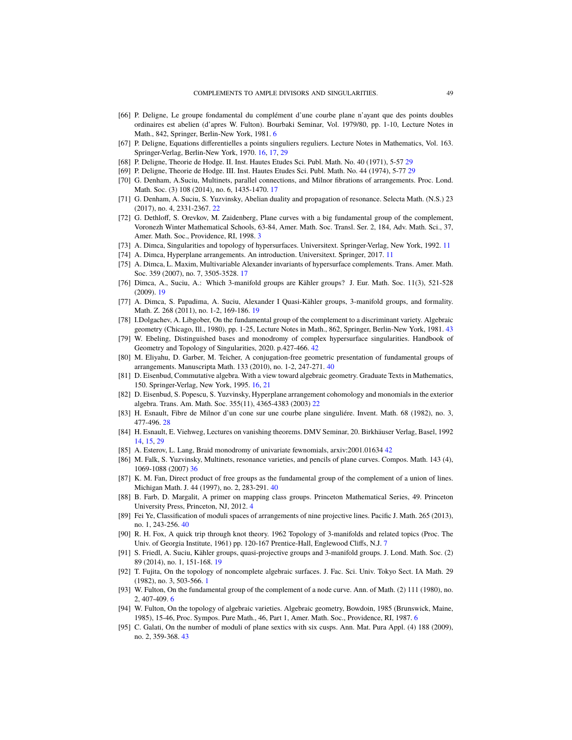[66] P. Deligne, Le groupe fondamental du complément d'une courbe plane n'ayant que des points doubles ordinaires est abelien (d'apres W. Fulton). Bourbaki Seminar, Vol. 1979/80, pp. 1-10, Lecture Notes in Math., 842, Springer, Berlin-New York, 1981. 6

[67] P. Deligne, Equations differentielles a points singuliers reguliers. Lecture Notes in Mathematics, Vol. 163. Springer-Verlag, Berlin-New York, 1970. 16, 17, 29

[68] P. Deligne, Theorie de Hodge. II. Inst. Hautes Etudes Sci. Publ. Math. No. 40 (1971), 5-57 29

[69] P. Deligne, Theorie de Hodge. III. Inst. Hautes Etudes Sci. Publ. Math. No. 44 (1974), 5-77 29

[70] G. Denham, A.Suciu, Multinets, parallel connections, and Milnor fibrations of arrangements. Proc. Lond. Math. Soc. (3) 108 (2014), no. 6, 1435-1470. 17

[71] G. Denham, A. Suciu, S. Yuzvinsky, Abelian duality and propagation of resonance. Selecta Math. (N.S.) 23 (2017), no. 4, 2331-2367. 22

[72] G. Dethloff, S. Orevkov, M. Zaidenberg, Plane curves with a big fundamental group of the complement, Voronezh Winter Mathematical Schools, 63-84, Amer. Math. Soc. Transl. Ser. 2, 184, Adv. Math. Sci., 37, Amer. Math. Soc., Providence, RI, 1998. 3

[73] A. Dimca, Singularities and topology of hypersurfaces. Universitext. Springer-Verlag, New York, 1992. 11

[74] A. Dimca, Hyperplane arrangements. An introduction. Universitext. Springer, 2017. 11

[75] A. Dimca, L. Maxim, Multivariable Alexander invariants of hypersurface complements. Trans. Amer. Math. Soc. 359 (2007), no. 7, 3505-3528. 17

[76] Dimca, A., Suciu, A.: Which 3-manifold groups are Kähler groups? J. Eur. Math. Soc. 11(3), 521-528 (2009). 19

[77] A. Dimca, S. Papadima, A. Suciu, Alexander I Quasi-Kähler groups, 3-manifold groups, and formality. Math. Z. 268 (2011), no. 1-2, 169-186. 19

[78] I.Dolgachev, A. Libgober, On the fundamental group of the complement to a discriminant variety. Algebraic geometry (Chicago, Ill., 1980), pp. 1-25, Lecture Notes in Math., 862, Springer, Berlin-New York, 1981. 43

[79] W. Ebeling, Distinguished bases and monodromy of complex hypersurface singularities. Handbook of Geometry and Topology of Singularities, 2020. p.427-466. 42

[80] M. Eliyahu, D. Garber, M. Teicher, A conjugation-free geometric presentation of fundamental groups of arrangements. Manuscripta Math. 133 (2010), no. 1-2, 247-271. 40

[81] D. Eisenbud, Commutative algebra. With a view toward algebraic geometry. Graduate Texts in Mathematics, 150. Springer-Verlag, New York, 1995. 16, 21

[82] D. Eisenbud, S. Popescu, S. Yuzvinsky, Hyperplane arrangement cohomology and monomials in the exterior algebra. Trans. Am. Math. Soc. 355(11), 4365-4383 (2003) 22

[83] H. Esnault, Fibre de Milnor d'un cone sur une courbe plane singuliére. Invent. Math. 68 (1982), no. 3, 477-496. 28

[84] H. Esnault, E. Viehweg, Lectures on vanishing theorems. DMV Seminar, 20. Birkhäuser Verlag, Basel, 1992 14, 15, 29

[85] A. Esterov, L. Lang, Braid monodromy of univariate fewnomials, arxiv:2001.01634 42

[86] M. Falk, S. Yuzvinsky, Multinets, resonance varieties, and pencils of plane curves. Compos. Math. 143 (4), 1069-1088 (2007) 36

[87] K. M. Fan, Direct product of free groups as the fundamental group of the complement of a union of lines. Michigan Math. J. 44 (1997), no. 2, 283-291. 40

[88] B. Farb, D. Margalit, A primer on mapping class groups. Princeton Mathematical Series, 49. Princeton University Press, Princeton, NJ, 2012. 4

[89] Fei Ye, Classification of moduli spaces of arrangements of nine projective lines. Pacific J. Math. 265 (2013), no. 1, 243-256. 40

[90] R. H. Fox, A quick trip through knot theory. 1962 Topology of 3-manifolds and related topics (Proc. The Univ. of Georgia Institute, 1961) pp. 120-167 Prentice-Hall, Englewood Cliffs, N.J. 7

[91] S. Friedl, A. Suciu, Kähler groups, quasi-projective groups and 3-manifold groups. J. Lond. Math. Soc. (2) 89 (2014), no. 1, 151-168. 19

[92] T. Fujita, On the topology of noncomplete algebraic surfaces. J. Fac. Sci. Univ. Tokyo Sect. IA Math. 29 (1982), no. 3, 503-566. 1

[93] W. Fulton, On the fundamental group of the complement of a node curve. Ann. of Math. (2) 111 (1980), no. 2, 407-409. 6

[94] W. Fulton, On the topology of algebraic varieties. Algebraic geometry, Bowdoin, 1985 (Brunswick, Maine, 1985), 15-46, Proc. Sympos. Pure Math., 46, Part 1, Amer. Math. Soc., Providence, RI, 1987. 6

[95] C. Galati, On the number of moduli of plane sextics with six cusps. Ann. Mat. Pura Appl. (4) 188 (2009), no. 2, 359-368. 43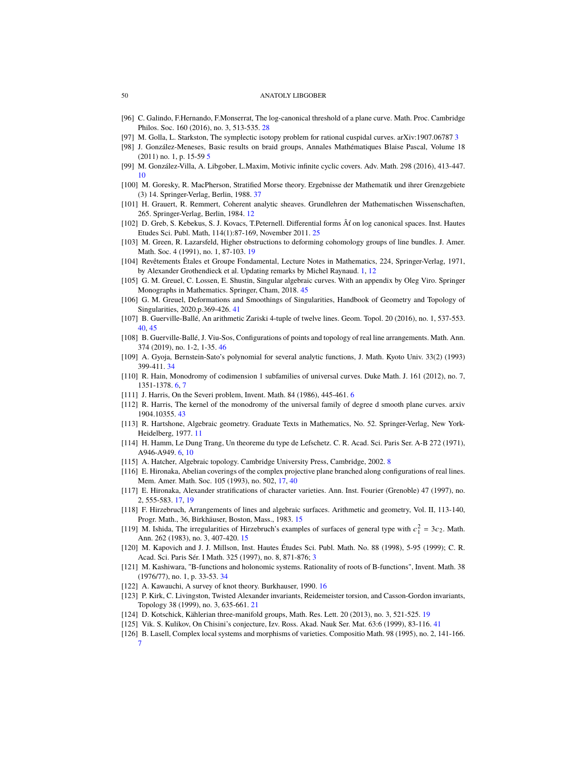[96] C. Galindo, F.Hernando, F.Monserrat, The log-canonical threshold of a plane curve. Math. Proc. Cambridge Philos. Soc. 160 (2016), no. 3, 513-535. 28

[97] M. Golla, L. Starkston, The symplectic isotopy problem for rational cuspidal curves. arXiv:1907.06787 3

[98] J. González-Meneses, Basic results on braid groups, Annales Mathématiques Blaise Pascal, Volume 18 (2011) no. 1, p. 15-59 5

[99] M. González-Villa, A. Libgober, L.Maxim, Motivic infinite cyclic covers. Adv. Math. 298 (2016), 413-447. 10

[100] M. Goresky, R. MacPherson, Stratified Morse theory. Ergebnisse der Mathematik und ihrer Grenzgebiete (3) 14. Springer-Verlag, Berlin, 1988. 37

[101] H. Grauert, R. Remmert, Coherent analytic sheaves. Grundlehren der Mathematischen Wissenschaften, 265. Springer-Verlag, Berlin, 1984. 12

[102] D. Greb, S. Kebekus, S. J. Kovacs, T.Peternell. Differential forms Âť on log canonical spaces. Inst. Hautes Etudes Sci. Publ. Math, 114(1):87-169, November 2011. 25

[103] M. Green, R. Lazarsfeld, Higher obstructions to deforming cohomology groups of line bundles. J. Amer. Math. Soc. 4 (1991), no. 1, 87-103. 19

[104] Revêtements Êtales et Groupe Fondamental, Lecture Notes in Mathematics, 224, Springer-Verlag, 1971, by Alexander Grothendieck et al. Updating remarks by Michel Raynaud. 1, 12

[105] G. M. Greuel, C. Lossen, E. Shustin, Singular algebraic curves. With an appendix by Oleg Viro. Springer Monographs in Mathematics. Springer, Cham, 2018. 45

[106] G. M. Greuel, Deformations and Smoothings of Singularities, Handbook of Geometry and Topology of Singularities, 2020.p.369-426. 41

[107] B. Guerville-Ballé, An arithmetic Zariski 4-tuple of twelve lines. Geom. Topol. 20 (2016), no. 1, 537-553. 40, 45

[108] B. Guerville-Ballé, J. Viu-Sos, Configurations of points and topology of real line arrangements. Math. Ann. 374 (2019), no. 1-2, 1-35. 46

[109] A. Gyoja, Bernstein-Sato's polynomial for several analytic functions, J. Math. Kyoto Univ. 33(2) (1993) 399-411. 34

[110] R. Hain, Monodromy of codimension 1 subfamilies of universal curves. Duke Math. J. 161 (2012), no. 7, 1351-1378. 6, 7

[111] J. Harris, On the Severi problem, Invent. Math. 84 (1986), 445-461. 6

[112] R. Harris, The kernel of the monodromy of the universal family of degree d smooth plane curves. arxiv 1904.10355. 43

[113] R. Hartshone, Algebraic geometry. Graduate Texts in Mathematics, No. 52. Springer-Verlag, New York-Heidelberg, 1977. 11

[114] H. Hamm, Le Dung Trang, Un theoreme du type de Lefschetz. C. R. Acad. Sci. Paris Ser. A-B 272 (1971), A946-A949. 6, 10

[115] A. Hatcher, Algebraic topology. Cambridge University Press, Cambridge, 2002. 8

[116] E. Hironaka, Abelian coverings of the complex projective plane branched along configurations of real lines. Mem. Amer. Math. Soc. 105 (1993), no. 502, 17, 40

[117] E. Hironaka, Alexander stratifications of character varieties. Ann. Inst. Fourier (Grenoble) 47 (1997), no. 2, 555-583. 17, 19

[118] F. Hirzebruch, Arrangements of lines and algebraic surfaces. Arithmetic and geometry, Vol. II, 113-140, Progr. Math., 36, Birkhäuser, Boston, Mass., 1983. 15

[119] M. Ishida, The irregularities of Hirzebruch's examples of surfaces of general type with $c_1^2 = 3c_2$. Math. Ann. 262 (1983), no. 3, 407-420. 15

[120] M. Kapovich and J. J. Millson, Inst. Hautes Études Sci. Publ. Math. No. 88 (1998), 5-95 (1999); C. R. Acad. Sci. Paris Sér. I Math. 325 (1997), no. 8, 871-876; 3

[121] M. Kashiwara, "B-functions and holonomic systems. Rationality of roots of B-functions", Invent. Math. 38 (1976/77), no. 1, p. 33-53. 34

[122] A. Kawauchi, A survey of knot theory. Burkhauser, 1990. 16

[123] P. Kirk, C. Livingston, Twisted Alexander invariants, Reidemeister torsion, and Casson-Gordon invariants, Topology 38 (1999), no. 3, 635-661. 21

[124] D. Kotschick, Kählerian three-manifold groups, Math. Res. Lett. 20 (2013), no. 3, 521-525. 19

[125] Vik. S. Kulikov, On Chisini's conjecture, Izv. Ross. Akad. Nauk Ser. Mat. 63:6 (1999), 83-116. 41

[126] B. Lasell, Complex local systems and morphisms of varieties. Compositio Math. 98 (1995), no. 2, 141-166. 7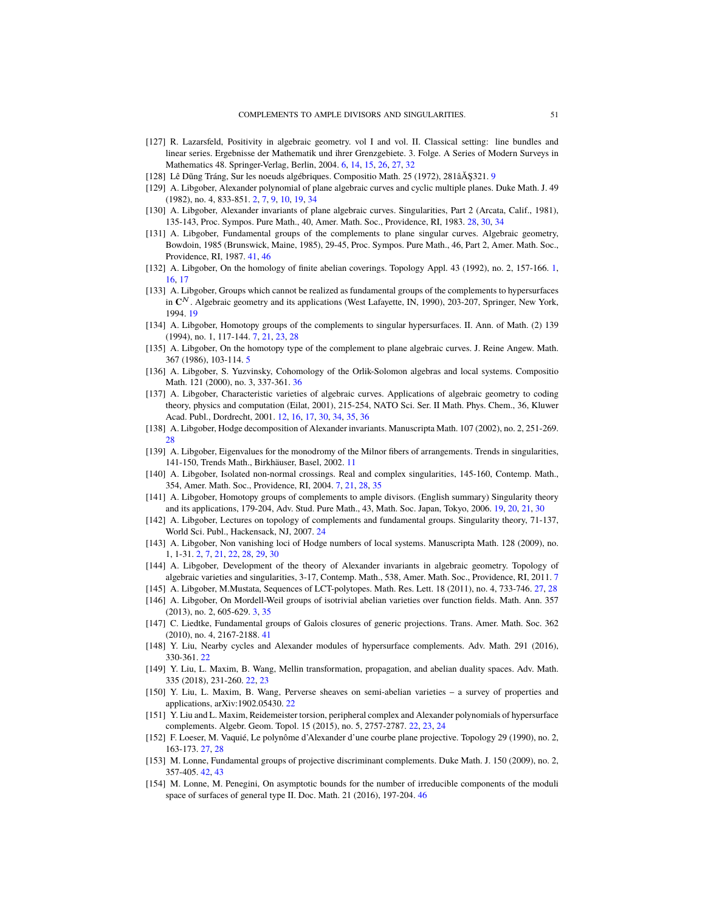[127] R. Lazarsfeld, Positivity in algebraic geometry. vol I and vol. II. Classical setting: line bundles and linear series. Ergebnisse der Mathematik und ihrer Grenzgebiete. 3. Folge. A Series of Modern Surveys in Mathematics 48. Springer-Verlag, Berlin, 2004. 6, 14, 15, 26, 27, 32

[128] Lê Dũng Tráng, Sur les noeuds algébriques. Compositio Math. 25 (1972), 281âĂŞ321. 9

[129] A. Libgober, Alexander polynomial of plane algebraic curves and cyclic multiple planes. Duke Math. J. 49 (1982), no. 4, 833-851. 2, 7, 9, 10, 19, 34

[130] A. Libgober, Alexander invariants of plane algebraic curves. Singularities, Part 2 (Arcata, Calif., 1981), 135-143, Proc. Sympos. Pure Math., 40, Amer. Math. Soc., Providence, RI, 1983. 28, 30, 34

[131] A. Libgober, Fundamental groups of the complements to plane singular curves. Algebraic geometry, Bowdoin, 1985 (Brunswick, Maine, 1985), 29-45, Proc. Sympos. Pure Math., 46, Part 2, Amer. Math. Soc., Providence, RI, 1987. 41, 46

[132] A. Libgober, On the homology of finite abelian coverings. Topology Appl. 43 (1992), no. 2, 157-166. 1, 16, 17

[133] A. Libgober, Groups which cannot be realized as fundamental groups of the complements to hypersurfaces in $\mathbf{C}^N$. Algebraic geometry and its applications (West Lafayette, IN, 1990), 203-207, Springer, New York, 1994. 19

[134] A. Libgober, Homotopy groups of the complements to singular hypersurfaces. II. Ann. of Math. (2) 139 (1994), no. 1, 117-144. 7, 21, 23, 28

[135] A. Libgober, On the homotopy type of the complement to plane algebraic curves. J. Reine Angew. Math. 367 (1986), 103-114. 5

[136] A. Libgober, S. Yuzvinsky, Cohomology of the Orlik-Solomon algebras and local systems. Compositio Math. 121 (2000), no. 3, 337-361. 36

[137] A. Libgober, Characteristic varieties of algebraic curves. Applications of algebraic geometry to coding theory, physics and computation (Eilat, 2001), 215-254, NATO Sci. Ser. II Math. Phys. Chem., 36, Kluwer Acad. Publ., Dordrecht, 2001. 12, 16, 17, 30, 34, 35, 36

[138] A. Libgober, Hodge decomposition of Alexander invariants. Manuscripta Math. 107 (2002), no. 2, 251-269. 28

[139] A. Libgober, Eigenvalues for the monodromy of the Milnor fibers of arrangements. Trends in singularities, 141-150, Trends Math., Birkhäuser, Basel, 2002. 11

[140] A. Libgober, Isolated non-normal crossings. Real and complex singularities, 145-160, Contemp. Math., 354, Amer. Math. Soc., Providence, RI, 2004. 7, 21, 28, 35

[141] A. Libgober, Homotopy groups of complements to ample divisors. (English summary) Singularity theory and its applications, 179-204, Adv. Stud. Pure Math., 43, Math. Soc. Japan, Tokyo, 2006. 19, 20, 21, 30

[142] A. Libgober, Lectures on topology of complements and fundamental groups. Singularity theory, 71-137, World Sci. Publ., Hackensack, NJ, 2007. 24

[143] A. Libgober, Non vanishing loci of Hodge numbers of local systems. Manuscripta Math. 128 (2009), no. 1, 1-31. 2, 7, 21, 22, 28, 29, 30

[144] A. Libgober, Development of the theory of Alexander invariants in algebraic geometry. Topology of algebraic varieties and singularities, 3-17, Contemp. Math., 538, Amer. Math. Soc., Providence, RI, 2011. 7

[145] A. Libgober, M.Mustata, Sequences of LCT-polytopes. Math. Res. Lett. 18 (2011), no. 4, 733-746. 27, 28

[146] A. Libgober, On Mordell-Weil groups of isotrivial abelian varieties over function fields. Math. Ann. 357 (2013), no. 2, 605-629. 3, 35

[147] C. Liedtke, Fundamental groups of Galois closures of generic projections. Trans. Amer. Math. Soc. 362 (2010), no. 4, 2167-2188. 41

[148] Y. Liu, Nearby cycles and Alexander modules of hypersurface complements. Adv. Math. 291 (2016), 330-361. 22

[149] Y. Liu, L. Maxim, B. Wang, Mellin transformation, propagation, and abelian duality spaces. Adv. Math. 335 (2018), 231-260. 22, 23

[150] Y. Liu, L. Maxim, B. Wang, Perverse sheaves on semi-abelian varieties – a survey of properties and applications, arXiv:1902.05430. 22

[151] Y. Liu and L. Maxim, Reidemeister torsion, peripheral complex and Alexander polynomials of hypersurface complements. Algebr. Geom. Topol. 15 (2015), no. 5, 2757-2787. 22, 23, 24

[152] F. Loeser, M. Vaquié, Le polynôme d'Alexander d'une courbe plane projective. Topology 29 (1990), no. 2, 163-173. 27, 28

[153] M. Lonne, Fundamental groups of projective discriminant complements. Duke Math. J. 150 (2009), no. 2, 357-405. 42, 43

[154] M. Lonne, M. Penegini, On asymptotic bounds for the number of irreducible components of the moduli space of surfaces of general type II. Doc. Math. 21 (2016), 197-204. 46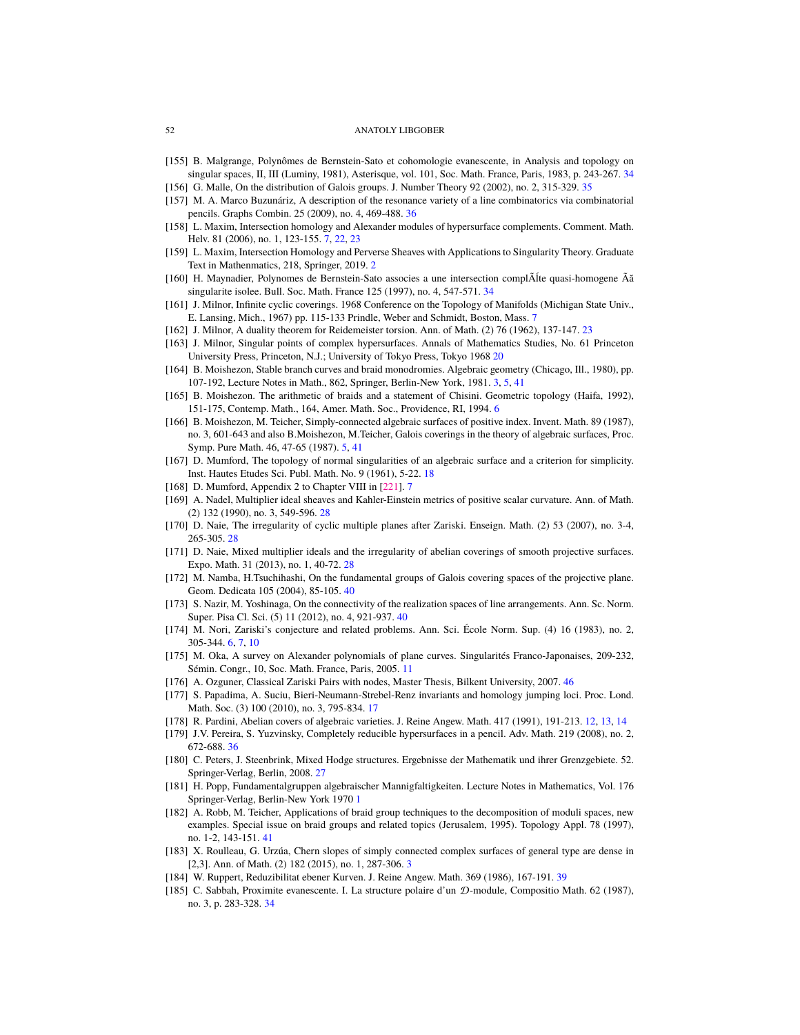[155] B. Malgrange, Polynômes de Bernstein-Sato et cohomologie evanescente, in Analysis and topology on singular spaces, II, III (Luminy, 1981), Asterisque, vol. 101, Soc. Math. France, Paris, 1983, p. 243-267. 34

[156] G. Malle, On the distribution of Galois groups. J. Number Theory 92 (2002), no. 2, 315-329. 35

[157] M. A. Marco Buzunáriz, A description of the resonance variety of a line combinatorics via combinatorial pencils. Graphs Combin. 25 (2009), no. 4, 469-488. 36

[158] L. Maxim, Intersection homology and Alexander modules of hypersurface complements. Comment. Math. Helv. 81 (2006), no. 1, 123-155. 7, 22, 23

[159] L. Maxim, Intersection Homology and Perverse Sheaves with Applications to Singularity Theory. Graduate Text in Mathenmatics, 218, Springer, 2019. 2

[160] H. Maynadier, Polynomes de Bernstein-Sato associes a une intersection complÃÍte quasi-homogene Ãă singularite isolee. Bull. Soc. Math. France 125 (1997), no. 4, 547-571. 34

[161] J. Milnor, Infinite cyclic coverings. 1968 Conference on the Topology of Manifolds (Michigan State Univ., E. Lansing, Mich., 1967) pp. 115-133 Prindle, Weber and Schmidt, Boston, Mass. 7

[162] J. Milnor, A duality theorem for Reidemeister torsion. Ann. of Math. (2) 76 (1962), 137-147. 23

[163] J. Milnor, Singular points of complex hypersurfaces. Annals of Mathematics Studies, No. 61 Princeton University Press, Princeton, N.J.; University of Tokyo Press, Tokyo 1968 20

[164] B. Moishezon, Stable branch curves and braid monodromies. Algebraic geometry (Chicago, Ill., 1980), pp. 107-192, Lecture Notes in Math., 862, Springer, Berlin-New York, 1981. 3, 5, 41

[165] B. Moishezon. The arithmetic of braids and a statement of Chisini. Geometric topology (Haifa, 1992), 151-175, Contemp. Math., 164, Amer. Math. Soc., Providence, RI, 1994. 6

[166] B. Moishezon, M. Teicher, Simply-connected algebraic surfaces of positive index. Invent. Math. 89 (1987), no. 3, 601-643 and also B.Moishezon, M.Teicher, Galois coverings in the theory of algebraic surfaces, Proc. Symp. Pure Math. 46, 47-65 (1987). 5, 41

[167] D. Mumford, The topology of normal singularities of an algebraic surface and a criterion for simplicity. Inst. Hautes Etudes Sci. Publ. Math. No. 9 (1961), 5-22. 18

[168] D. Mumford, Appendix 2 to Chapter VIII in [221]. 7

[169] A. Nadel, Multiplier ideal sheaves and Kahler-Einstein metrics of positive scalar curvature. Ann. of Math. (2) 132 (1990), no. 3, 549-596. 28

[170] D. Naie, The irregularity of cyclic multiple planes after Zariski. Enseign. Math. (2) 53 (2007), no. 3-4, 265-305. 28

[171] D. Naie, Mixed multiplier ideals and the irregularity of abelian coverings of smooth projective surfaces. Expo. Math. 31 (2013), no. 1, 40-72. 28

[172] M. Namba, H.Tsuchihashi, On the fundamental groups of Galois covering spaces of the projective plane. Geom. Dedicata 105 (2004), 85-105. 40

[173] S. Nazir, M. Yoshinaga, On the connectivity of the realization spaces of line arrangements. Ann. Sc. Norm. Super. Pisa Cl. Sci. (5) 11 (2012), no. 4, 921-937. 40

[174] M. Nori, Zariski's conjecture and related problems. Ann. Sci. École Norm. Sup. (4) 16 (1983), no. 2, 305-344. 6, 7, 10

[175] M. Oka, A survey on Alexander polynomials of plane curves. Singularités Franco-Japonaises, 209-232, Sémin. Congr., 10, Soc. Math. France, Paris, 2005. 11

[176] A. Ozguner, Classical Zariski Pairs with nodes, Master Thesis, Bilkent University, 2007. 46

[177] S. Papadima, A. Suciu, Bieri-Neumann-Strebel-Renz invariants and homology jumping loci. Proc. Lond. Math. Soc. (3) 100 (2010), no. 3, 795-834. 17

[178] R. Pardini, Abelian covers of algebraic varieties. J. Reine Angew. Math. 417 (1991), 191-213. 12, 13, 14

[179] J.V. Pereira, S. Yuzvinsky, Completely reducible hypersurfaces in a pencil. Adv. Math. 219 (2008), no. 2, 672-688. 36

[180] C. Peters, J. Steenbrink, Mixed Hodge structures. Ergebnisse der Mathematik und ihrer Grenzgebiete. 52. Springer-Verlag, Berlin, 2008. 27

[181] H. Popp, Fundamentalgruppen algebraischer Mannigfaltigkeiten. Lecture Notes in Mathematics, Vol. 176 Springer-Verlag, Berlin-New York 1970 1

[182] A. Robb, M. Teicher, Applications of braid group techniques to the decomposition of moduli spaces, new examples. Special issue on braid groups and related topics (Jerusalem, 1995). Topology Appl. 78 (1997), no. 1-2, 143-151. 41

[183] X. Roulleau, G. Urzúa, Chern slopes of simply connected complex surfaces of general type are dense in [2,3]. Ann. of Math. (2) 182 (2015), no. 1, 287-306. 3

[184] W. Ruppert, Reduzibilitat ebener Kurven. J. Reine Angew. Math. 369 (1986), 167-191. 39

[185] C. Sabbah, Proximite evanescente. I. La structure polaire d'un $\mathcal{D}$-module, Compositio Math. 62 (1987), no. 3, p. 283-328. 34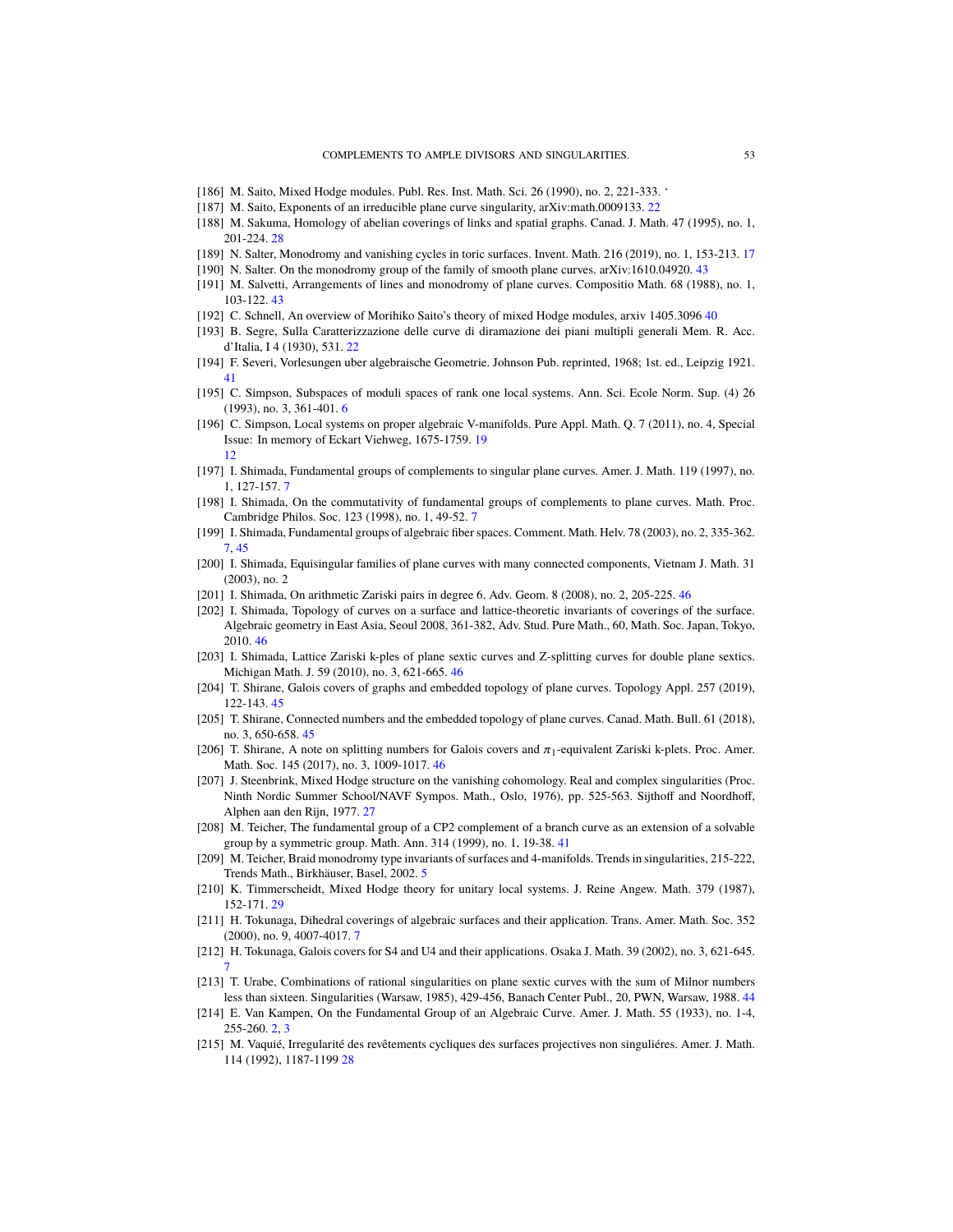[186] M. Saito, Mixed Hodge modules. Publ. Res. Inst. Math. Sci. 26 (1990), no. 2, 221-333. ‘

[187] M. Saito, Exponents of an irreducible plane curve singularity, arXiv:math.0009133. 22

[188] M. Sakuma, Homology of abelian coverings of links and spatial graphs. Canad. J. Math. 47 (1995), no. 1, 201-224. 28

[189] N. Salter, Monodromy and vanishing cycles in toric surfaces. Invent. Math. 216 (2019), no. 1, 153-213. 17

[190] N. Salter. On the monodromy group of the family of smooth plane curves. arXiv:1610.04920. 43

[191] M. Salvetti, Arrangements of lines and monodromy of plane curves. Compositio Math. 68 (1988), no. 1, 103-122. 43

[192] C. Schnell, An overview of Morihiko Saito's theory of mixed Hodge modules, arxiv 1405.3096 40

[193] B. Segre, Sulla Caratterizzazione delle curve di diramazione dei piani multipli generali Mem. R. Acc. d'Italia, I 4 (1930), 531. 22

[194] F. Severi, Vorlesungen uber algebraische Geometrie. Johnson Pub. reprinted, 1968; 1st. ed., Leipzig 1921. 41

[195] C. Simpson, Subspaces of moduli spaces of rank one local systems. Ann. Sci. Ecole Norm. Sup. (4) 26 (1993), no. 3, 361-401. 6

[196] C. Simpson, Local systems on proper algebraic V-manifolds. Pure Appl. Math. Q. 7 (2011), no. 4, Special Issue: In memory of Eckart Viehweg, 1675-1759. 19
12

[197] I. Shimada, Fundamental groups of complements to singular plane curves. Amer. J. Math. 119 (1997), no. 1, 127-157. 7

[198] I. Shimada, On the commutativity of fundamental groups of complements to plane curves. Math. Proc. Cambridge Philos. Soc. 123 (1998), no. 1, 49-52. 7

[199] I. Shimada, Fundamental groups of algebraic fiber spaces. Comment. Math. Helv. 78 (2003), no. 2, 335-362. 7, 45

[200] I. Shimada, Equisingular families of plane curves with many connected components, Vietnam J. Math. 31 (2003), no. 2

[201] I. Shimada, On arithmetic Zariski pairs in degree 6. Adv. Geom. 8 (2008), no. 2, 205-225. 46

[202] I. Shimada, Topology of curves on a surface and lattice-theoretic invariants of coverings of the surface. Algebraic geometry in East Asia, Seoul 2008, 361-382, Adv. Stud. Pure Math., 60, Math. Soc. Japan, Tokyo, 2010. 46

[203] I. Shimada, Lattice Zariski k-ples of plane sextic curves and Z-splitting curves for double plane sextics. Michigan Math. J. 59 (2010), no. 3, 621-665. 46

[204] T. Shirane, Galois covers of graphs and embedded topology of plane curves. Topology Appl. 257 (2019), 122-143. 45

[205] T. Shirane, Connected numbers and the embedded topology of plane curves. Canad. Math. Bull. 61 (2018), no. 3, 650-658. 45

[206] T. Shirane, A note on splitting numbers for Galois covers and $\pi_1$-equivalent Zariski k-plets. Proc. Amer. Math. Soc. 145 (2017), no. 3, 1009-1017. 46

[207] J. Steenbrink, Mixed Hodge structure on the vanishing cohomology. Real and complex singularities (Proc. Ninth Nordic Summer School/NAVF Sympos. Math., Oslo, 1976), pp. 525-563. Sijthoff and Noordhoff, Alphen aan den Rijn, 1977. 27

[208] M. Teicher, The fundamental group of a CP2 complement of a branch curve as an extension of a solvable group by a symmetric group. Math. Ann. 314 (1999), no. 1, 19-38. 41

[209] M. Teicher, Braid monodromy type invariants of surfaces and 4-manifolds. Trends in singularities, 215-222, Trends Math., Birkhäuser, Basel, 2002. 5

[210] K. Timmerscheidt, Mixed Hodge theory for unitary local systems. J. Reine Angew. Math. 379 (1987), 152-171. 29

[211] H. Tokunaga, Dihedral coverings of algebraic surfaces and their application. Trans. Amer. Math. Soc. 352 (2000), no. 9, 4007-4017. 7

[212] H. Tokunaga, Galois covers for S4 and U4 and their applications. Osaka J. Math. 39 (2002), no. 3, 621-645. 7

[213] T. Urabe, Combinations of rational singularities on plane sextic curves with the sum of Milnor numbers less than sixteen. Singularities (Warsaw, 1985), 429-456, Banach Center Publ., 20, PWN, Warsaw, 1988. 44

[214] E. Van Kampen, On the Fundamental Group of an Algebraic Curve. Amer. J. Math. 55 (1933), no. 1-4, 255-260. 2, 3

[215] M. Vaquié, Irregularité des revêtements cycliques des surfaces projectives non singuliéres. Amer. J. Math. 114 (1992), 1187-1199 28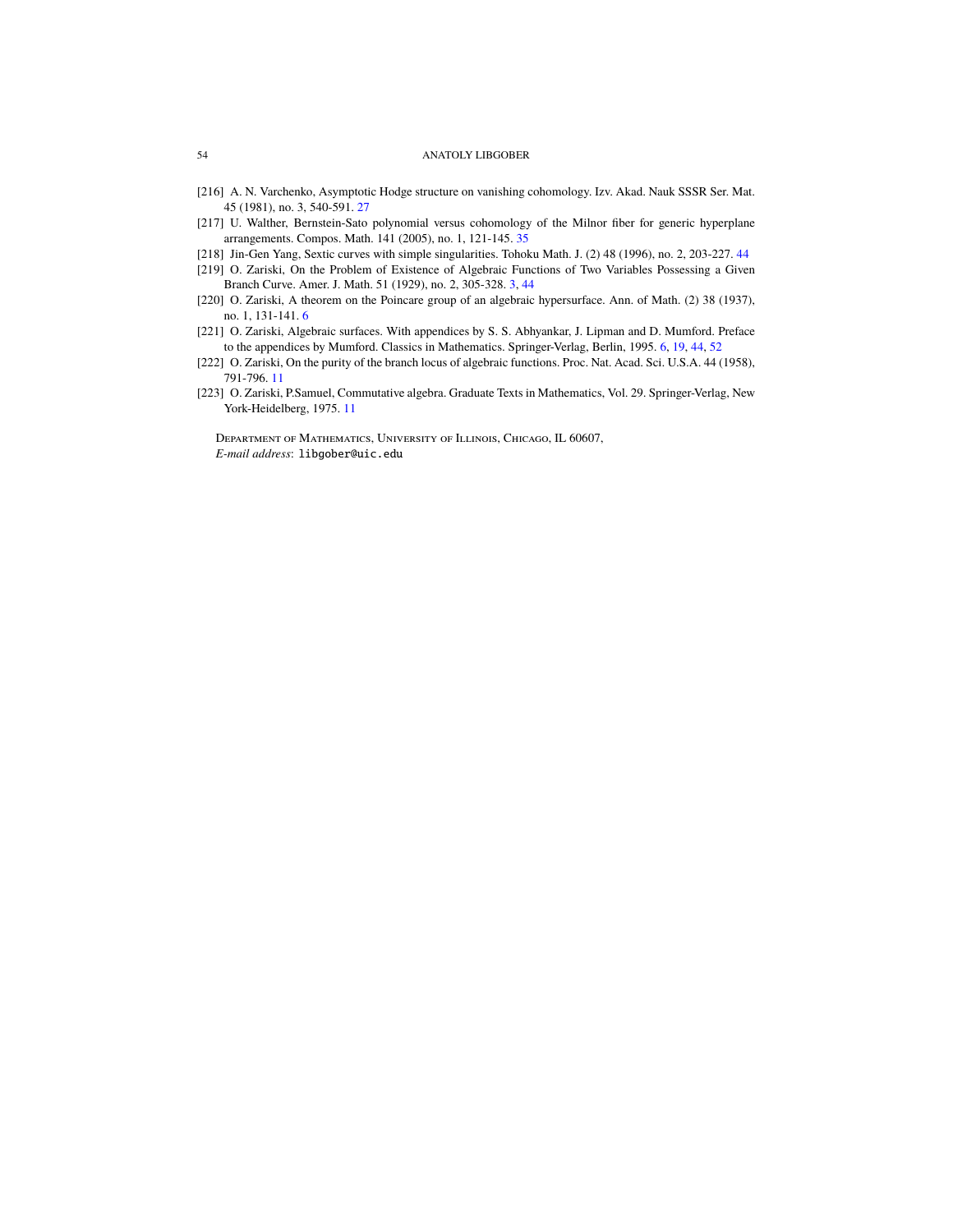[216] A. N. Varchenko, Asymptotic Hodge structure on vanishing cohomology. Izv. Akad. Nauk SSSR Ser. Mat. 45 (1981), no. 3, 540-591. 27

[217] U. Walther, Bernstein-Sato polynomial versus cohomology of the Milnor fiber for generic hyperplane arrangements. Compos. Math. 141 (2005), no. 1, 121-145. 35

[218] Jin-Gen Yang, Sextic curves with simple singularities. Tohoku Math. J. (2) 48 (1996), no. 2, 203-227. 44

[219] O. Zariski, On the Problem of Existence of Algebraic Functions of Two Variables Possessing a Given Branch Curve. Amer. J. Math. 51 (1929), no. 2, 305-328. 3, 44

[220] O. Zariski, A theorem on the Poincare group of an algebraic hypersurface. Ann. of Math. (2) 38 (1937), no. 1, 131-141. 6

[221] O. Zariski, Algebraic surfaces. With appendices by S. S. Abhyankar, J. Lipman and D. Mumford. Preface to the appendices by Mumford. Classics in Mathematics. Springer-Verlag, Berlin, 1995. 6, 19, 44, 52

[222] O. Zariski, On the purity of the branch locus of algebraic functions. Proc. Nat. Acad. Sci. U.S.A. 44 (1958), 791-796. 11

[223] O. Zariski, P.Samuel, Commutative algebra. Graduate Texts in Mathematics, Vol. 29. Springer-Verlag, New York-Heidelberg, 1975. 11

Department of Mathematics, University of Illinois, Chicago, IL 60607,
*E-mail address*: libgober@uic.edu